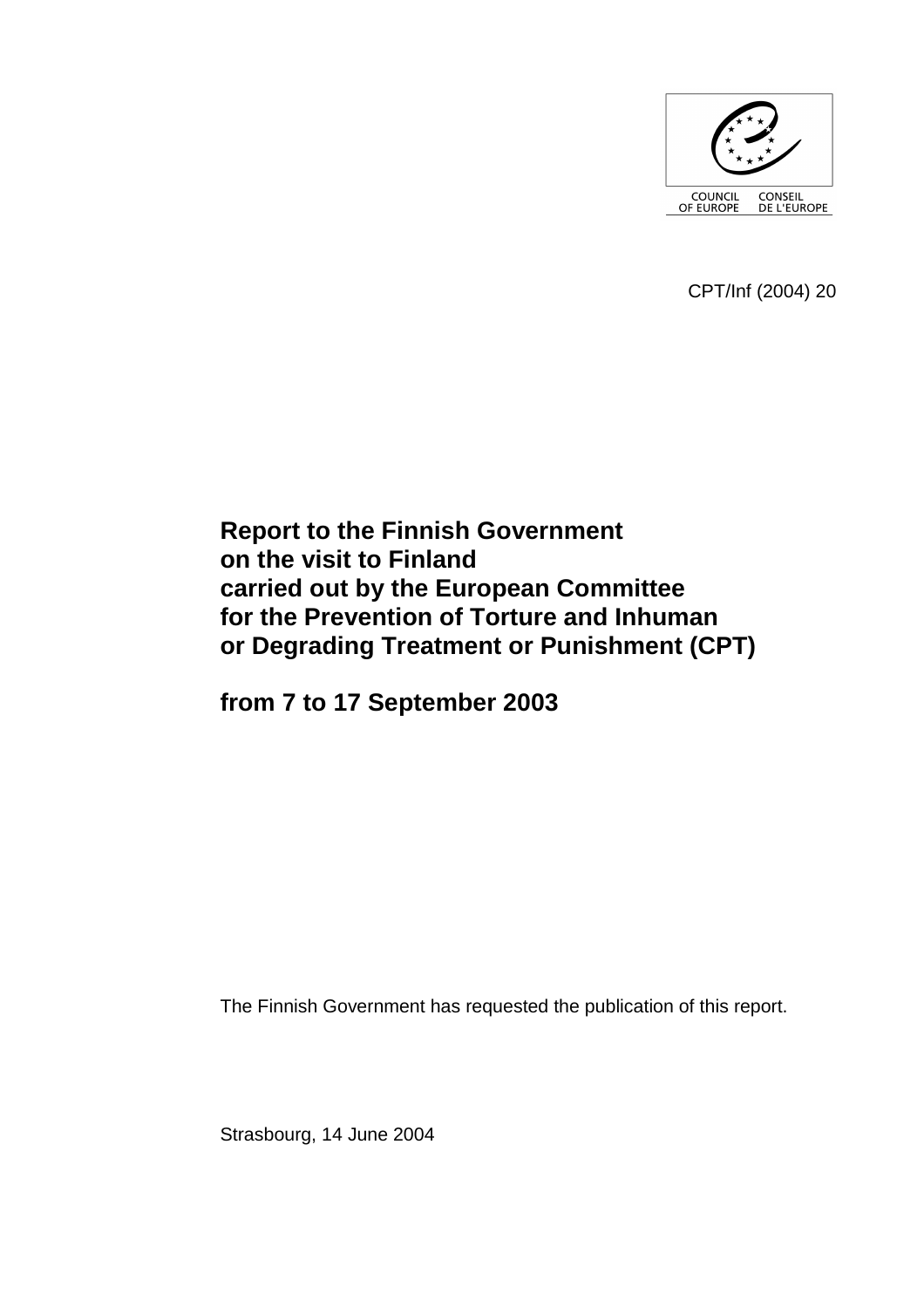COUNCIL OF EUROPE CONSEIL DE L'EUROPE

CPT/Inf (2004) 20

# Report to the Finnish Government on the visit to Finland carried out by the European Committee for the Prevention of Torture and Inhuman or Degrading Treatment or Punishment (CPT)

# from 7 to 17 September 2003

The Finnish Government has requested the publication of this report.

Strasbourg, 14 June 2004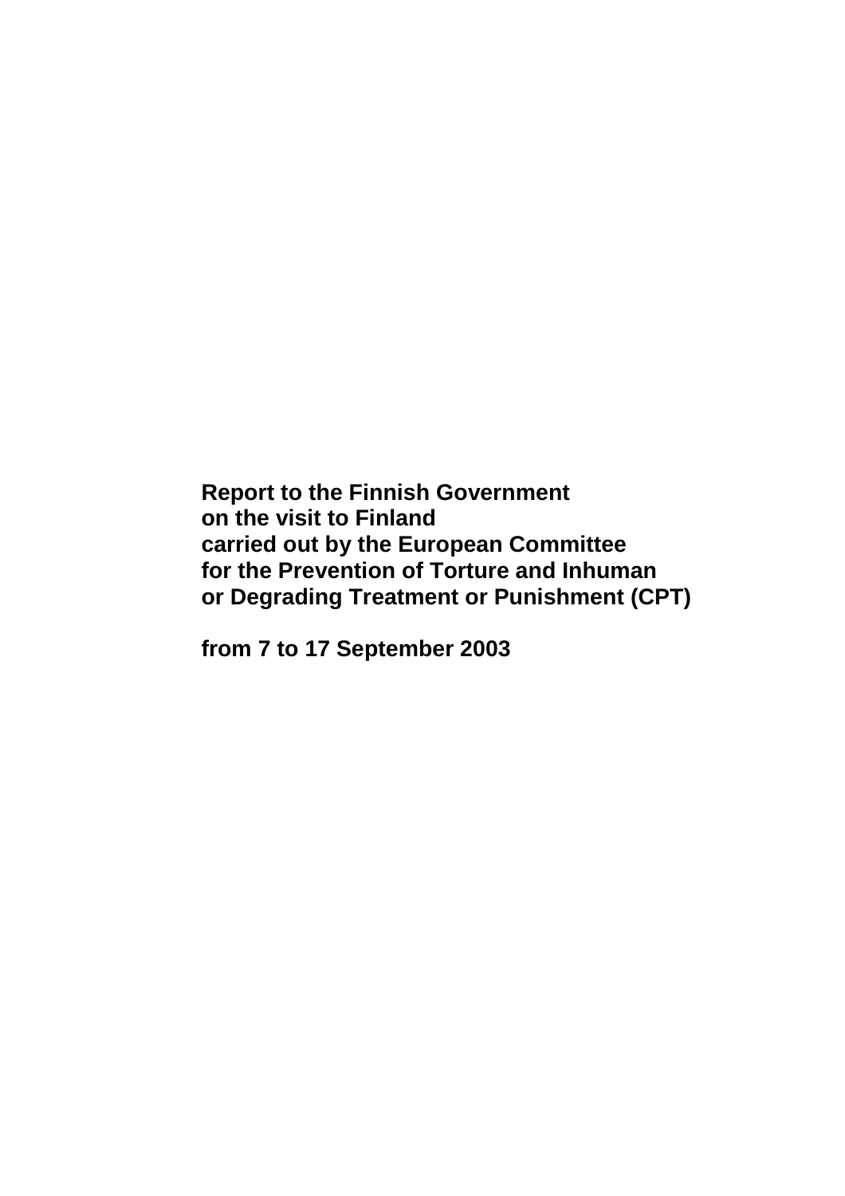**Report to the Finnish Government on the visit to Finland carried out by the European Committee for the Prevention of Torture and Inhuman or Degrading Treatment or Punishment (CPT)**

**from 7 to 17 September 2003**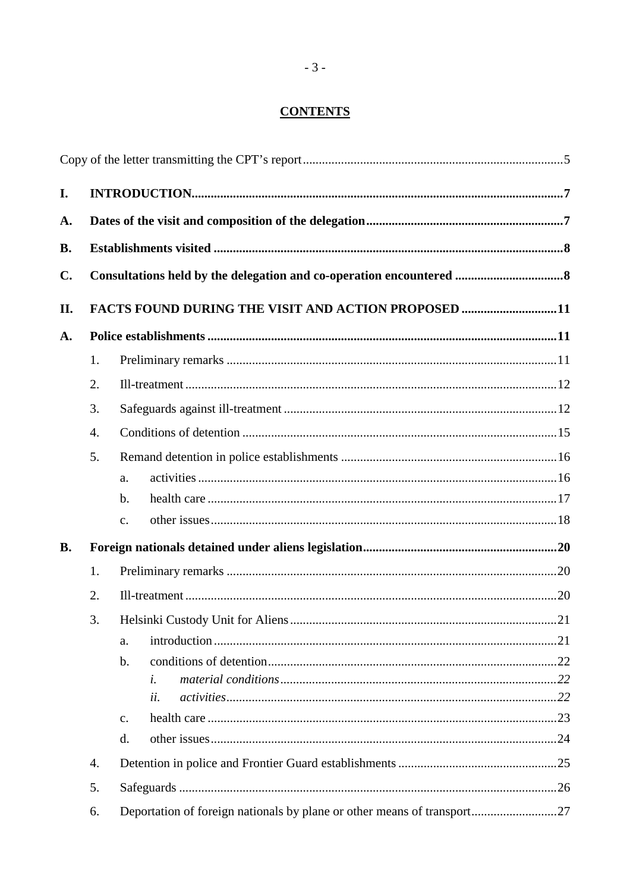**CONTENTS**

Copy of the letter transmitting the CPT's report ........................................................ 5

**I. INTRODUCTION** ........................................................ **7**

**A. Dates of the visit and composition of the delegation** ........................................................ **7**

**B. Establishments visited** ........................................................ **8**

**C. Consultations held by the delegation and co-operation encountered** ........................................................ **8**

**II. FACTS FOUND DURING THE VISIT AND ACTION PROPOSED** ........................................................ **11**

**A. Police establishments** ........................................................ **11**

1. Preliminary remarks ........................................................ 11
2. Ill-treatment ........................................................ 12
3. Safeguards against ill-treatment ........................................................ 12
4. Conditions of detention ........................................................ 15
5. Remand detention in police establishments ........................................................ 16
   - a. activities ........................................................ 16
   - b. health care ........................................................ 17
   - c. other issues ........................................................ 18

**B. Foreign nationals detained under aliens legislation** ........................................................ **20**

1. Preliminary remarks ........................................................ 20
2. Ill-treatment ........................................................ 20
3. Helsinki Custody Unit for Aliens ........................................................ 21
   - a. introduction ........................................................ 21
   - b. conditions of detention ........................................................ 22
     - *i. material conditions* ........................................................ *22*
     - *ii. activities* ........................................................ *22*
   - c. health care ........................................................ 23
   - d. other issues ........................................................ 24
4. Detention in police and Frontier Guard establishments ........................................................ 25
5. Safeguards ........................................................ 26
6. Deportation of foreign nationals by plane or other means of transport ........................................................ 27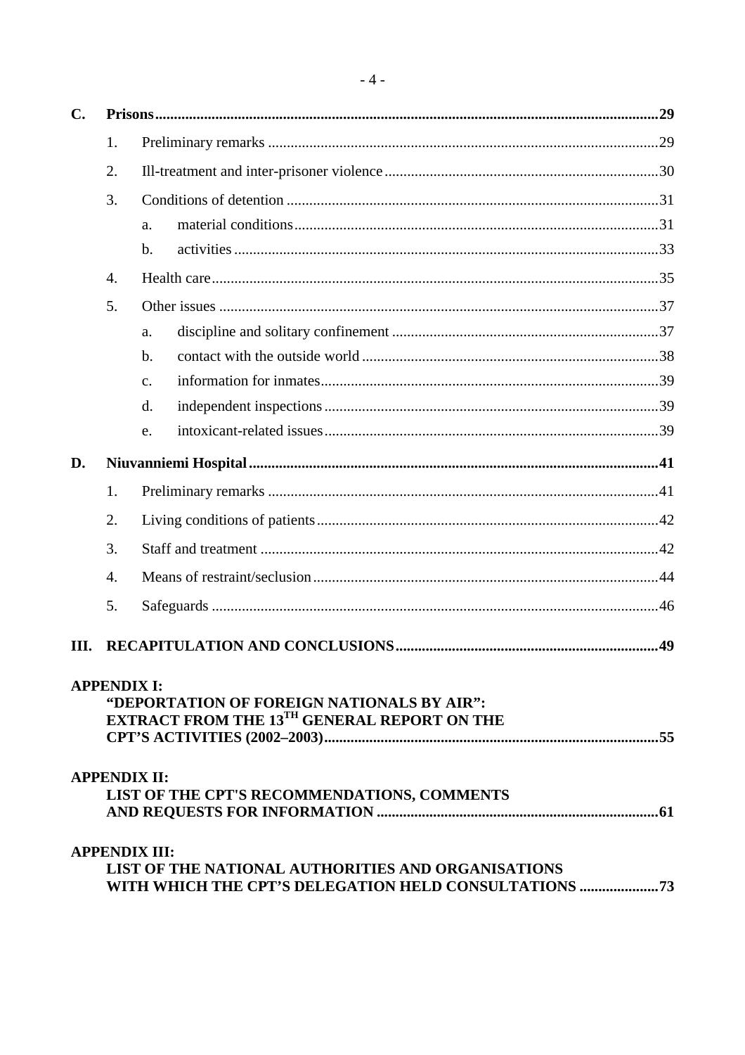**C. Prisons** ....................................................................................................................................**29**

1. Preliminary remarks ......................................................................................................29
2. Ill-treatment and inter-prisoner violence ........................................................................30
3. Conditions of detention .................................................................................................31
    - a. material conditions ...............................................................................................31
    - b. activities ...............................................................................................................33
4. Health care.....................................................................................................................35
5. Other issues ...................................................................................................................37
    - a. discipline and solitary confinement ......................................................................37
    - b. contact with the outside world .............................................................................38
    - c. information for inmates........................................................................................39
    - d. independent inspections .......................................................................................39
    - e. intoxicant-related issues .......................................................................................39

**D. Niuvanniemi Hospital** ..........................................................................................................**41**

1. Preliminary remarks ......................................................................................................41
2. Living conditions of patients.........................................................................................42
3. Staff and treatment ........................................................................................................42
4. Means of restraint/seclusion..........................................................................................44
5. Safeguards .....................................................................................................................46

**III. RECAPITULATION AND CONCLUSIONS**....................................................................**49**

**APPENDIX I:**
**"DEPORTATION OF FOREIGN NATIONALS BY AIR": EXTRACT FROM THE 13TH GENERAL REPORT ON THE CPT'S ACTIVITIES (2002–2003)**.......................................................................................**55**

**APPENDIX II:**
**LIST OF THE CPT'S RECOMMENDATIONS, COMMENTS AND REQUESTS FOR INFORMATION** .........................................................................**61**

**APPENDIX III:**
**LIST OF THE NATIONAL AUTHORITIES AND ORGANISATIONS WITH WHICH THE CPT'S DELEGATION HELD CONSULTATIONS** ....................**73**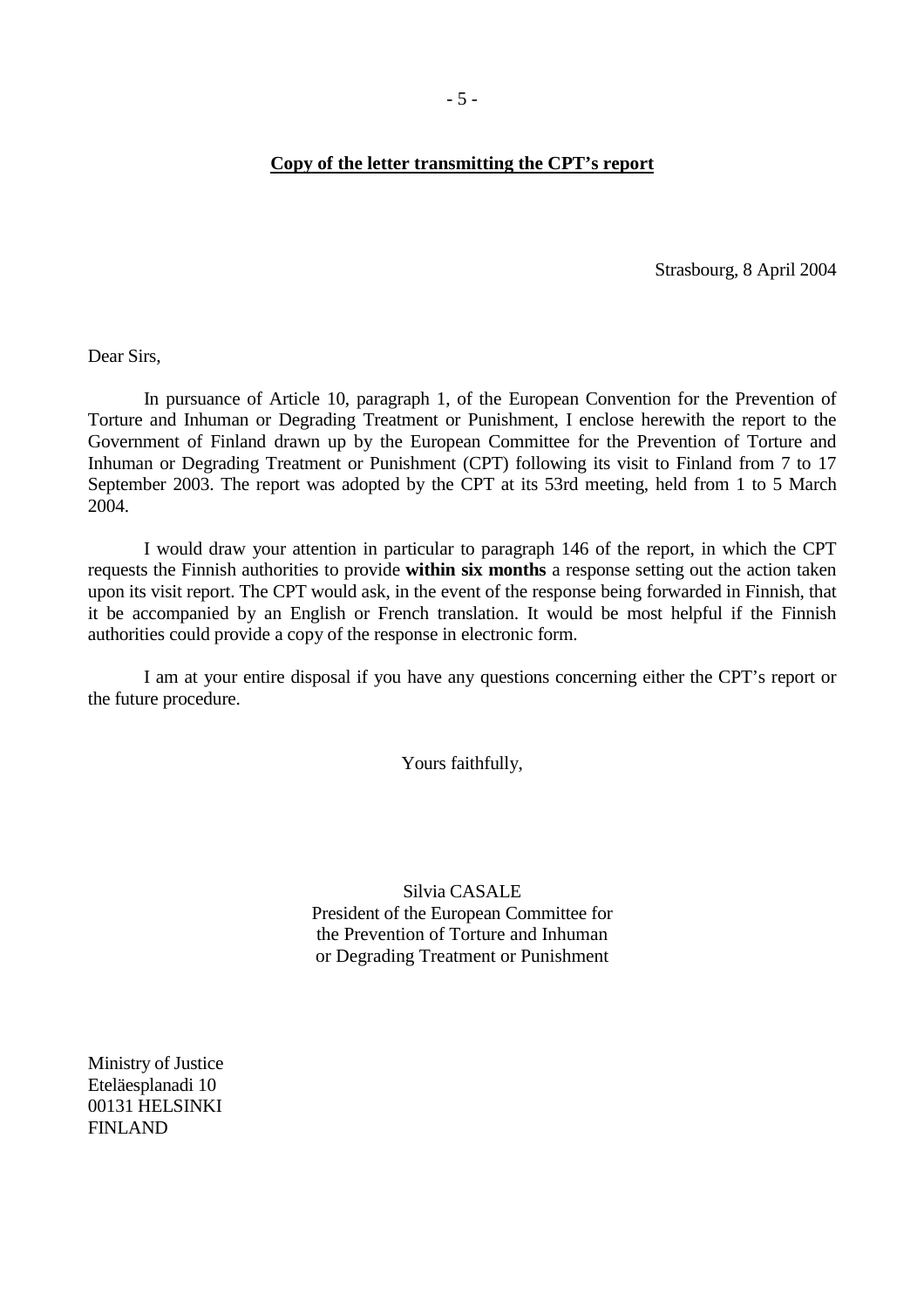**Copy of the letter transmitting the CPT's report**

Strasbourg, 8 April 2004

Dear Sirs,

In pursuance of Article 10, paragraph 1, of the European Convention for the Prevention of Torture and Inhuman or Degrading Treatment or Punishment, I enclose herewith the report to the Government of Finland drawn up by the European Committee for the Prevention of Torture and Inhuman or Degrading Treatment or Punishment (CPT) following its visit to Finland from 7 to 17 September 2003. The report was adopted by the CPT at its 53rd meeting, held from 1 to 5 March 2004.

I would draw your attention in particular to paragraph 146 of the report, in which the CPT requests the Finnish authorities to provide **within six months** a response setting out the action taken upon its visit report. The CPT would ask, in the event of the response being forwarded in Finnish, that it be accompanied by an English or French translation. It would be most helpful if the Finnish authorities could provide a copy of the response in electronic form.

I am at your entire disposal if you have any questions concerning either the CPT's report or the future procedure.

Yours faithfully,

Silvia CASALE
President of the European Committee for
the Prevention of Torture and Inhuman
or Degrading Treatment or Punishment

Ministry of Justice
Eteläesplanadi 10
00131 HELSINKI
FINLAND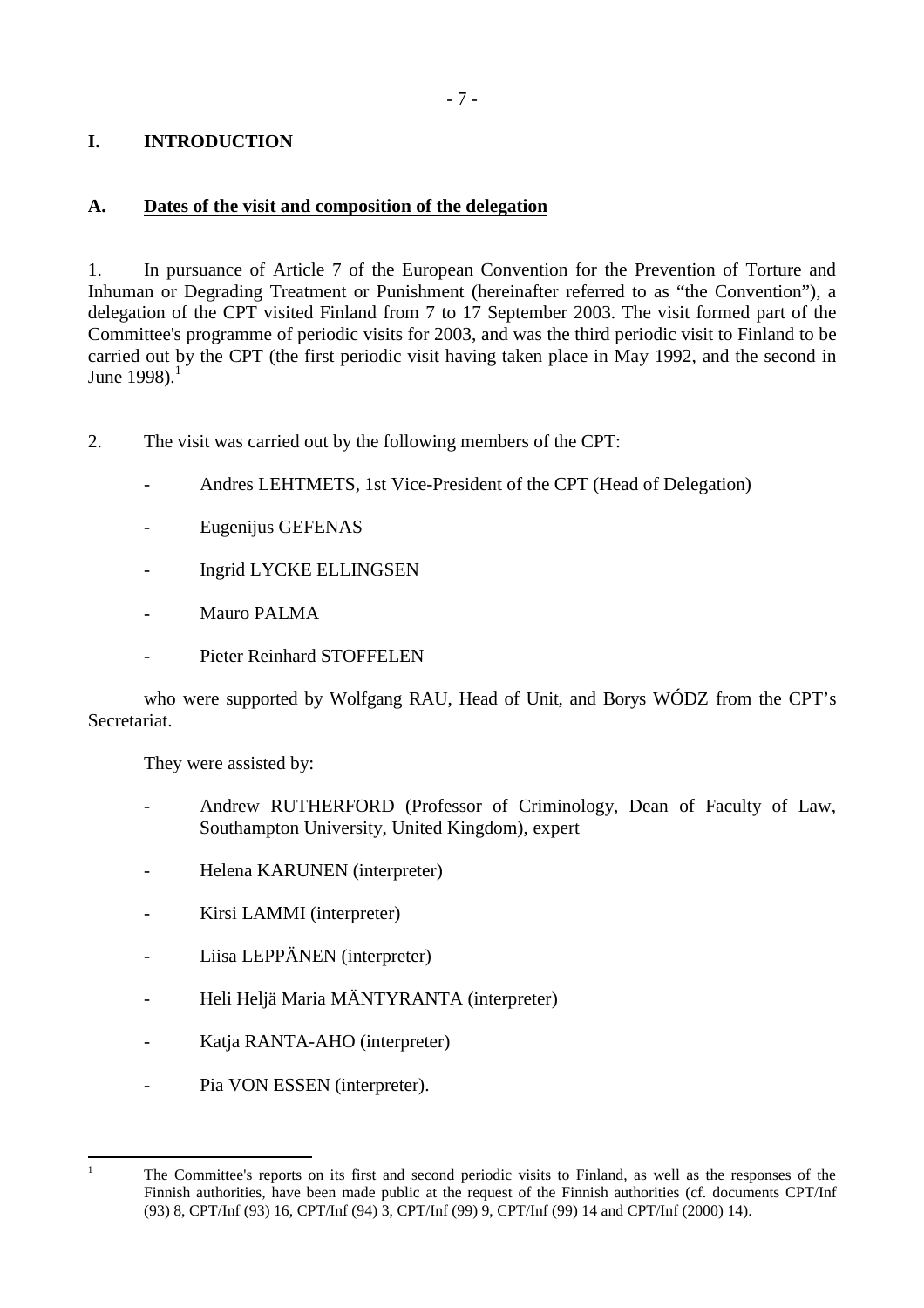# I. INTRODUCTION

## A. Dates of the visit and composition of the delegation

1. In pursuance of Article 7 of the European Convention for the Prevention of Torture and Inhuman or Degrading Treatment or Punishment (hereinafter referred to as "the Convention"), a delegation of the CPT visited Finland from 7 to 17 September 2003. The visit formed part of the Committee's programme of periodic visits for 2003, and was the third periodic visit to Finland to be carried out by the CPT (the first periodic visit having taken place in May 1992, and the second in June 1998).[1]

2. The visit was carried out by the following members of the CPT:

- Andres LEHTMETS, 1st Vice-President of the CPT (Head of Delegation)
- Eugenijus GEFENAS
- Ingrid LYCKE ELLINGSEN
- Mauro PALMA
- Pieter Reinhard STOFFELEN

who were supported by Wolfgang RAU, Head of Unit, and Borys WÓDZ from the CPT's Secretariat.

They were assisted by:

- Andrew RUTHERFORD (Professor of Criminology, Dean of Faculty of Law, Southampton University, United Kingdom), expert
- Helena KARUNEN (interpreter)
- Kirsi LAMMI (interpreter)
- Liisa LEPPÄNEN (interpreter)
- Heli Heljä Maria MÄNTYRANTA (interpreter)
- Katja RANTA-AHO (interpreter)
- Pia VON ESSEN (interpreter).

---

[1] The Committee's reports on its first and second periodic visits to Finland, as well as the responses of the Finnish authorities, have been made public at the request of the Finnish authorities (cf. documents CPT/Inf (93) 8, CPT/Inf (93) 16, CPT/Inf (94) 3, CPT/Inf (99) 9, CPT/Inf (99) 14 and CPT/Inf (2000) 14).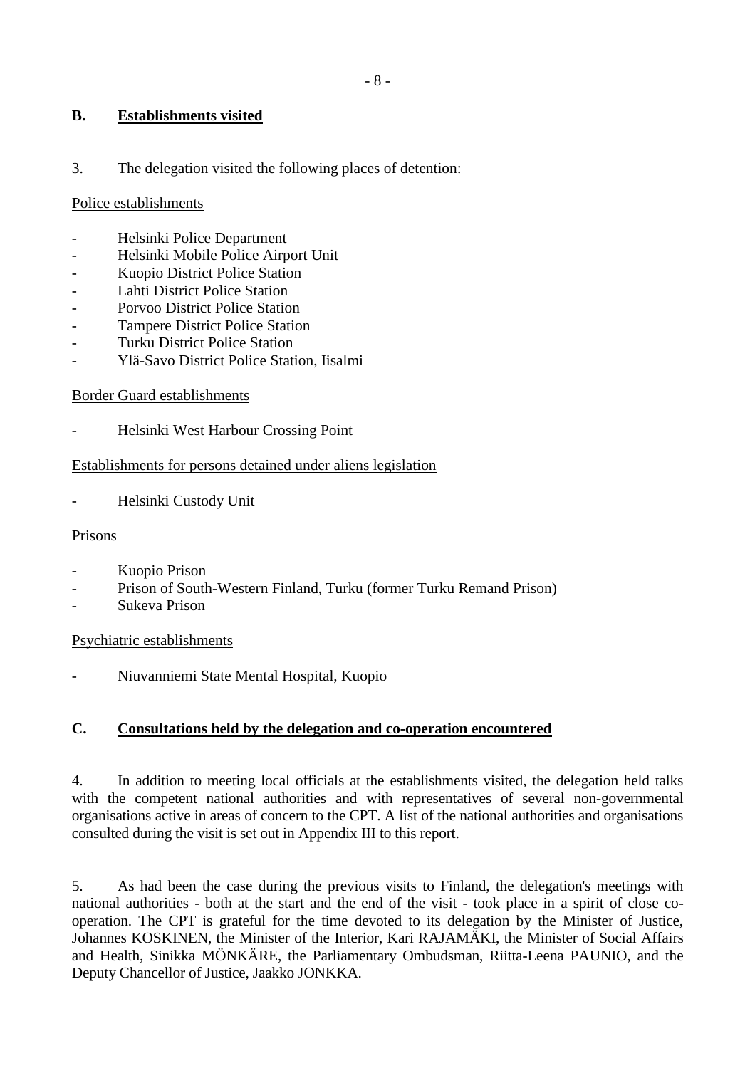## B. Establishments visited

3. The delegation visited the following places of detention:

Police establishments

- Helsinki Police Department
- Helsinki Mobile Police Airport Unit
- Kuopio District Police Station
- Lahti District Police Station
- Porvoo District Police Station
- Tampere District Police Station
- Turku District Police Station
- Ylä-Savo District Police Station, Iisalmi

Border Guard establishments

- Helsinki West Harbour Crossing Point

Establishments for persons detained under aliens legislation

- Helsinki Custody Unit

Prisons

- Kuopio Prison
- Prison of South-Western Finland, Turku (former Turku Remand Prison)
- Sukeva Prison

Psychiatric establishments

- Niuvanniemi State Mental Hospital, Kuopio

## C. Consultations held by the delegation and co-operation encountered

4. In addition to meeting local officials at the establishments visited, the delegation held talks with the competent national authorities and with representatives of several non-governmental organisations active in areas of concern to the CPT. A list of the national authorities and organisations consulted during the visit is set out in Appendix III to this report.

5. As had been the case during the previous visits to Finland, the delegation's meetings with national authorities - both at the start and the end of the visit - took place in a spirit of close co-operation. The CPT is grateful for the time devoted to its delegation by the Minister of Justice, Johannes KOSKINEN, the Minister of the Interior, Kari RAJAMÄKI, the Minister of Social Affairs and Health, Sinikka MÖNKÄRE, the Parliamentary Ombudsman, Riitta-Leena PAUNIO, and the Deputy Chancellor of Justice, Jaakko JONKKA.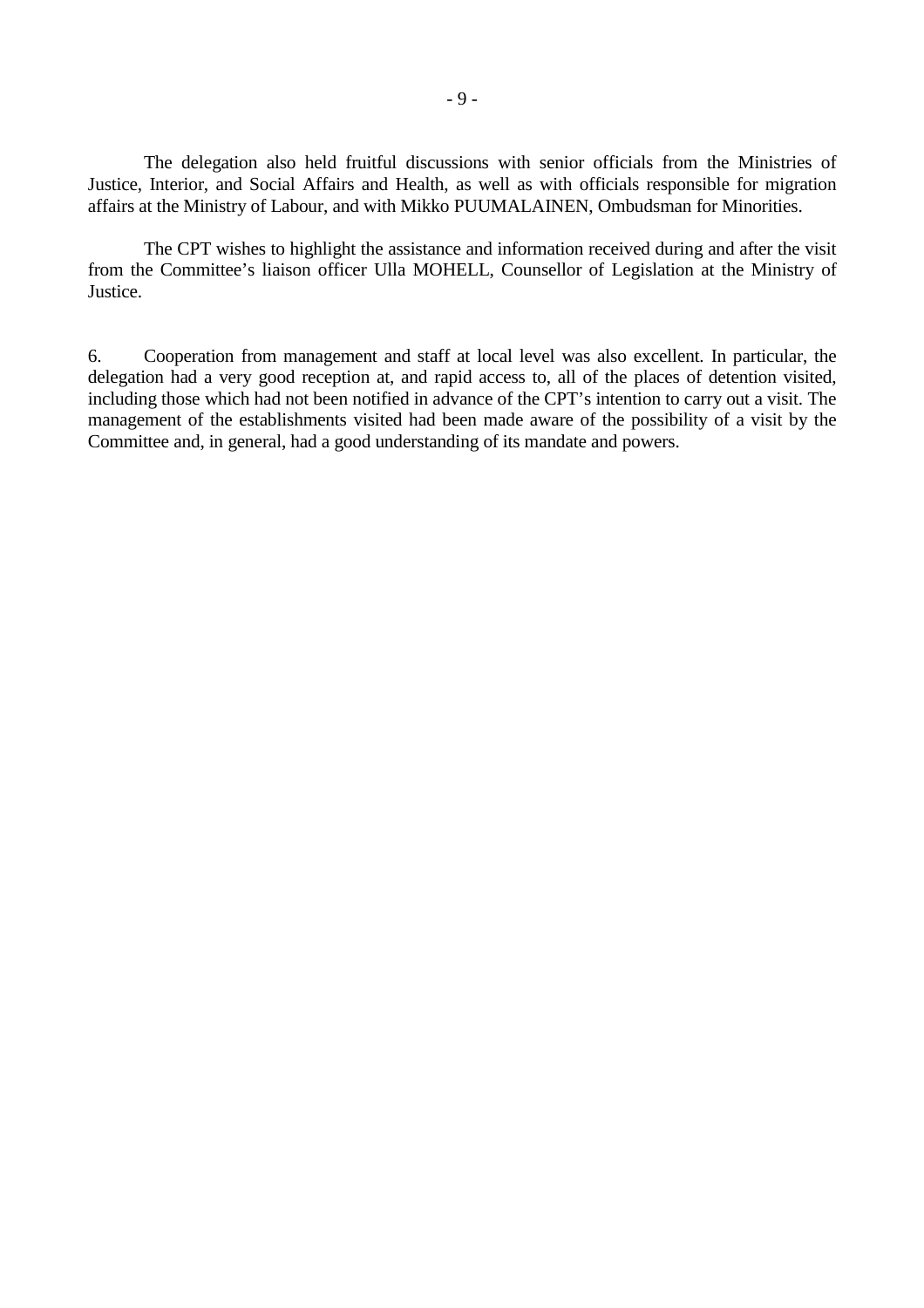The delegation also held fruitful discussions with senior officials from the Ministries of Justice, Interior, and Social Affairs and Health, as well as with officials responsible for migration affairs at the Ministry of Labour, and with Mikko PUUMALAINEN, Ombudsman for Minorities.

The CPT wishes to highlight the assistance and information received during and after the visit from the Committee's liaison officer Ulla MOHELL, Counsellor of Legislation at the Ministry of Justice.

6. Cooperation from management and staff at local level was also excellent. In particular, the delegation had a very good reception at, and rapid access to, all of the places of detention visited, including those which had not been notified in advance of the CPT's intention to carry out a visit. The management of the establishments visited had been made aware of the possibility of a visit by the Committee and, in general, had a good understanding of its mandate and powers.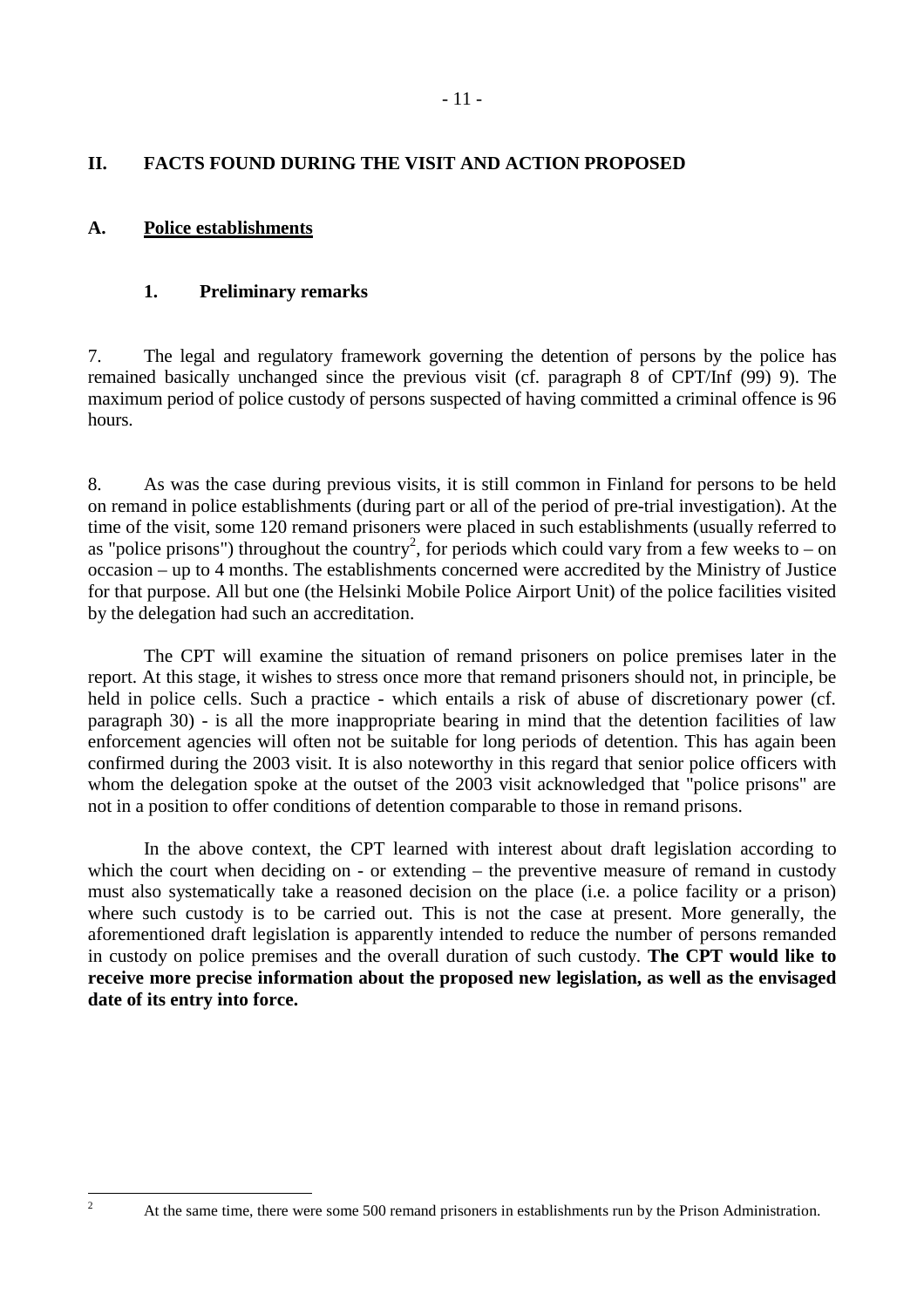## II. FACTS FOUND DURING THE VISIT AND ACTION PROPOSED

### A. Police establishments

#### 1. Preliminary remarks

7. The legal and regulatory framework governing the detention of persons by the police has remained basically unchanged since the previous visit (cf. paragraph 8 of CPT/Inf (99) 9). The maximum period of police custody of persons suspected of having committed a criminal offence is 96 hours.

8. As was the case during previous visits, it is still common in Finland for persons to be held on remand in police establishments (during part or all of the period of pre-trial investigation). At the time of the visit, some 120 remand prisoners were placed in such establishments (usually referred to as "police prisons") throughout the country[2], for periods which could vary from a few weeks to – on occasion – up to 4 months. The establishments concerned were accredited by the Ministry of Justice for that purpose. All but one (the Helsinki Mobile Police Airport Unit) of the police facilities visited by the delegation had such an accreditation.

The CPT will examine the situation of remand prisoners on police premises later in the report. At this stage, it wishes to stress once more that remand prisoners should not, in principle, be held in police cells. Such a practice - which entails a risk of abuse of discretionary power (cf. paragraph 30) - is all the more inappropriate bearing in mind that the detention facilities of law enforcement agencies will often not be suitable for long periods of detention. This has again been confirmed during the 2003 visit. It is also noteworthy in this regard that senior police officers with whom the delegation spoke at the outset of the 2003 visit acknowledged that "police prisons" are not in a position to offer conditions of detention comparable to those in remand prisons.

In the above context, the CPT learned with interest about draft legislation according to which the court when deciding on - or extending – the preventive measure of remand in custody must also systematically take a reasoned decision on the place (i.e. a police facility or a prison) where such custody is to be carried out. This is not the case at present. More generally, the aforementioned draft legislation is apparently intended to reduce the number of persons remanded in custody on police premises and the overall duration of such custody. **The CPT would like to receive more precise information about the proposed new legislation, as well as the envisaged date of its entry into force.**

[2] At the same time, there were some 500 remand prisoners in establishments run by the Prison Administration.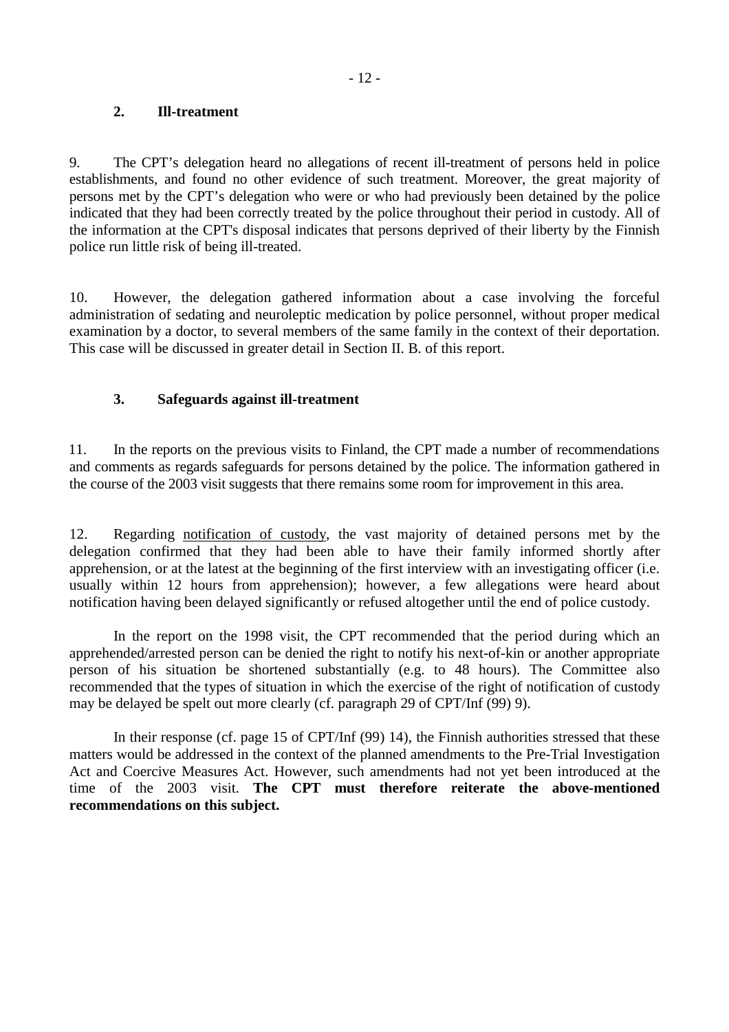### 2. Ill-treatment

9. The CPT's delegation heard no allegations of recent ill-treatment of persons held in police establishments, and found no other evidence of such treatment. Moreover, the great majority of persons met by the CPT's delegation who were or who had previously been detained by the police indicated that they had been correctly treated by the police throughout their period in custody. All of the information at the CPT's disposal indicates that persons deprived of their liberty by the Finnish police run little risk of being ill-treated.

10. However, the delegation gathered information about a case involving the forceful administration of sedating and neuroleptic medication by police personnel, without proper medical examination by a doctor, to several members of the same family in the context of their deportation. This case will be discussed in greater detail in Section II. B. of this report.

### 3. Safeguards against ill-treatment

11. In the reports on the previous visits to Finland, the CPT made a number of recommendations and comments as regards safeguards for persons detained by the police. The information gathered in the course of the 2003 visit suggests that there remains some room for improvement in this area.

12. Regarding notification of custody, the vast majority of detained persons met by the delegation confirmed that they had been able to have their family informed shortly after apprehension, or at the latest at the beginning of the first interview with an investigating officer (i.e. usually within 12 hours from apprehension); however, a few allegations were heard about notification having been delayed significantly or refused altogether until the end of police custody.

In the report on the 1998 visit, the CPT recommended that the period during which an apprehended/arrested person can be denied the right to notify his next-of-kin or another appropriate person of his situation be shortened substantially (e.g. to 48 hours). The Committee also recommended that the types of situation in which the exercise of the right of notification of custody may be delayed be spelt out more clearly (cf. paragraph 29 of CPT/Inf (99) 9).

In their response (cf. page 15 of CPT/Inf (99) 14), the Finnish authorities stressed that these matters would be addressed in the context of the planned amendments to the Pre-Trial Investigation Act and Coercive Measures Act. However, such amendments had not yet been introduced at the time of the 2003 visit. **The CPT must therefore reiterate the above-mentioned recommendations on this subject.**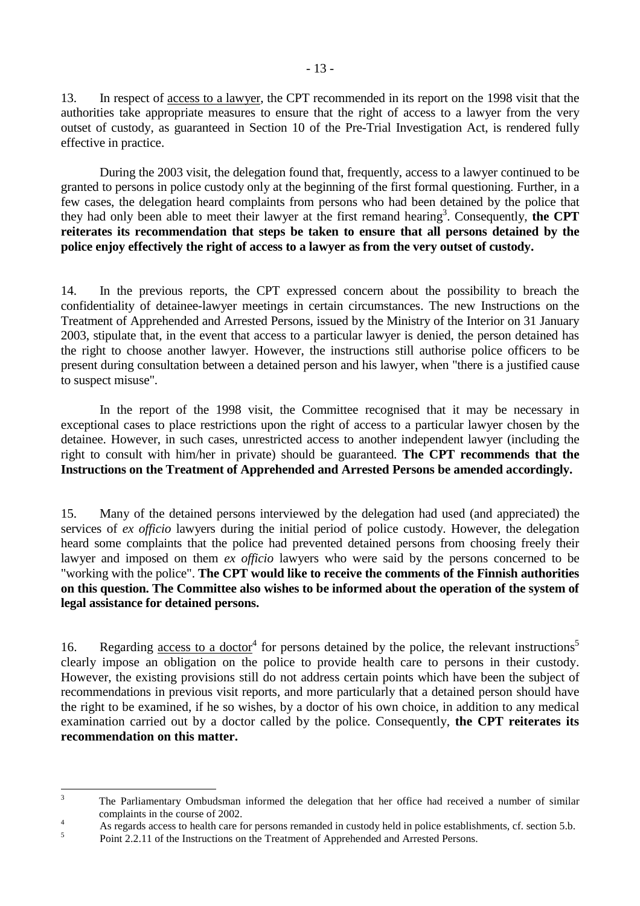13. In respect of access to a lawyer, the CPT recommended in its report on the 1998 visit that the authorities take appropriate measures to ensure that the right of access to a lawyer from the very outset of custody, as guaranteed in Section 10 of the Pre-Trial Investigation Act, is rendered fully effective in practice.

During the 2003 visit, the delegation found that, frequently, access to a lawyer continued to be granted to persons in police custody only at the beginning of the first formal questioning. Further, in a few cases, the delegation heard complaints from persons who had been detained by the police that they had only been able to meet their lawyer at the first remand hearing[3]. Consequently, **the CPT reiterates its recommendation that steps be taken to ensure that all persons detained by the police enjoy effectively the right of access to a lawyer as from the very outset of custody.**

14. In the previous reports, the CPT expressed concern about the possibility to breach the confidentiality of detainee-lawyer meetings in certain circumstances. The new Instructions on the Treatment of Apprehended and Arrested Persons, issued by the Ministry of the Interior on 31 January 2003, stipulate that, in the event that access to a particular lawyer is denied, the person detained has the right to choose another lawyer. However, the instructions still authorise police officers to be present during consultation between a detained person and his lawyer, when "there is a justified cause to suspect misuse".

In the report of the 1998 visit, the Committee recognised that it may be necessary in exceptional cases to place restrictions upon the right of access to a particular lawyer chosen by the detainee. However, in such cases, unrestricted access to another independent lawyer (including the right to consult with him/her in private) should be guaranteed. **The CPT recommends that the Instructions on the Treatment of Apprehended and Arrested Persons be amended accordingly.**

15. Many of the detained persons interviewed by the delegation had used (and appreciated) the services of *ex officio* lawyers during the initial period of police custody. However, the delegation heard some complaints that the police had prevented detained persons from choosing freely their lawyer and imposed on them *ex officio* lawyers who were said by the persons concerned to be "working with the police". **The CPT would like to receive the comments of the Finnish authorities on this question. The Committee also wishes to be informed about the operation of the system of legal assistance for detained persons.**

16. Regarding access to a doctor[4] for persons detained by the police, the relevant instructions[5] clearly impose an obligation on the police to provide health care to persons in their custody. However, the existing provisions still do not address certain points which have been the subject of recommendations in previous visit reports, and more particularly that a detained person should have the right to be examined, if he so wishes, by a doctor of his own choice, in addition to any medical examination carried out by a doctor called by the police. Consequently, **the CPT reiterates its recommendation on this matter.**

---

[3] The Parliamentary Ombudsman informed the delegation that her office had received a number of similar complaints in the course of 2002.

[4] As regards access to health care for persons remanded in custody held in police establishments, cf. section 5.b.

[5] Point 2.2.11 of the Instructions on the Treatment of Apprehended and Arrested Persons.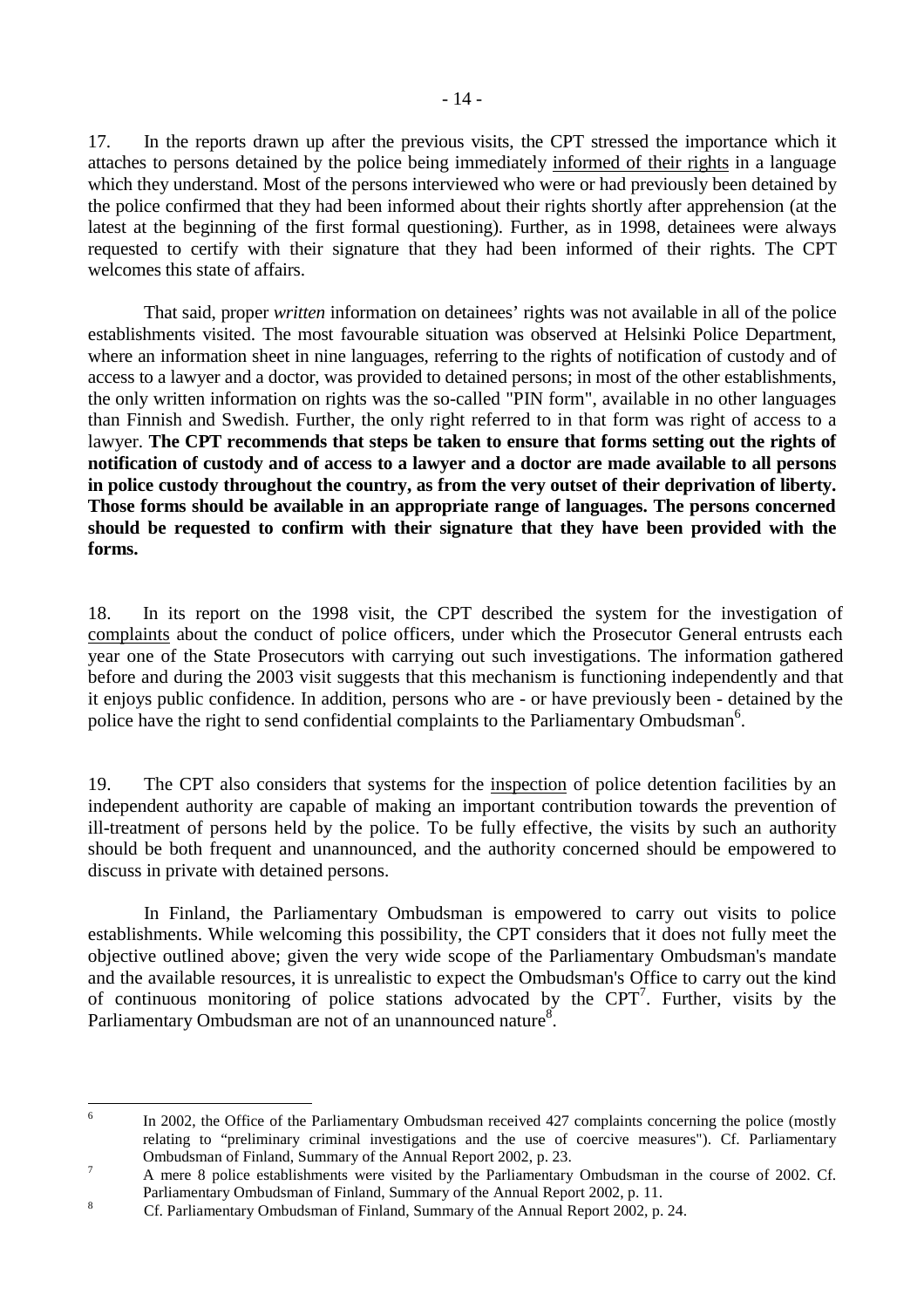17. In the reports drawn up after the previous visits, the CPT stressed the importance which it attaches to persons detained by the police being immediately informed of their rights in a language which they understand. Most of the persons interviewed who were or had previously been detained by the police confirmed that they had been informed about their rights shortly after apprehension (at the latest at the beginning of the first formal questioning). Further, as in 1998, detainees were always requested to certify with their signature that they had been informed of their rights. The CPT welcomes this state of affairs.

That said, proper *written* information on detainees' rights was not available in all of the police establishments visited. The most favourable situation was observed at Helsinki Police Department, where an information sheet in nine languages, referring to the rights of notification of custody and of access to a lawyer and a doctor, was provided to detained persons; in most of the other establishments, the only written information on rights was the so-called "PIN form", available in no other languages than Finnish and Swedish. Further, the only right referred to in that form was right of access to a lawyer. **The CPT recommends that steps be taken to ensure that forms setting out the rights of notification of custody and of access to a lawyer and a doctor are made available to all persons in police custody throughout the country, as from the very outset of their deprivation of liberty. Those forms should be available in an appropriate range of languages. The persons concerned should be requested to confirm with their signature that they have been provided with the forms.**

18. In its report on the 1998 visit, the CPT described the system for the investigation of complaints about the conduct of police officers, under which the Prosecutor General entrusts each year one of the State Prosecutors with carrying out such investigations. The information gathered before and during the 2003 visit suggests that this mechanism is functioning independently and that it enjoys public confidence. In addition, persons who are - or have previously been - detained by the police have the right to send confidential complaints to the Parliamentary Ombudsman[6].

19. The CPT also considers that systems for the inspection of police detention facilities by an independent authority are capable of making an important contribution towards the prevention of ill-treatment of persons held by the police. To be fully effective, the visits by such an authority should be both frequent and unannounced, and the authority concerned should be empowered to discuss in private with detained persons.

In Finland, the Parliamentary Ombudsman is empowered to carry out visits to police establishments. While welcoming this possibility, the CPT considers that it does not fully meet the objective outlined above; given the very wide scope of the Parliamentary Ombudsman's mandate and the available resources, it is unrealistic to expect the Ombudsman's Office to carry out the kind of continuous monitoring of police stations advocated by the CPT[7]. Further, visits by the Parliamentary Ombudsman are not of an unannounced nature[8].

---

[6] In 2002, the Office of the Parliamentary Ombudsman received 427 complaints concerning the police (mostly relating to "preliminary criminal investigations and the use of coercive measures"). Cf. Parliamentary Ombudsman of Finland, Summary of the Annual Report 2002, p. 23.

[7] A mere 8 police establishments were visited by the Parliamentary Ombudsman in the course of 2002. Cf. Parliamentary Ombudsman of Finland, Summary of the Annual Report 2002, p. 11.

[8] Cf. Parliamentary Ombudsman of Finland, Summary of the Annual Report 2002, p. 24.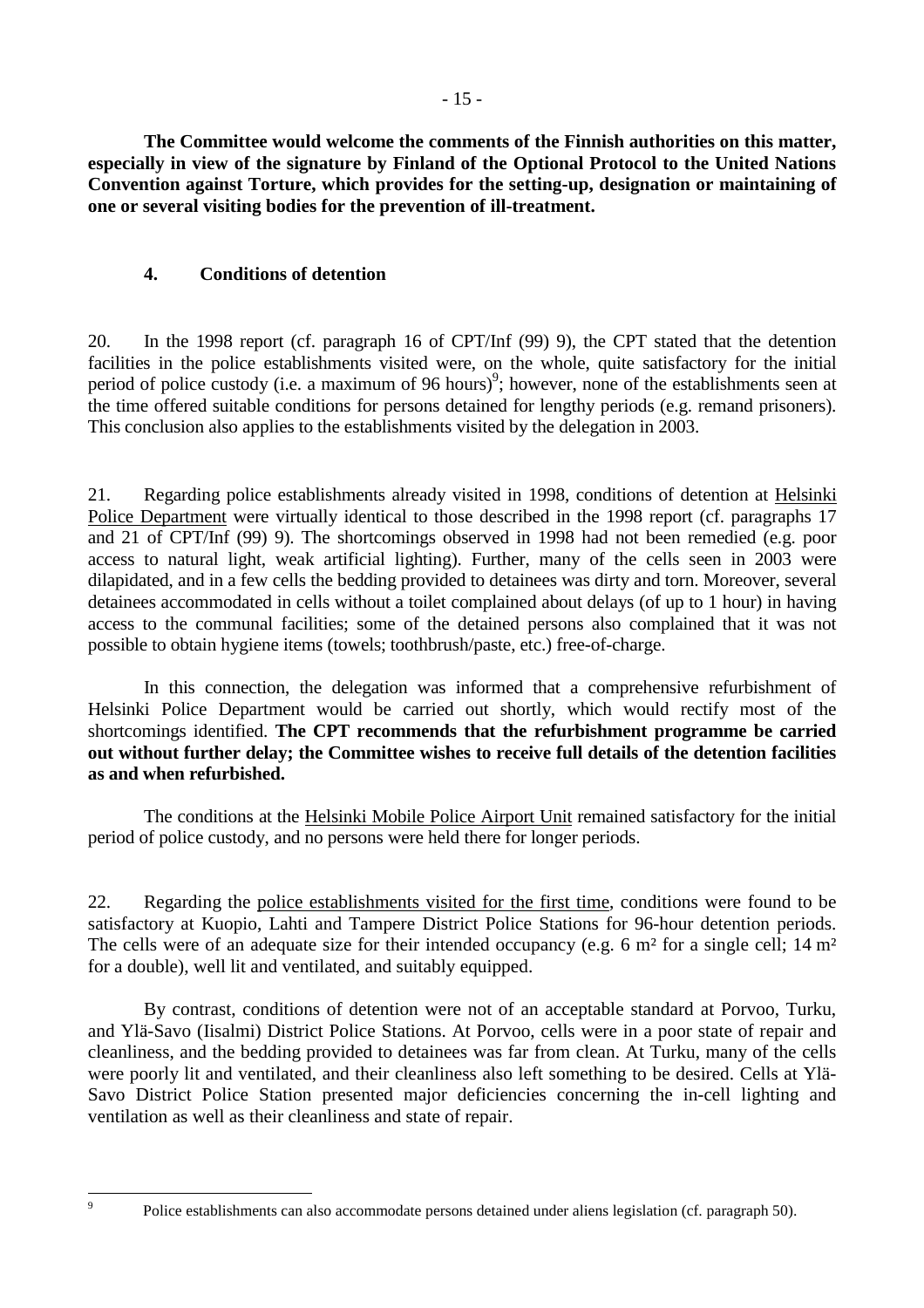**The Committee would welcome the comments of the Finnish authorities on this matter, especially in view of the signature by Finland of the Optional Protocol to the United Nations Convention against Torture, which provides for the setting-up, designation or maintaining of one or several visiting bodies for the prevention of ill-treatment.**

### 4. Conditions of detention

20. In the 1998 report (cf. paragraph 16 of CPT/Inf (99) 9), the CPT stated that the detention facilities in the police establishments visited were, on the whole, quite satisfactory for the initial period of police custody (i.e. a maximum of 96 hours)[9]; however, none of the establishments seen at the time offered suitable conditions for persons detained for lengthy periods (e.g. remand prisoners). This conclusion also applies to the establishments visited by the delegation in 2003.

21. Regarding police establishments already visited in 1998, conditions of detention at Helsinki Police Department were virtually identical to those described in the 1998 report (cf. paragraphs 17 and 21 of CPT/Inf (99) 9). The shortcomings observed in 1998 had not been remedied (e.g. poor access to natural light, weak artificial lighting). Further, many of the cells seen in 2003 were dilapidated, and in a few cells the bedding provided to detainees was dirty and torn. Moreover, several detainees accommodated in cells without a toilet complained about delays (of up to 1 hour) in having access to the communal facilities; some of the detained persons also complained that it was not possible to obtain hygiene items (towels; toothbrush/paste, etc.) free-of-charge.

In this connection, the delegation was informed that a comprehensive refurbishment of Helsinki Police Department would be carried out shortly, which would rectify most of the shortcomings identified. **The CPT recommends that the refurbishment programme be carried out without further delay; the Committee wishes to receive full details of the detention facilities as and when refurbished.**

The conditions at the Helsinki Mobile Police Airport Unit remained satisfactory for the initial period of police custody, and no persons were held there for longer periods.

22. Regarding the police establishments visited for the first time, conditions were found to be satisfactory at Kuopio, Lahti and Tampere District Police Stations for 96-hour detention periods. The cells were of an adequate size for their intended occupancy (e.g. 6 m² for a single cell; 14 m² for a double), well lit and ventilated, and suitably equipped.

By contrast, conditions of detention were not of an acceptable standard at Porvoo, Turku, and Ylä-Savo (Iisalmi) District Police Stations. At Porvoo, cells were in a poor state of repair and cleanliness, and the bedding provided to detainees was far from clean. At Turku, many of the cells were poorly lit and ventilated, and their cleanliness also left something to be desired. Cells at Ylä-Savo District Police Station presented major deficiencies concerning the in-cell lighting and ventilation as well as their cleanliness and state of repair.

---

[9] Police establishments can also accommodate persons detained under aliens legislation (cf. paragraph 50).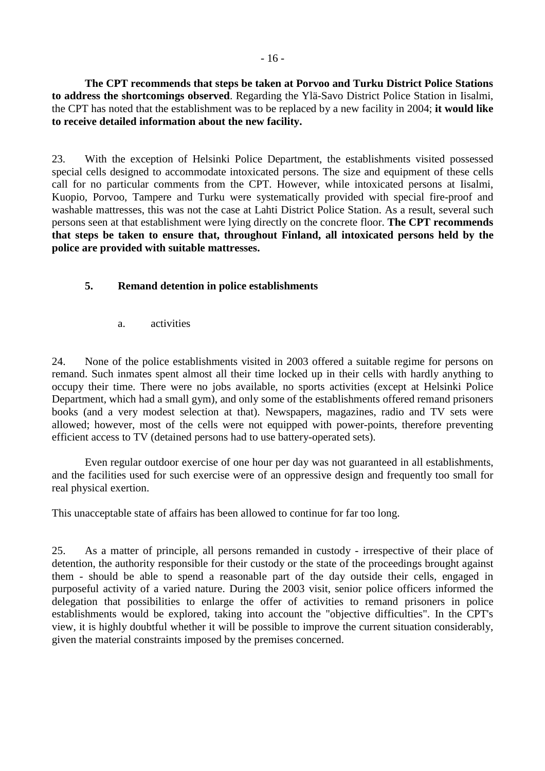**The CPT recommends that steps be taken at Porvoo and Turku District Police Stations to address the shortcomings observed**. Regarding the Ylä-Savo District Police Station in Iisalmi, the CPT has noted that the establishment was to be replaced by a new facility in 2004; **it would like to receive detailed information about the new facility.**

23. With the exception of Helsinki Police Department, the establishments visited possessed special cells designed to accommodate intoxicated persons. The size and equipment of these cells call for no particular comments from the CPT. However, while intoxicated persons at Iisalmi, Kuopio, Porvoo, Tampere and Turku were systematically provided with special fire-proof and washable mattresses, this was not the case at Lahti District Police Station. As a result, several such persons seen at that establishment were lying directly on the concrete floor. **The CPT recommends that steps be taken to ensure that, throughout Finland, all intoxicated persons held by the police are provided with suitable mattresses.**

### 5. Remand detention in police establishments

#### a. activities

24. None of the police establishments visited in 2003 offered a suitable regime for persons on remand. Such inmates spent almost all their time locked up in their cells with hardly anything to occupy their time. There were no jobs available, no sports activities (except at Helsinki Police Department, which had a small gym), and only some of the establishments offered remand prisoners books (and a very modest selection at that). Newspapers, magazines, radio and TV sets were allowed; however, most of the cells were not equipped with power-points, therefore preventing efficient access to TV (detained persons had to use battery-operated sets).

Even regular outdoor exercise of one hour per day was not guaranteed in all establishments, and the facilities used for such exercise were of an oppressive design and frequently too small for real physical exertion.

This unacceptable state of affairs has been allowed to continue for far too long.

25. As a matter of principle, all persons remanded in custody - irrespective of their place of detention, the authority responsible for their custody or the state of the proceedings brought against them - should be able to spend a reasonable part of the day outside their cells, engaged in purposeful activity of a varied nature. During the 2003 visit, senior police officers informed the delegation that possibilities to enlarge the offer of activities to remand prisoners in police establishments would be explored, taking into account the "objective difficulties". In the CPT's view, it is highly doubtful whether it will be possible to improve the current situation considerably, given the material constraints imposed by the premises concerned.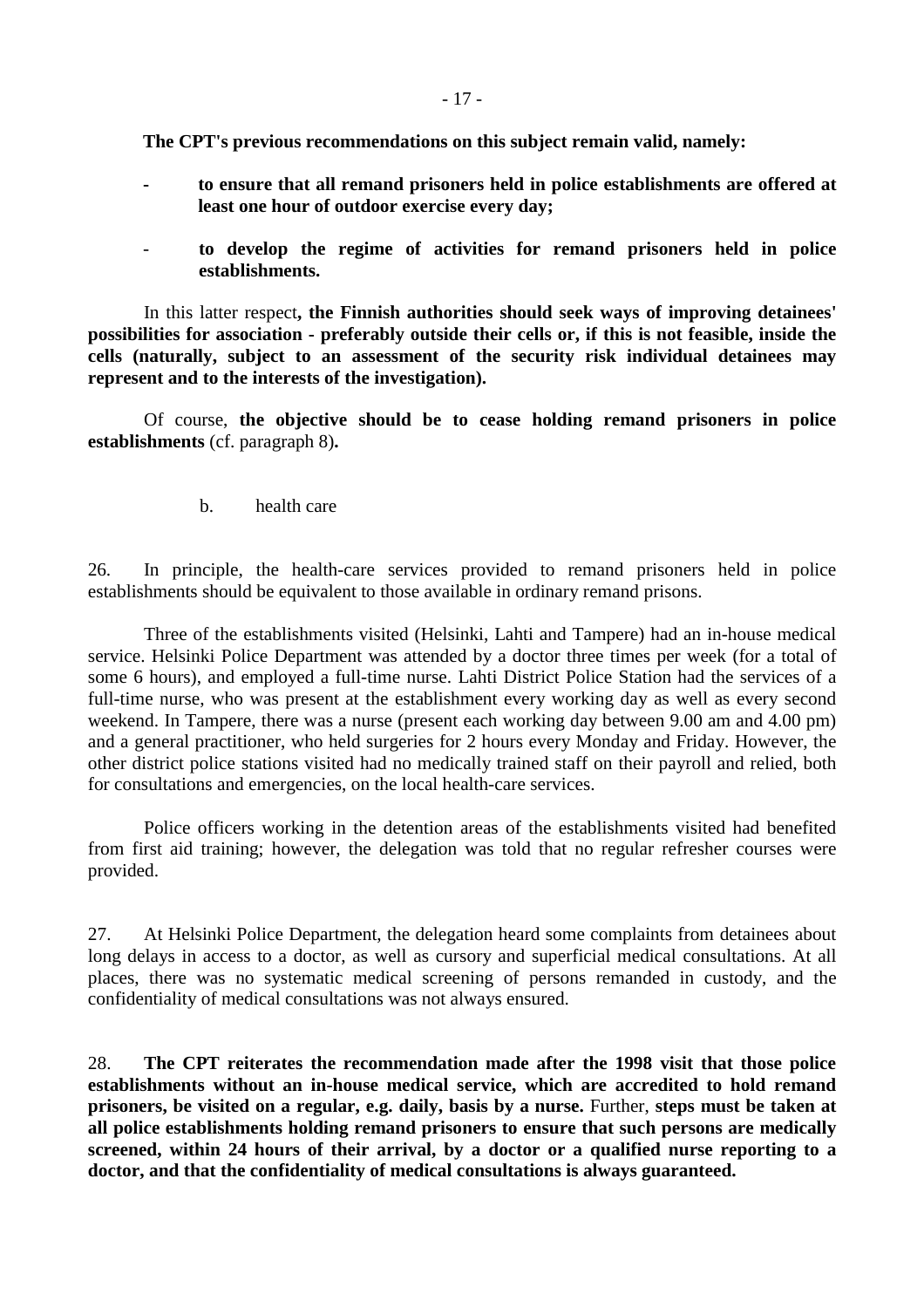**The CPT's previous recommendations on this subject remain valid, namely:**

- **to ensure that all remand prisoners held in police establishments are offered at least one hour of outdoor exercise every day;**
- **to develop the regime of activities for remand prisoners held in police establishments.**

In this latter respect**, the Finnish authorities should seek ways of improving detainees' possibilities for association - preferably outside their cells or, if this is not feasible, inside the cells (naturally, subject to an assessment of the security risk individual detainees may represent and to the interests of the investigation).**

Of course, **the objective should be to cease holding remand prisoners in police establishments** (cf. paragraph 8)**.**

b. health care

26. In principle, the health-care services provided to remand prisoners held in police establishments should be equivalent to those available in ordinary remand prisons.

Three of the establishments visited (Helsinki, Lahti and Tampere) had an in-house medical service. Helsinki Police Department was attended by a doctor three times per week (for a total of some 6 hours), and employed a full-time nurse. Lahti District Police Station had the services of a full-time nurse, who was present at the establishment every working day as well as every second weekend. In Tampere, there was a nurse (present each working day between 9.00 am and 4.00 pm) and a general practitioner, who held surgeries for 2 hours every Monday and Friday. However, the other district police stations visited had no medically trained staff on their payroll and relied, both for consultations and emergencies, on the local health-care services.

Police officers working in the detention areas of the establishments visited had benefited from first aid training; however, the delegation was told that no regular refresher courses were provided.

27. At Helsinki Police Department, the delegation heard some complaints from detainees about long delays in access to a doctor, as well as cursory and superficial medical consultations. At all places, there was no systematic medical screening of persons remanded in custody, and the confidentiality of medical consultations was not always ensured.

28. **The CPT reiterates the recommendation made after the 1998 visit that those police establishments without an in-house medical service, which are accredited to hold remand prisoners, be visited on a regular, e.g. daily, basis by a nurse.** Further, **steps must be taken at all police establishments holding remand prisoners to ensure that such persons are medically screened, within 24 hours of their arrival, by a doctor or a qualified nurse reporting to a doctor, and that the confidentiality of medical consultations is always guaranteed.**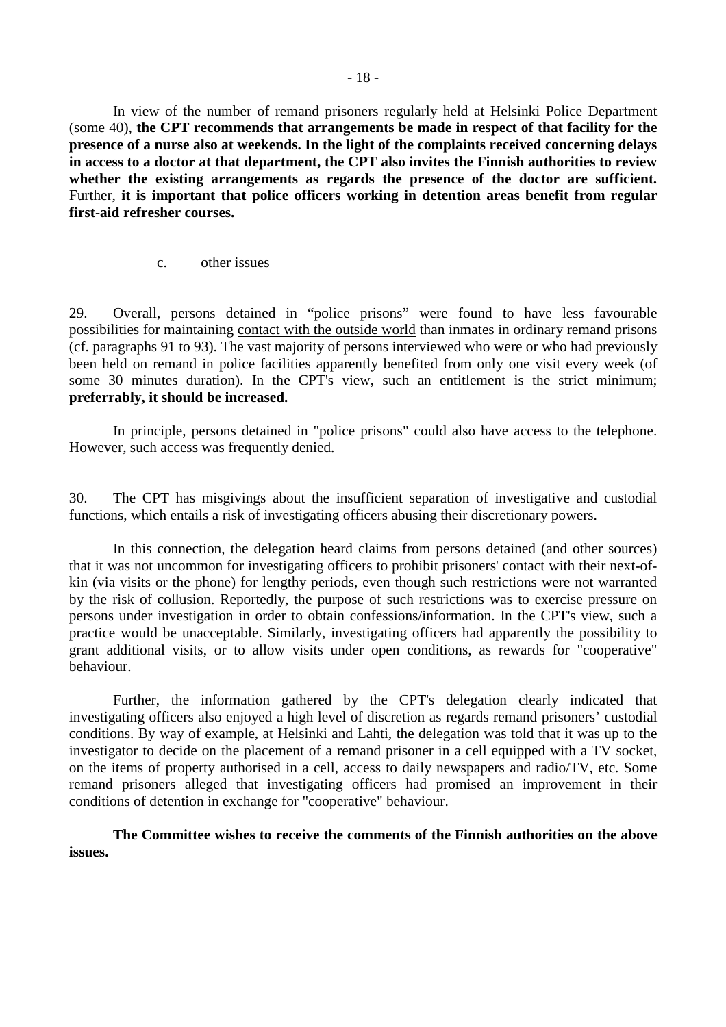In view of the number of remand prisoners regularly held at Helsinki Police Department (some 40), **the CPT recommends that arrangements be made in respect of that facility for the presence of a nurse also at weekends. In the light of the complaints received concerning delays in access to a doctor at that department, the CPT also invites the Finnish authorities to review whether the existing arrangements as regards the presence of the doctor are sufficient.** Further, **it is important that police officers working in detention areas benefit from regular first-aid refresher courses.**

c. other issues

29. Overall, persons detained in "police prisons" were found to have less favourable possibilities for maintaining contact with the outside world than inmates in ordinary remand prisons (cf. paragraphs 91 to 93). The vast majority of persons interviewed who were or who had previously been held on remand in police facilities apparently benefited from only one visit every week (of some 30 minutes duration). In the CPT's view, such an entitlement is the strict minimum; **preferrably, it should be increased.**

In principle, persons detained in "police prisons" could also have access to the telephone. However, such access was frequently denied.

30. The CPT has misgivings about the insufficient separation of investigative and custodial functions, which entails a risk of investigating officers abusing their discretionary powers.

In this connection, the delegation heard claims from persons detained (and other sources) that it was not uncommon for investigating officers to prohibit prisoners' contact with their next-of-kin (via visits or the phone) for lengthy periods, even though such restrictions were not warranted by the risk of collusion. Reportedly, the purpose of such restrictions was to exercise pressure on persons under investigation in order to obtain confessions/information. In the CPT's view, such a practice would be unacceptable. Similarly, investigating officers had apparently the possibility to grant additional visits, or to allow visits under open conditions, as rewards for "cooperative" behaviour.

Further, the information gathered by the CPT's delegation clearly indicated that investigating officers also enjoyed a high level of discretion as regards remand prisoners' custodial conditions. By way of example, at Helsinki and Lahti, the delegation was told that it was up to the investigator to decide on the placement of a remand prisoner in a cell equipped with a TV socket, on the items of property authorised in a cell, access to daily newspapers and radio/TV, etc. Some remand prisoners alleged that investigating officers had promised an improvement in their conditions of detention in exchange for "cooperative" behaviour.

**The Committee wishes to receive the comments of the Finnish authorities on the above issues.**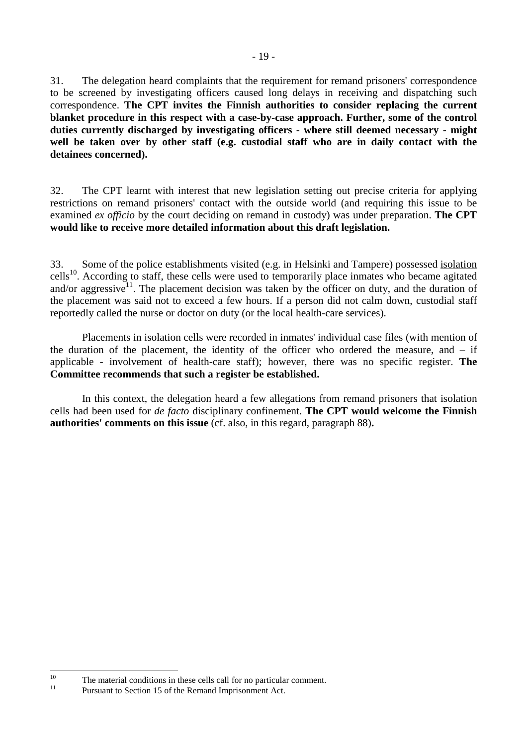31. The delegation heard complaints that the requirement for remand prisoners' correspondence to be screened by investigating officers caused long delays in receiving and dispatching such correspondence. **The CPT invites the Finnish authorities to consider replacing the current blanket procedure in this respect with a case-by-case approach. Further, some of the control duties currently discharged by investigating officers - where still deemed necessary - might well be taken over by other staff (e.g. custodial staff who are in daily contact with the detainees concerned).**

32. The CPT learnt with interest that new legislation setting out precise criteria for applying restrictions on remand prisoners' contact with the outside world (and requiring this issue to be examined *ex officio* by the court deciding on remand in custody) was under preparation. **The CPT would like to receive more detailed information about this draft legislation.**

33. Some of the police establishments visited (e.g. in Helsinki and Tampere) possessed isolation cells[10]. According to staff, these cells were used to temporarily place inmates who became agitated and/or aggressive[11]. The placement decision was taken by the officer on duty, and the duration of the placement was said not to exceed a few hours. If a person did not calm down, custodial staff reportedly called the nurse or doctor on duty (or the local health-care services).

Placements in isolation cells were recorded in inmates' individual case files (with mention of the duration of the placement, the identity of the officer who ordered the measure, and – if applicable - involvement of health-care staff); however, there was no specific register. **The Committee recommends that such a register be established.**

In this context, the delegation heard a few allegations from remand prisoners that isolation cells had been used for *de facto* disciplinary confinement. **The CPT would welcome the Finnish authorities' comments on this issue** (cf. also, in this regard, paragraph 88)**.**

---

[10] The material conditions in these cells call for no particular comment.

[11] Pursuant to Section 15 of the Remand Imprisonment Act.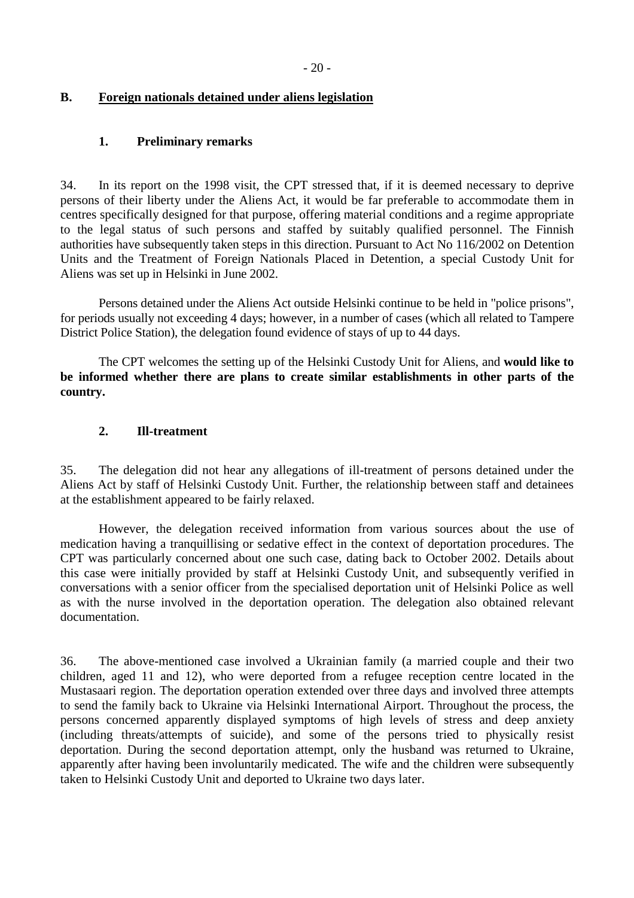## B. Foreign nationals detained under aliens legislation

### 1. Preliminary remarks

34. In its report on the 1998 visit, the CPT stressed that, if it is deemed necessary to deprive persons of their liberty under the Aliens Act, it would be far preferable to accommodate them in centres specifically designed for that purpose, offering material conditions and a regime appropriate to the legal status of such persons and staffed by suitably qualified personnel. The Finnish authorities have subsequently taken steps in this direction. Pursuant to Act No 116/2002 on Detention Units and the Treatment of Foreign Nationals Placed in Detention, a special Custody Unit for Aliens was set up in Helsinki in June 2002.

Persons detained under the Aliens Act outside Helsinki continue to be held in "police prisons", for periods usually not exceeding 4 days; however, in a number of cases (which all related to Tampere District Police Station), the delegation found evidence of stays of up to 44 days.

The CPT welcomes the setting up of the Helsinki Custody Unit for Aliens, and **would like to be informed whether there are plans to create similar establishments in other parts of the country.**

### 2. Ill-treatment

35. The delegation did not hear any allegations of ill-treatment of persons detained under the Aliens Act by staff of Helsinki Custody Unit. Further, the relationship between staff and detainees at the establishment appeared to be fairly relaxed.

However, the delegation received information from various sources about the use of medication having a tranquillising or sedative effect in the context of deportation procedures. The CPT was particularly concerned about one such case, dating back to October 2002. Details about this case were initially provided by staff at Helsinki Custody Unit, and subsequently verified in conversations with a senior officer from the specialised deportation unit of Helsinki Police as well as with the nurse involved in the deportation operation. The delegation also obtained relevant documentation.

36. The above-mentioned case involved a Ukrainian family (a married couple and their two children, aged 11 and 12), who were deported from a refugee reception centre located in the Mustasaari region. The deportation operation extended over three days and involved three attempts to send the family back to Ukraine via Helsinki International Airport. Throughout the process, the persons concerned apparently displayed symptoms of high levels of stress and deep anxiety (including threats/attempts of suicide), and some of the persons tried to physically resist deportation. During the second deportation attempt, only the husband was returned to Ukraine, apparently after having been involuntarily medicated. The wife and the children were subsequently taken to Helsinki Custody Unit and deported to Ukraine two days later.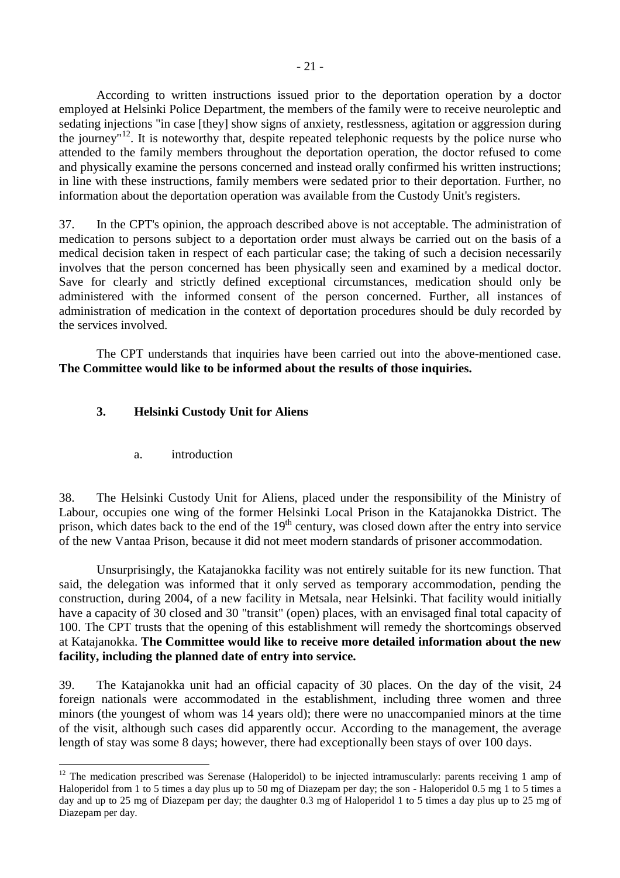According to written instructions issued prior to the deportation operation by a doctor employed at Helsinki Police Department, the members of the family were to receive neuroleptic and sedating injections "in case [they] show signs of anxiety, restlessness, agitation or aggression during the journey"[12]. It is noteworthy that, despite repeated telephonic requests by the police nurse who attended to the family members throughout the deportation operation, the doctor refused to come and physically examine the persons concerned and instead orally confirmed his written instructions; in line with these instructions, family members were sedated prior to their deportation. Further, no information about the deportation operation was available from the Custody Unit's registers.

37. In the CPT's opinion, the approach described above is not acceptable. The administration of medication to persons subject to a deportation order must always be carried out on the basis of a medical decision taken in respect of each particular case; the taking of such a decision necessarily involves that the person concerned has been physically seen and examined by a medical doctor. Save for clearly and strictly defined exceptional circumstances, medication should only be administered with the informed consent of the person concerned. Further, all instances of administration of medication in the context of deportation procedures should be duly recorded by the services involved.

The CPT understands that inquiries have been carried out into the above-mentioned case. **The Committee would like to be informed about the results of those inquiries.**

### 3. Helsinki Custody Unit for Aliens

#### a. introduction

38. The Helsinki Custody Unit for Aliens, placed under the responsibility of the Ministry of Labour, occupies one wing of the former Helsinki Local Prison in the Katajanokka District. The prison, which dates back to the end of the 19th century, was closed down after the entry into service of the new Vantaa Prison, because it did not meet modern standards of prisoner accommodation.

Unsurprisingly, the Katajanokka facility was not entirely suitable for its new function. That said, the delegation was informed that it only served as temporary accommodation, pending the construction, during 2004, of a new facility in Metsala, near Helsinki. That facility would initially have a capacity of 30 closed and 30 "transit" (open) places, with an envisaged final total capacity of 100. The CPT trusts that the opening of this establishment will remedy the shortcomings observed at Katajanokka. **The Committee would like to receive more detailed information about the new facility, including the planned date of entry into service.**

39. The Katajanokka unit had an official capacity of 30 places. On the day of the visit, 24 foreign nationals were accommodated in the establishment, including three women and three minors (the youngest of whom was 14 years old); there were no unaccompanied minors at the time of the visit, although such cases did apparently occur. According to the management, the average length of stay was some 8 days; however, there had exceptionally been stays of over 100 days.

---

[12] The medication prescribed was Serenase (Haloperidol) to be injected intramuscularly: parents receiving 1 amp of Haloperidol from 1 to 5 times a day plus up to 50 mg of Diazepam per day; the son - Haloperidol 0.5 mg 1 to 5 times a day and up to 25 mg of Diazepam per day; the daughter 0.3 mg of Haloperidol 1 to 5 times a day plus up to 25 mg of Diazepam per day.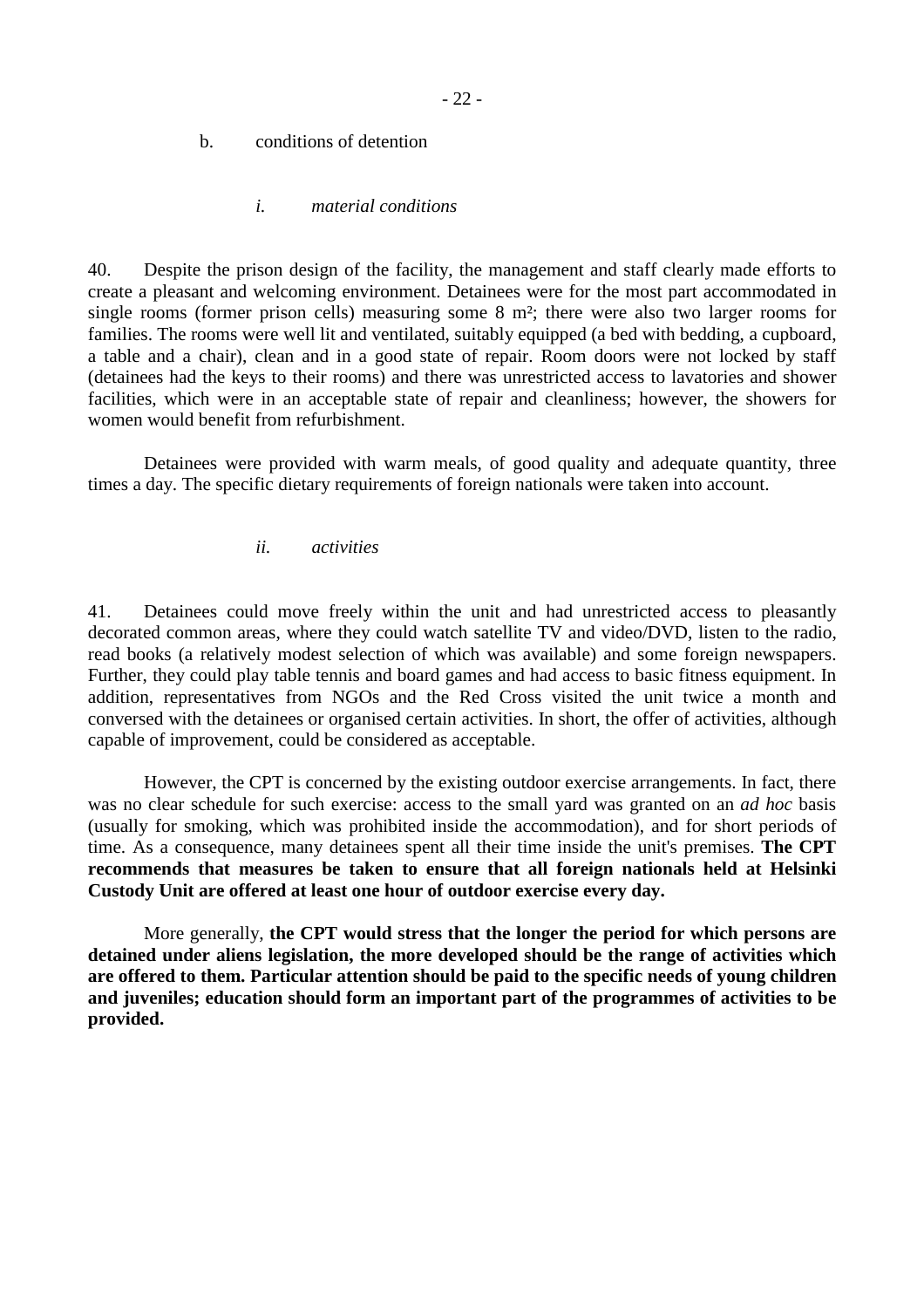b. conditions of detention

*i. material conditions*

40. Despite the prison design of the facility, the management and staff clearly made efforts to create a pleasant and welcoming environment. Detainees were for the most part accommodated in single rooms (former prison cells) measuring some 8 m²; there were also two larger rooms for families. The rooms were well lit and ventilated, suitably equipped (a bed with bedding, a cupboard, a table and a chair), clean and in a good state of repair. Room doors were not locked by staff (detainees had the keys to their rooms) and there was unrestricted access to lavatories and shower facilities, which were in an acceptable state of repair and cleanliness; however, the showers for women would benefit from refurbishment.

Detainees were provided with warm meals, of good quality and adequate quantity, three times a day. The specific dietary requirements of foreign nationals were taken into account.

*ii. activities*

41. Detainees could move freely within the unit and had unrestricted access to pleasantly decorated common areas, where they could watch satellite TV and video/DVD, listen to the radio, read books (a relatively modest selection of which was available) and some foreign newspapers. Further, they could play table tennis and board games and had access to basic fitness equipment. In addition, representatives from NGOs and the Red Cross visited the unit twice a month and conversed with the detainees or organised certain activities. In short, the offer of activities, although capable of improvement, could be considered as acceptable.

However, the CPT is concerned by the existing outdoor exercise arrangements. In fact, there was no clear schedule for such exercise: access to the small yard was granted on an *ad hoc* basis (usually for smoking, which was prohibited inside the accommodation), and for short periods of time. As a consequence, many detainees spent all their time inside the unit's premises. **The CPT recommends that measures be taken to ensure that all foreign nationals held at Helsinki Custody Unit are offered at least one hour of outdoor exercise every day.**

More generally, **the CPT would stress that the longer the period for which persons are detained under aliens legislation, the more developed should be the range of activities which are offered to them. Particular attention should be paid to the specific needs of young children and juveniles; education should form an important part of the programmes of activities to be provided.**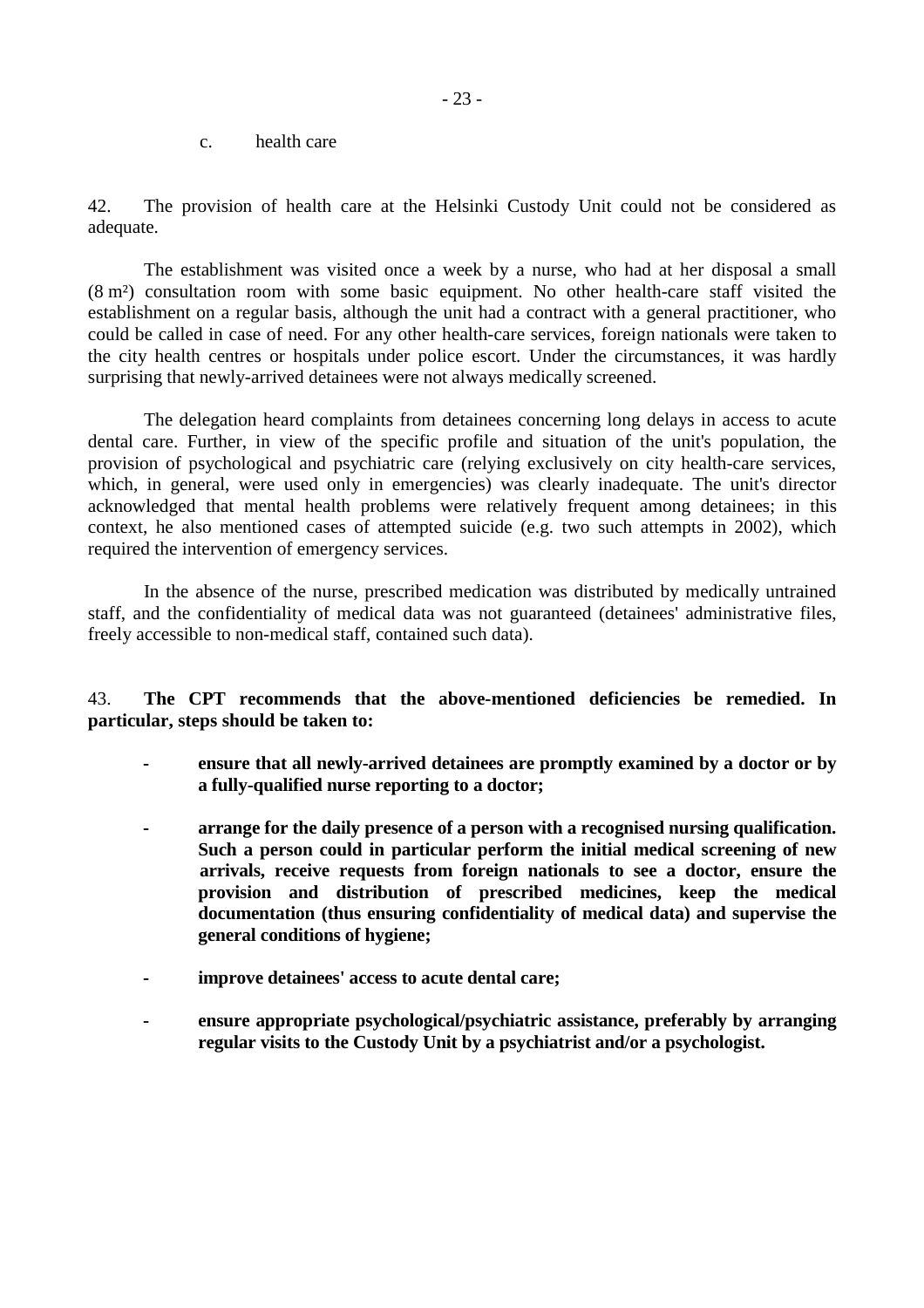c. health care

42. The provision of health care at the Helsinki Custody Unit could not be considered as adequate.

The establishment was visited once a week by a nurse, who had at her disposal a small (8 m²) consultation room with some basic equipment. No other health-care staff visited the establishment on a regular basis, although the unit had a contract with a general practitioner, who could be called in case of need. For any other health-care services, foreign nationals were taken to the city health centres or hospitals under police escort. Under the circumstances, it was hardly surprising that newly-arrived detainees were not always medically screened.

The delegation heard complaints from detainees concerning long delays in access to acute dental care. Further, in view of the specific profile and situation of the unit's population, the provision of psychological and psychiatric care (relying exclusively on city health-care services, which, in general, were used only in emergencies) was clearly inadequate. The unit's director acknowledged that mental health problems were relatively frequent among detainees; in this context, he also mentioned cases of attempted suicide (e.g. two such attempts in 2002), which required the intervention of emergency services.

In the absence of the nurse, prescribed medication was distributed by medically untrained staff, and the confidentiality of medical data was not guaranteed (detainees' administrative files, freely accessible to non-medical staff, contained such data).

43. **The CPT recommends that the above-mentioned deficiencies be remedied. In particular, steps should be taken to:**

- **ensure that all newly-arrived detainees are promptly examined by a doctor or by a fully-qualified nurse reporting to a doctor;**
- **arrange for the daily presence of a person with a recognised nursing qualification. Such a person could in particular perform the initial medical screening of new arrivals, receive requests from foreign nationals to see a doctor, ensure the provision and distribution of prescribed medicines, keep the medical documentation (thus ensuring confidentiality of medical data) and supervise the general conditions of hygiene;**
- **improve detainees' access to acute dental care;**
- **ensure appropriate psychological/psychiatric assistance, preferably by arranging regular visits to the Custody Unit by a psychiatrist and/or a psychologist.**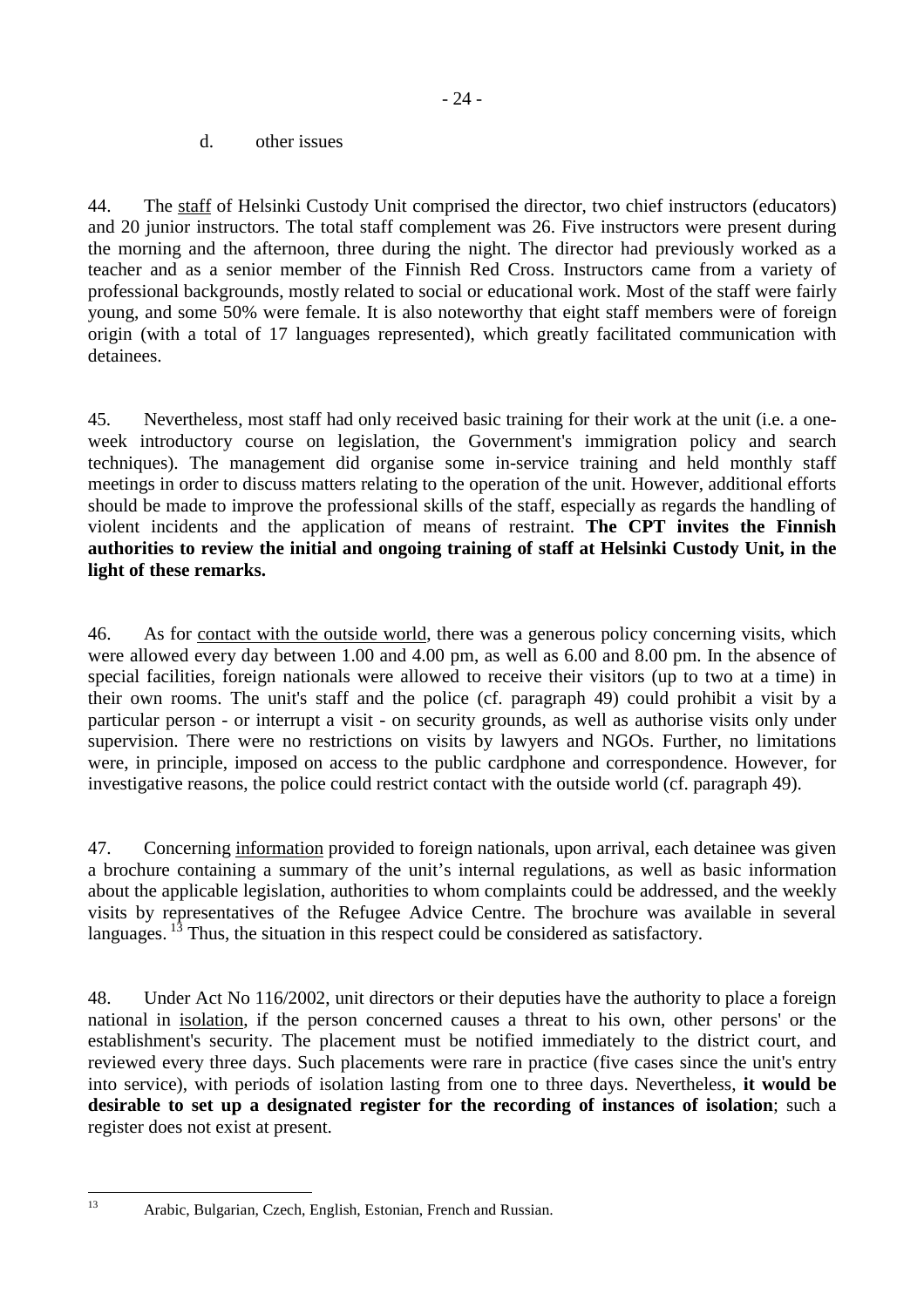d. other issues

44. The staff of Helsinki Custody Unit comprised the director, two chief instructors (educators) and 20 junior instructors. The total staff complement was 26. Five instructors were present during the morning and the afternoon, three during the night. The director had previously worked as a teacher and as a senior member of the Finnish Red Cross. Instructors came from a variety of professional backgrounds, mostly related to social or educational work. Most of the staff were fairly young, and some 50% were female. It is also noteworthy that eight staff members were of foreign origin (with a total of 17 languages represented), which greatly facilitated communication with detainees.

45. Nevertheless, most staff had only received basic training for their work at the unit (i.e. a one-week introductory course on legislation, the Government's immigration policy and search techniques). The management did organise some in-service training and held monthly staff meetings in order to discuss matters relating to the operation of the unit. However, additional efforts should be made to improve the professional skills of the staff, especially as regards the handling of violent incidents and the application of means of restraint. **The CPT invites the Finnish authorities to review the initial and ongoing training of staff at Helsinki Custody Unit, in the light of these remarks.**

46. As for contact with the outside world, there was a generous policy concerning visits, which were allowed every day between 1.00 and 4.00 pm, as well as 6.00 and 8.00 pm. In the absence of special facilities, foreign nationals were allowed to receive their visitors (up to two at a time) in their own rooms. The unit's staff and the police (cf. paragraph 49) could prohibit a visit by a particular person - or interrupt a visit - on security grounds, as well as authorise visits only under supervision. There were no restrictions on visits by lawyers and NGOs. Further, no limitations were, in principle, imposed on access to the public cardphone and correspondence. However, for investigative reasons, the police could restrict contact with the outside world (cf. paragraph 49).

47. Concerning information provided to foreign nationals, upon arrival, each detainee was given a brochure containing a summary of the unit's internal regulations, as well as basic information about the applicable legislation, authorities to whom complaints could be addressed, and the weekly visits by representatives of the Refugee Advice Centre. The brochure was available in several languages. [13] Thus, the situation in this respect could be considered as satisfactory.

48. Under Act No 116/2002, unit directors or their deputies have the authority to place a foreign national in isolation, if the person concerned causes a threat to his own, other persons' or the establishment's security. The placement must be notified immediately to the district court, and reviewed every three days. Such placements were rare in practice (five cases since the unit's entry into service), with periods of isolation lasting from one to three days. Nevertheless, **it would be desirable to set up a designated register for the recording of instances of isolation**; such a register does not exist at present.

---

[13] Arabic, Bulgarian, Czech, English, Estonian, French and Russian.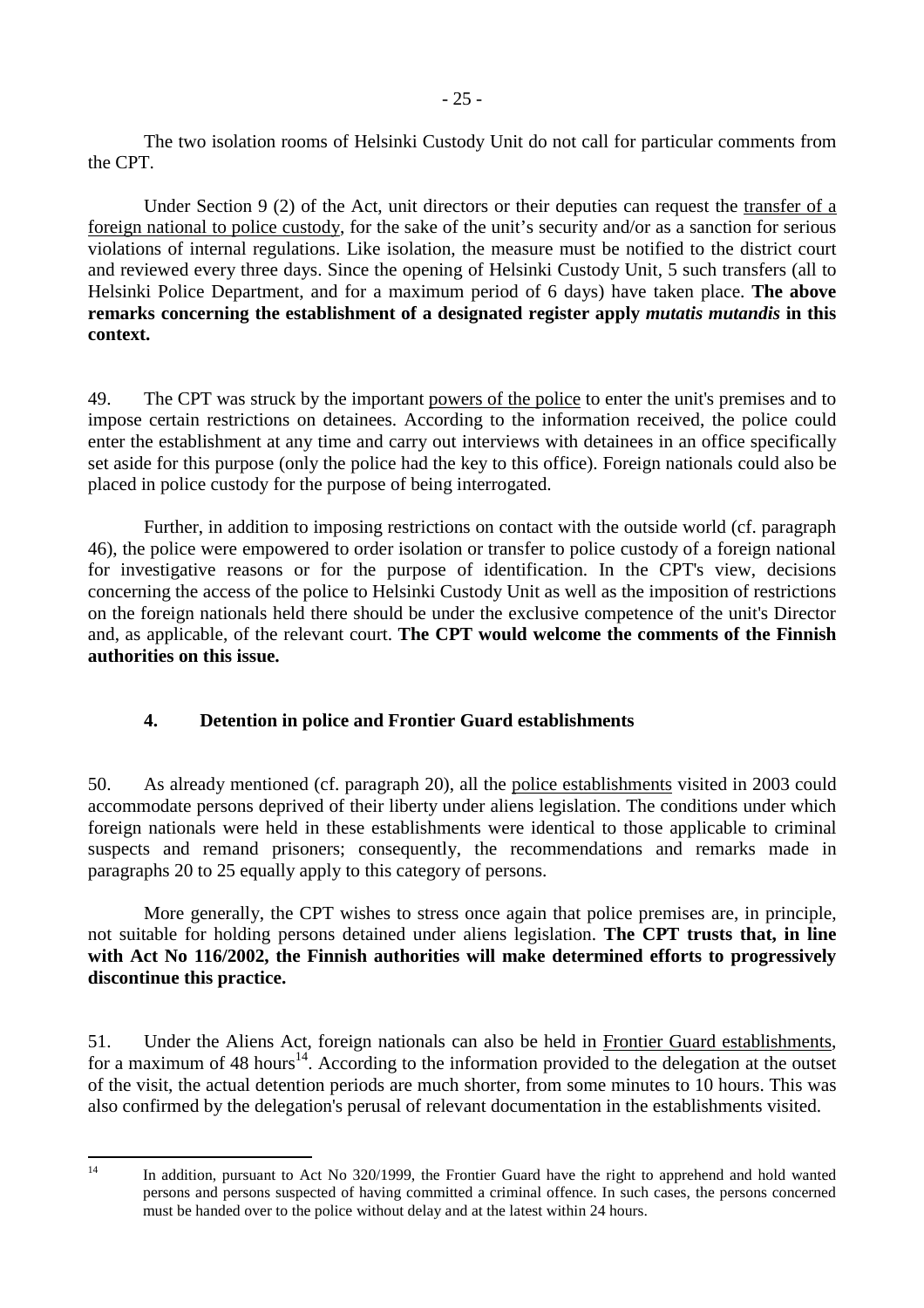The two isolation rooms of Helsinki Custody Unit do not call for particular comments from the CPT.

Under Section 9 (2) of the Act, unit directors or their deputies can request the transfer of a foreign national to police custody, for the sake of the unit's security and/or as a sanction for serious violations of internal regulations. Like isolation, the measure must be notified to the district court and reviewed every three days. Since the opening of Helsinki Custody Unit, 5 such transfers (all to Helsinki Police Department, and for a maximum period of 6 days) have taken place. **The above remarks concerning the establishment of a designated register apply *mutatis mutandis* in this context.**

49. The CPT was struck by the important powers of the police to enter the unit's premises and to impose certain restrictions on detainees. According to the information received, the police could enter the establishment at any time and carry out interviews with detainees in an office specifically set aside for this purpose (only the police had the key to this office). Foreign nationals could also be placed in police custody for the purpose of being interrogated.

Further, in addition to imposing restrictions on contact with the outside world (cf. paragraph 46), the police were empowered to order isolation or transfer to police custody of a foreign national for investigative reasons or for the purpose of identification. In the CPT's view, decisions concerning the access of the police to Helsinki Custody Unit as well as the imposition of restrictions on the foreign nationals held there should be under the exclusive competence of the unit's Director and, as applicable, of the relevant court. **The CPT would welcome the comments of the Finnish authorities on this issue.**

### 4. Detention in police and Frontier Guard establishments

50. As already mentioned (cf. paragraph 20), all the police establishments visited in 2003 could accommodate persons deprived of their liberty under aliens legislation. The conditions under which foreign nationals were held in these establishments were identical to those applicable to criminal suspects and remand prisoners; consequently, the recommendations and remarks made in paragraphs 20 to 25 equally apply to this category of persons.

More generally, the CPT wishes to stress once again that police premises are, in principle, not suitable for holding persons detained under aliens legislation. **The CPT trusts that, in line with Act No 116/2002, the Finnish authorities will make determined efforts to progressively discontinue this practice.**

51. Under the Aliens Act, foreign nationals can also be held in Frontier Guard establishments, for a maximum of 48 hours[14]. According to the information provided to the delegation at the outset of the visit, the actual detention periods are much shorter, from some minutes to 10 hours. This was also confirmed by the delegation's perusal of relevant documentation in the establishments visited.

[14] In addition, pursuant to Act No 320/1999, the Frontier Guard have the right to apprehend and hold wanted persons and persons suspected of having committed a criminal offence. In such cases, the persons concerned must be handed over to the police without delay and at the latest within 24 hours.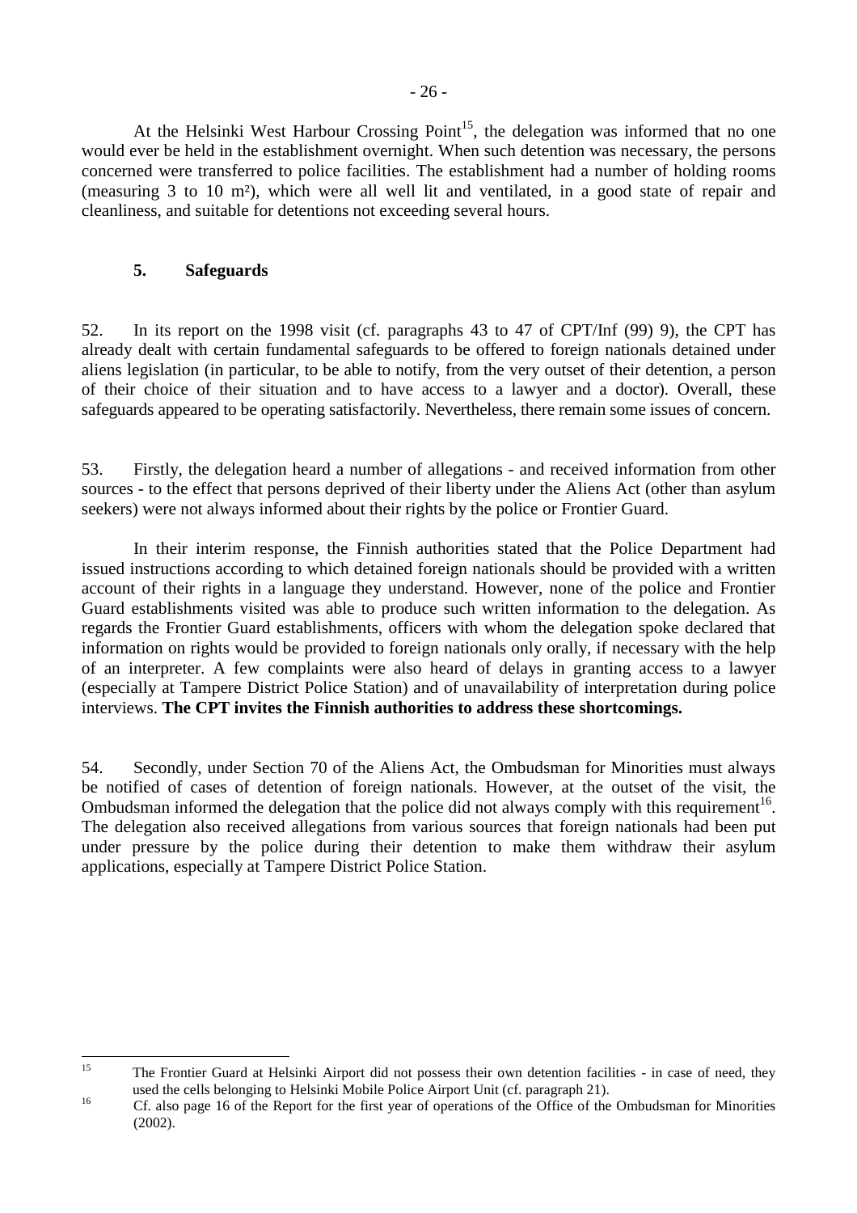At the Helsinki West Harbour Crossing Point[15], the delegation was informed that no one would ever be held in the establishment overnight. When such detention was necessary, the persons concerned were transferred to police facilities. The establishment had a number of holding rooms (measuring 3 to 10 m²), which were all well lit and ventilated, in a good state of repair and cleanliness, and suitable for detentions not exceeding several hours.

### 5. Safeguards

52. In its report on the 1998 visit (cf. paragraphs 43 to 47 of CPT/Inf (99) 9), the CPT has already dealt with certain fundamental safeguards to be offered to foreign nationals detained under aliens legislation (in particular, to be able to notify, from the very outset of their detention, a person of their choice of their situation and to have access to a lawyer and a doctor). Overall, these safeguards appeared to be operating satisfactorily. Nevertheless, there remain some issues of concern.

53. Firstly, the delegation heard a number of allegations - and received information from other sources - to the effect that persons deprived of their liberty under the Aliens Act (other than asylum seekers) were not always informed about their rights by the police or Frontier Guard.

In their interim response, the Finnish authorities stated that the Police Department had issued instructions according to which detained foreign nationals should be provided with a written account of their rights in a language they understand. However, none of the police and Frontier Guard establishments visited was able to produce such written information to the delegation. As regards the Frontier Guard establishments, officers with whom the delegation spoke declared that information on rights would be provided to foreign nationals only orally, if necessary with the help of an interpreter. A few complaints were also heard of delays in granting access to a lawyer (especially at Tampere District Police Station) and of unavailability of interpretation during police interviews. **The CPT invites the Finnish authorities to address these shortcomings.**

54. Secondly, under Section 70 of the Aliens Act, the Ombudsman for Minorities must always be notified of cases of detention of foreign nationals. However, at the outset of the visit, the Ombudsman informed the delegation that the police did not always comply with this requirement[16]. The delegation also received allegations from various sources that foreign nationals had been put under pressure by the police during their detention to make them withdraw their asylum applications, especially at Tampere District Police Station.

---

[15] The Frontier Guard at Helsinki Airport did not possess their own detention facilities - in case of need, they used the cells belonging to Helsinki Mobile Police Airport Unit (cf. paragraph 21).

[16] Cf. also page 16 of the Report for the first year of operations of the Office of the Ombudsman for Minorities (2002).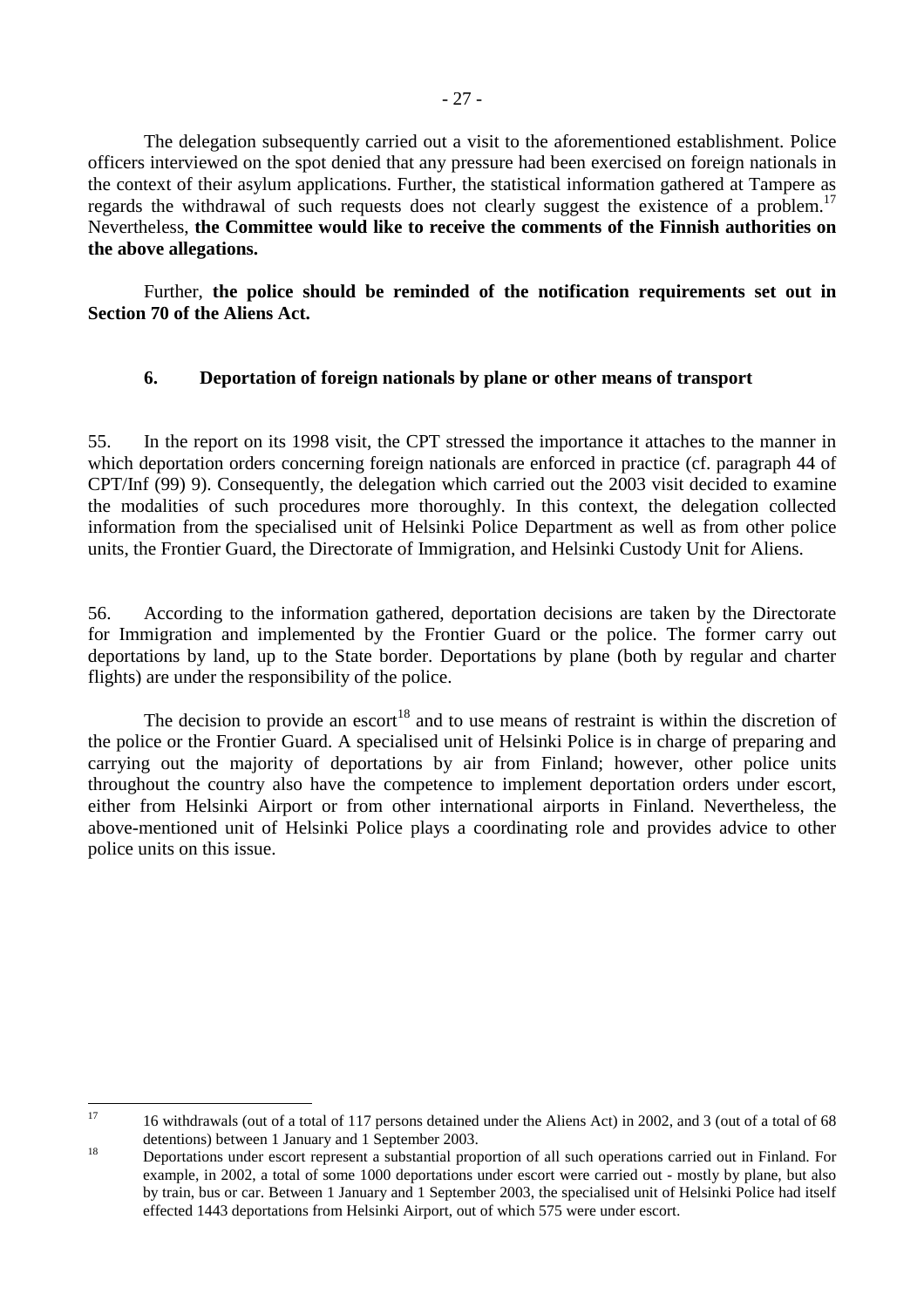The delegation subsequently carried out a visit to the aforementioned establishment. Police officers interviewed on the spot denied that any pressure had been exercised on foreign nationals in the context of their asylum applications. Further, the statistical information gathered at Tampere as regards the withdrawal of such requests does not clearly suggest the existence of a problem.[17] Nevertheless, **the Committee would like to receive the comments of the Finnish authorities on the above allegations.**

Further, **the police should be reminded of the notification requirements set out in Section 70 of the Aliens Act.**

### 6. Deportation of foreign nationals by plane or other means of transport

55. In the report on its 1998 visit, the CPT stressed the importance it attaches to the manner in which deportation orders concerning foreign nationals are enforced in practice (cf. paragraph 44 of CPT/Inf (99) 9). Consequently, the delegation which carried out the 2003 visit decided to examine the modalities of such procedures more thoroughly. In this context, the delegation collected information from the specialised unit of Helsinki Police Department as well as from other police units, the Frontier Guard, the Directorate of Immigration, and Helsinki Custody Unit for Aliens.

56. According to the information gathered, deportation decisions are taken by the Directorate for Immigration and implemented by the Frontier Guard or the police. The former carry out deportations by land, up to the State border. Deportations by plane (both by regular and charter flights) are under the responsibility of the police.

The decision to provide an escort[18] and to use means of restraint is within the discretion of the police or the Frontier Guard. A specialised unit of Helsinki Police is in charge of preparing and carrying out the majority of deportations by air from Finland; however, other police units throughout the country also have the competence to implement deportation orders under escort, either from Helsinki Airport or from other international airports in Finland. Nevertheless, the above-mentioned unit of Helsinki Police plays a coordinating role and provides advice to other police units on this issue.

---

[17] 16 withdrawals (out of a total of 117 persons detained under the Aliens Act) in 2002, and 3 (out of a total of 68 detentions) between 1 January and 1 September 2003.

[18] Deportations under escort represent a substantial proportion of all such operations carried out in Finland. For example, in 2002, a total of some 1000 deportations under escort were carried out - mostly by plane, but also by train, bus or car. Between 1 January and 1 September 2003, the specialised unit of Helsinki Police had itself effected 1443 deportations from Helsinki Airport, out of which 575 were under escort.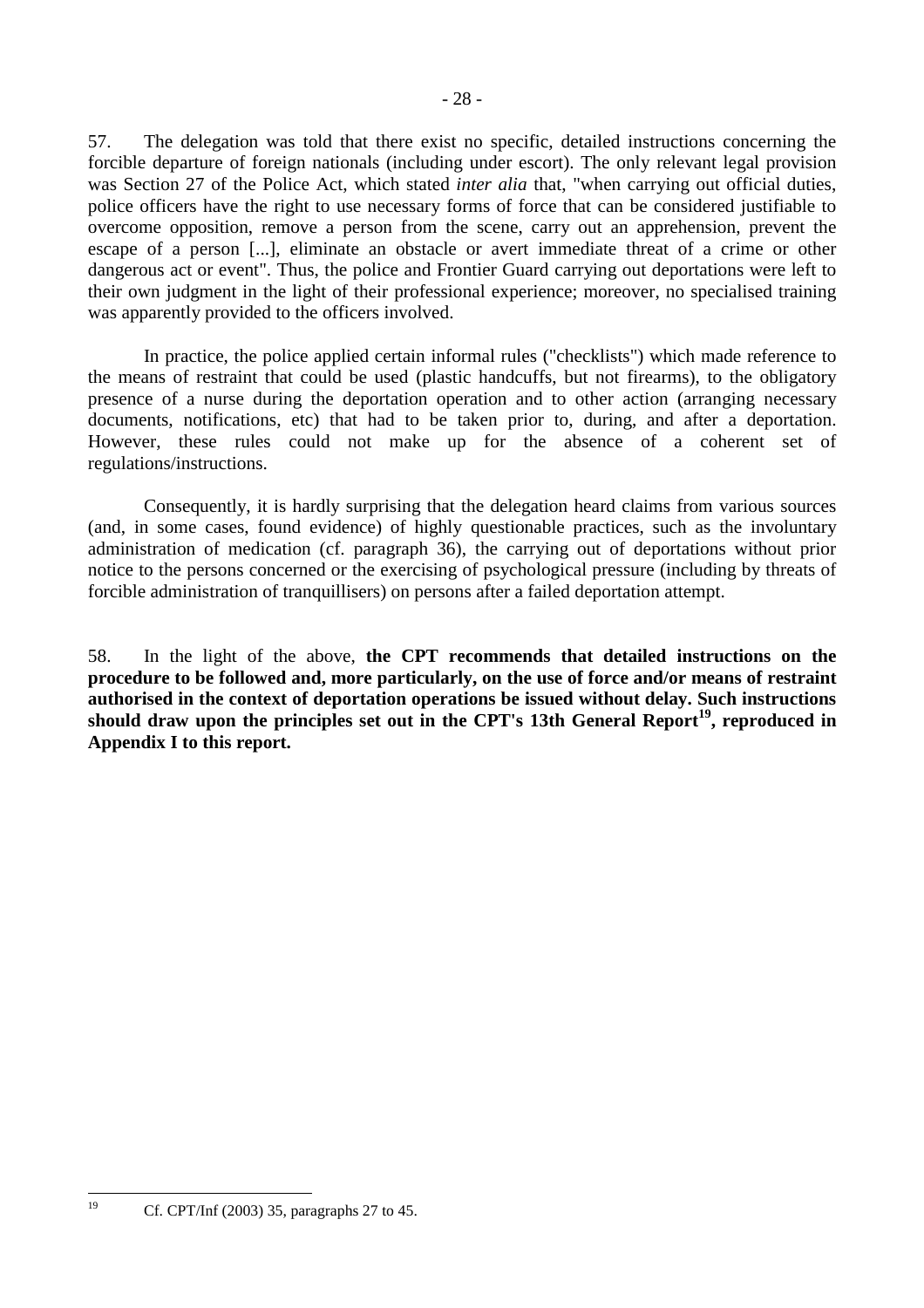57. The delegation was told that there exist no specific, detailed instructions concerning the forcible departure of foreign nationals (including under escort). The only relevant legal provision was Section 27 of the Police Act, which stated *inter alia* that, "when carrying out official duties, police officers have the right to use necessary forms of force that can be considered justifiable to overcome opposition, remove a person from the scene, carry out an apprehension, prevent the escape of a person [...], eliminate an obstacle or avert immediate threat of a crime or other dangerous act or event". Thus, the police and Frontier Guard carrying out deportations were left to their own judgment in the light of their professional experience; moreover, no specialised training was apparently provided to the officers involved.

In practice, the police applied certain informal rules ("checklists") which made reference to the means of restraint that could be used (plastic handcuffs, but not firearms), to the obligatory presence of a nurse during the deportation operation and to other action (arranging necessary documents, notifications, etc) that had to be taken prior to, during, and after a deportation. However, these rules could not make up for the absence of a coherent set of regulations/instructions.

Consequently, it is hardly surprising that the delegation heard claims from various sources (and, in some cases, found evidence) of highly questionable practices, such as the involuntary administration of medication (cf. paragraph 36), the carrying out of deportations without prior notice to the persons concerned or the exercising of psychological pressure (including by threats of forcible administration of tranquillisers) on persons after a failed deportation attempt.

58. In the light of the above, **the CPT recommends that detailed instructions on the procedure to be followed and, more particularly, on the use of force and/or means of restraint authorised in the context of deportation operations be issued without delay. Such instructions should draw upon the principles set out in the CPT's 13th General Report[19], reproduced in Appendix I to this report.**

---

[19] Cf. CPT/Inf (2003) 35, paragraphs 27 to 45.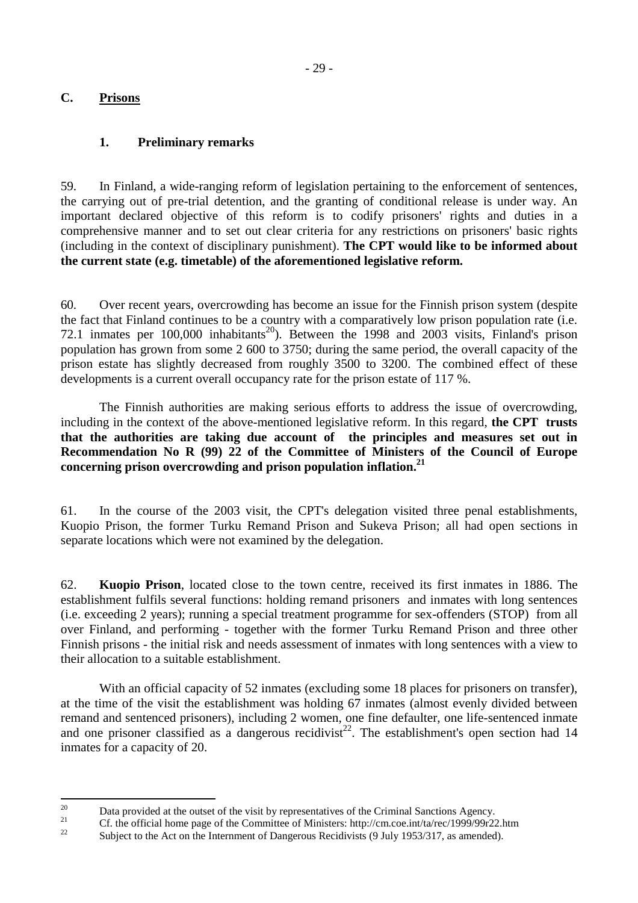## C. Prisons

### 1. Preliminary remarks

59. In Finland, a wide-ranging reform of legislation pertaining to the enforcement of sentences, the carrying out of pre-trial detention, and the granting of conditional release is under way. An important declared objective of this reform is to codify prisoners' rights and duties in a comprehensive manner and to set out clear criteria for any restrictions on prisoners' basic rights (including in the context of disciplinary punishment). **The CPT would like to be informed about the current state (e.g. timetable) of the aforementioned legislative reform.**

60. Over recent years, overcrowding has become an issue for the Finnish prison system (despite the fact that Finland continues to be a country with a comparatively low prison population rate (i.e. 72.1 inmates per 100,000 inhabitants[20]). Between the 1998 and 2003 visits, Finland's prison population has grown from some 2 600 to 3750; during the same period, the overall capacity of the prison estate has slightly decreased from roughly 3500 to 3200. The combined effect of these developments is a current overall occupancy rate for the prison estate of 117 %.

The Finnish authorities are making serious efforts to address the issue of overcrowding, including in the context of the above-mentioned legislative reform. In this regard, **the CPT trusts that the authorities are taking due account of the principles and measures set out in Recommendation No R (99) 22 of the Committee of Ministers of the Council of Europe concerning prison overcrowding and prison population inflation.[21]**

61. In the course of the 2003 visit, the CPT's delegation visited three penal establishments, Kuopio Prison, the former Turku Remand Prison and Sukeva Prison; all had open sections in separate locations which were not examined by the delegation.

62. **Kuopio Prison**, located close to the town centre, received its first inmates in 1886. The establishment fulfils several functions: holding remand prisoners and inmates with long sentences (i.e. exceeding 2 years); running a special treatment programme for sex-offenders (STOP) from all over Finland, and performing - together with the former Turku Remand Prison and three other Finnish prisons - the initial risk and needs assessment of inmates with long sentences with a view to their allocation to a suitable establishment.

With an official capacity of 52 inmates (excluding some 18 places for prisoners on transfer), at the time of the visit the establishment was holding 67 inmates (almost evenly divided between remand and sentenced prisoners), including 2 women, one fine defaulter, one life-sentenced inmate and one prisoner classified as a dangerous recidivist[22]. The establishment's open section had 14 inmates for a capacity of 20.

---

[20] Data provided at the outset of the visit by representatives of the Criminal Sanctions Agency.

[21] Cf. the official home page of the Committee of Ministers: http://cm.coe.int/ta/rec/1999/99r22.htm

[22] Subject to the Act on the Internment of Dangerous Recidivists (9 July 1953/317, as amended).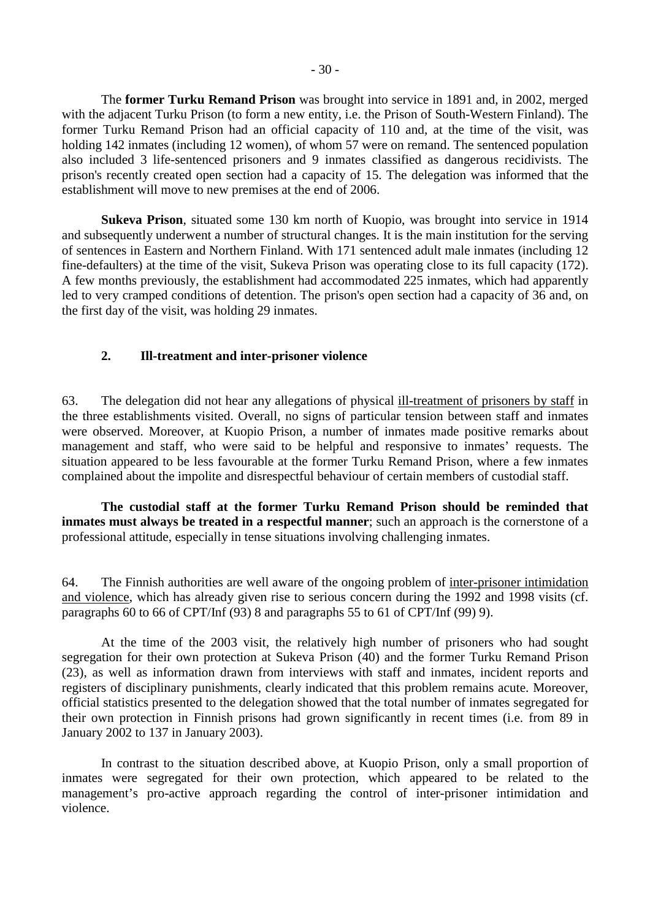The **former Turku Remand Prison** was brought into service in 1891 and, in 2002, merged with the adjacent Turku Prison (to form a new entity, i.e. the Prison of South-Western Finland). The former Turku Remand Prison had an official capacity of 110 and, at the time of the visit, was holding 142 inmates (including 12 women), of whom 57 were on remand. The sentenced population also included 3 life-sentenced prisoners and 9 inmates classified as dangerous recidivists. The prison's recently created open section had a capacity of 15. The delegation was informed that the establishment will move to new premises at the end of 2006.

**Sukeva Prison**, situated some 130 km north of Kuopio, was brought into service in 1914 and subsequently underwent a number of structural changes. It is the main institution for the serving of sentences in Eastern and Northern Finland. With 171 sentenced adult male inmates (including 12 fine-defaulters) at the time of the visit, Sukeva Prison was operating close to its full capacity (172). A few months previously, the establishment had accommodated 225 inmates, which had apparently led to very cramped conditions of detention. The prison's open section had a capacity of 36 and, on the first day of the visit, was holding 29 inmates.

### 2. Ill-treatment and inter-prisoner violence

63. The delegation did not hear any allegations of physical ill-treatment of prisoners by staff in the three establishments visited. Overall, no signs of particular tension between staff and inmates were observed. Moreover, at Kuopio Prison, a number of inmates made positive remarks about management and staff, who were said to be helpful and responsive to inmates' requests. The situation appeared to be less favourable at the former Turku Remand Prison, where a few inmates complained about the impolite and disrespectful behaviour of certain members of custodial staff.

**The custodial staff at the former Turku Remand Prison should be reminded that inmates must always be treated in a respectful manner**; such an approach is the cornerstone of a professional attitude, especially in tense situations involving challenging inmates.

64. The Finnish authorities are well aware of the ongoing problem of inter-prisoner intimidation and violence, which has already given rise to serious concern during the 1992 and 1998 visits (cf. paragraphs 60 to 66 of CPT/Inf (93) 8 and paragraphs 55 to 61 of CPT/Inf (99) 9).

At the time of the 2003 visit, the relatively high number of prisoners who had sought segregation for their own protection at Sukeva Prison (40) and the former Turku Remand Prison (23), as well as information drawn from interviews with staff and inmates, incident reports and registers of disciplinary punishments, clearly indicated that this problem remains acute. Moreover, official statistics presented to the delegation showed that the total number of inmates segregated for their own protection in Finnish prisons had grown significantly in recent times (i.e. from 89 in January 2002 to 137 in January 2003).

In contrast to the situation described above, at Kuopio Prison, only a small proportion of inmates were segregated for their own protection, which appeared to be related to the management's pro-active approach regarding the control of inter-prisoner intimidation and violence.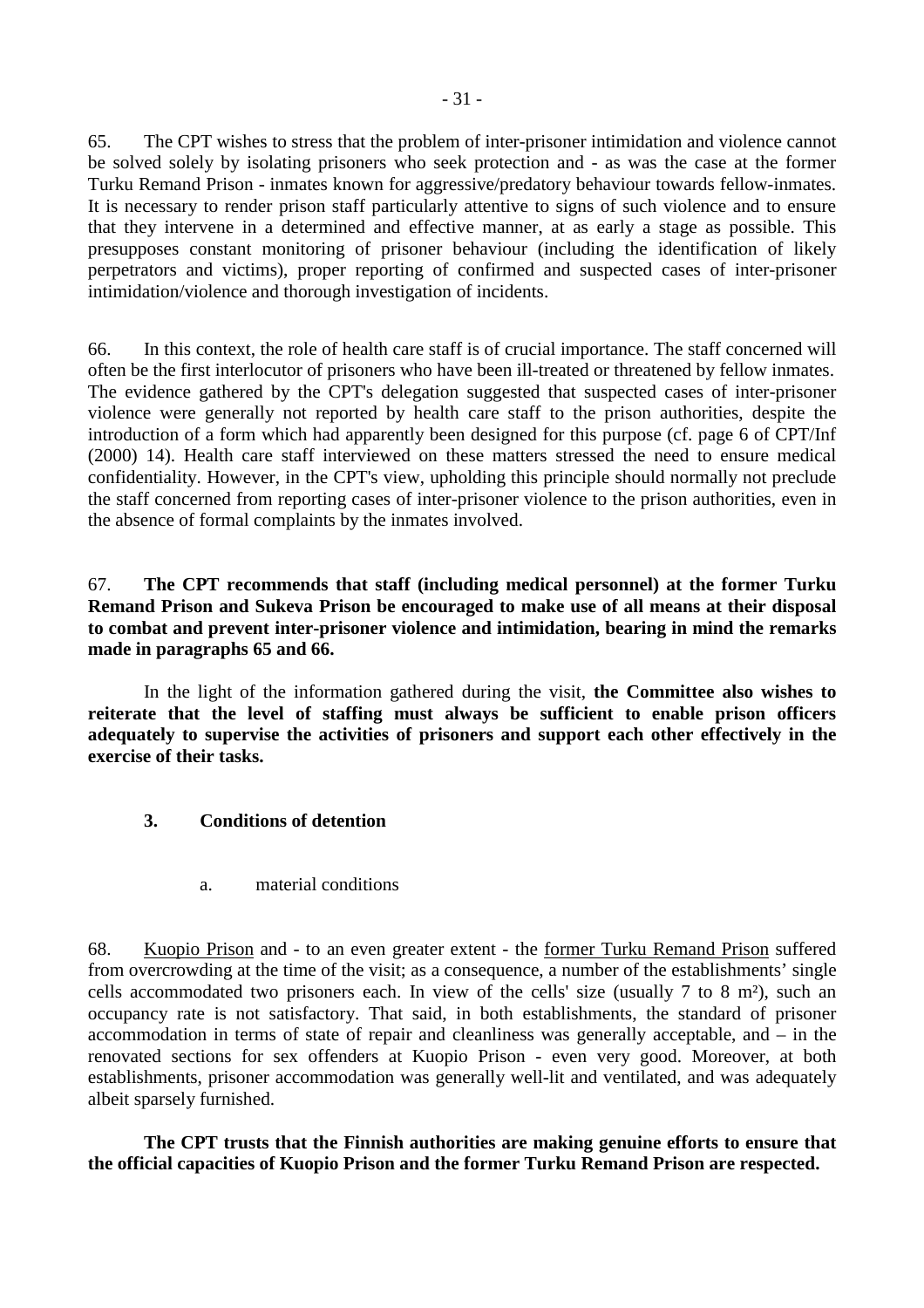65. The CPT wishes to stress that the problem of inter-prisoner intimidation and violence cannot be solved solely by isolating prisoners who seek protection and - as was the case at the former Turku Remand Prison - inmates known for aggressive/predatory behaviour towards fellow-inmates. It is necessary to render prison staff particularly attentive to signs of such violence and to ensure that they intervene in a determined and effective manner, at as early a stage as possible. This presupposes constant monitoring of prisoner behaviour (including the identification of likely perpetrators and victims), proper reporting of confirmed and suspected cases of inter-prisoner intimidation/violence and thorough investigation of incidents.

66. In this context, the role of health care staff is of crucial importance. The staff concerned will often be the first interlocutor of prisoners who have been ill-treated or threatened by fellow inmates. The evidence gathered by the CPT's delegation suggested that suspected cases of inter-prisoner violence were generally not reported by health care staff to the prison authorities, despite the introduction of a form which had apparently been designed for this purpose (cf. page 6 of CPT/Inf (2000) 14). Health care staff interviewed on these matters stressed the need to ensure medical confidentiality. However, in the CPT's view, upholding this principle should normally not preclude the staff concerned from reporting cases of inter-prisoner violence to the prison authorities, even in the absence of formal complaints by the inmates involved.

67. **The CPT recommends that staff (including medical personnel) at the former Turku Remand Prison and Sukeva Prison be encouraged to make use of all means at their disposal to combat and prevent inter-prisoner violence and intimidation, bearing in mind the remarks made in paragraphs 65 and 66.**

In the light of the information gathered during the visit, **the Committee also wishes to reiterate that the level of staffing must always be sufficient to enable prison officers adequately to supervise the activities of prisoners and support each other effectively in the exercise of their tasks.**

### 3. Conditions of detention

#### a. material conditions

68. Kuopio Prison and - to an even greater extent - the former Turku Remand Prison suffered from overcrowding at the time of the visit; as a consequence, a number of the establishments' single cells accommodated two prisoners each. In view of the cells' size (usually 7 to 8 m²), such an occupancy rate is not satisfactory. That said, in both establishments, the standard of prisoner accommodation in terms of state of repair and cleanliness was generally acceptable, and – in the renovated sections for sex offenders at Kuopio Prison - even very good. Moreover, at both establishments, prisoner accommodation was generally well-lit and ventilated, and was adequately albeit sparsely furnished.

**The CPT trusts that the Finnish authorities are making genuine efforts to ensure that the official capacities of Kuopio Prison and the former Turku Remand Prison are respected.**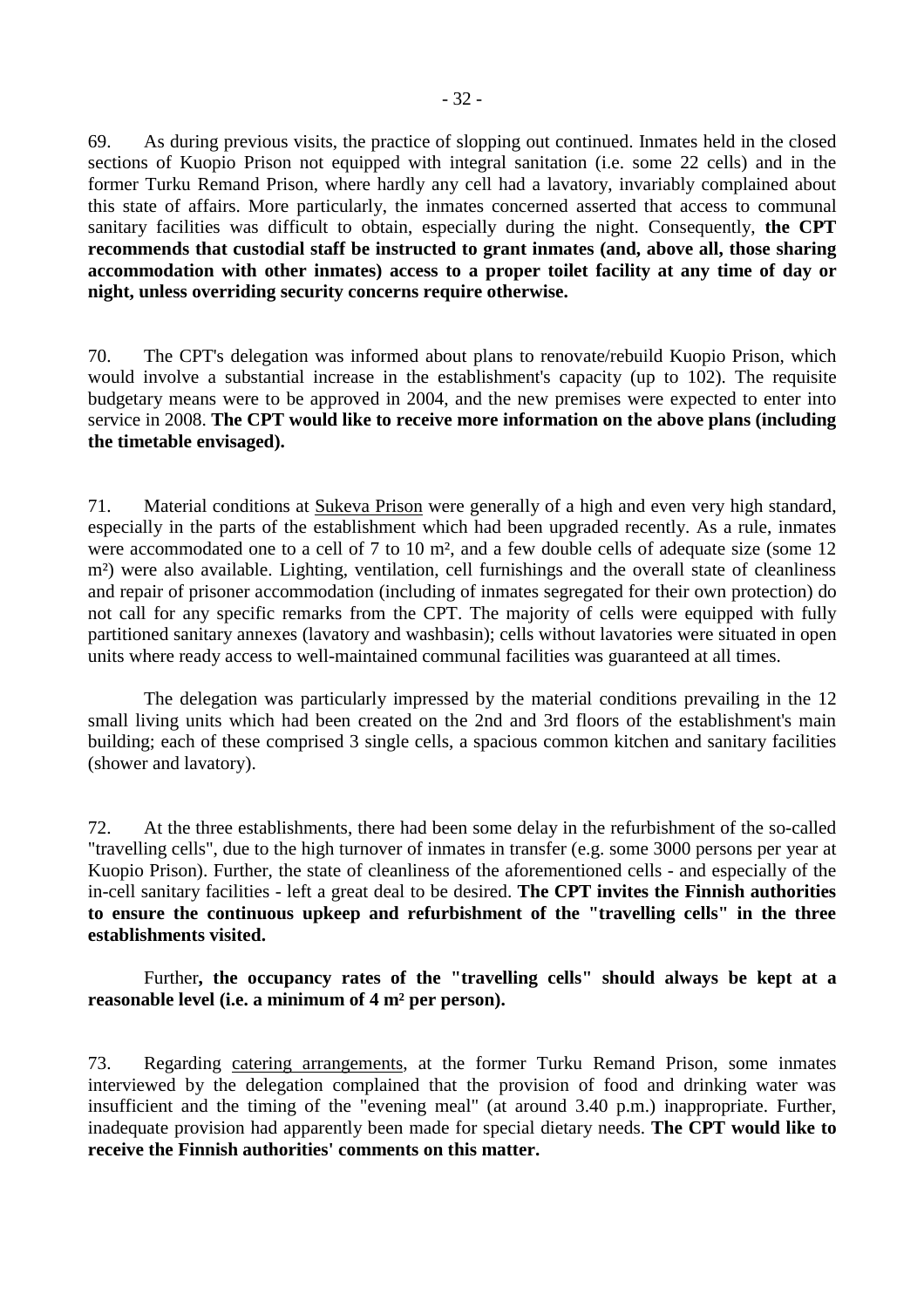69. As during previous visits, the practice of slopping out continued. Inmates held in the closed sections of Kuopio Prison not equipped with integral sanitation (i.e. some 22 cells) and in the former Turku Remand Prison, where hardly any cell had a lavatory, invariably complained about this state of affairs. More particularly, the inmates concerned asserted that access to communal sanitary facilities was difficult to obtain, especially during the night. Consequently, **the CPT recommends that custodial staff be instructed to grant inmates (and, above all, those sharing accommodation with other inmates) access to a proper toilet facility at any time of day or night, unless overriding security concerns require otherwise.**

70. The CPT's delegation was informed about plans to renovate/rebuild Kuopio Prison, which would involve a substantial increase in the establishment's capacity (up to 102). The requisite budgetary means were to be approved in 2004, and the new premises were expected to enter into service in 2008. **The CPT would like to receive more information on the above plans (including the timetable envisaged).**

71. Material conditions at Sukeva Prison were generally of a high and even very high standard, especially in the parts of the establishment which had been upgraded recently. As a rule, inmates were accommodated one to a cell of 7 to 10 m², and a few double cells of adequate size (some 12 m²) were also available. Lighting, ventilation, cell furnishings and the overall state of cleanliness and repair of prisoner accommodation (including of inmates segregated for their own protection) do not call for any specific remarks from the CPT. The majority of cells were equipped with fully partitioned sanitary annexes (lavatory and washbasin); cells without lavatories were situated in open units where ready access to well-maintained communal facilities was guaranteed at all times.

The delegation was particularly impressed by the material conditions prevailing in the 12 small living units which had been created on the 2nd and 3rd floors of the establishment's main building; each of these comprised 3 single cells, a spacious common kitchen and sanitary facilities (shower and lavatory).

72. At the three establishments, there had been some delay in the refurbishment of the so-called "travelling cells", due to the high turnover of inmates in transfer (e.g. some 3000 persons per year at Kuopio Prison). Further, the state of cleanliness of the aforementioned cells - and especially of the in-cell sanitary facilities - left a great deal to be desired. **The CPT invites the Finnish authorities to ensure the continuous upkeep and refurbishment of the "travelling cells" in the three establishments visited.**

Further**, the occupancy rates of the "travelling cells" should always be kept at a reasonable level (i.e. a minimum of 4 m² per person).**

73. Regarding catering arrangements, at the former Turku Remand Prison, some inmates interviewed by the delegation complained that the provision of food and drinking water was insufficient and the timing of the "evening meal" (at around 3.40 p.m.) inappropriate. Further, inadequate provision had apparently been made for special dietary needs. **The CPT would like to receive the Finnish authorities' comments on this matter.**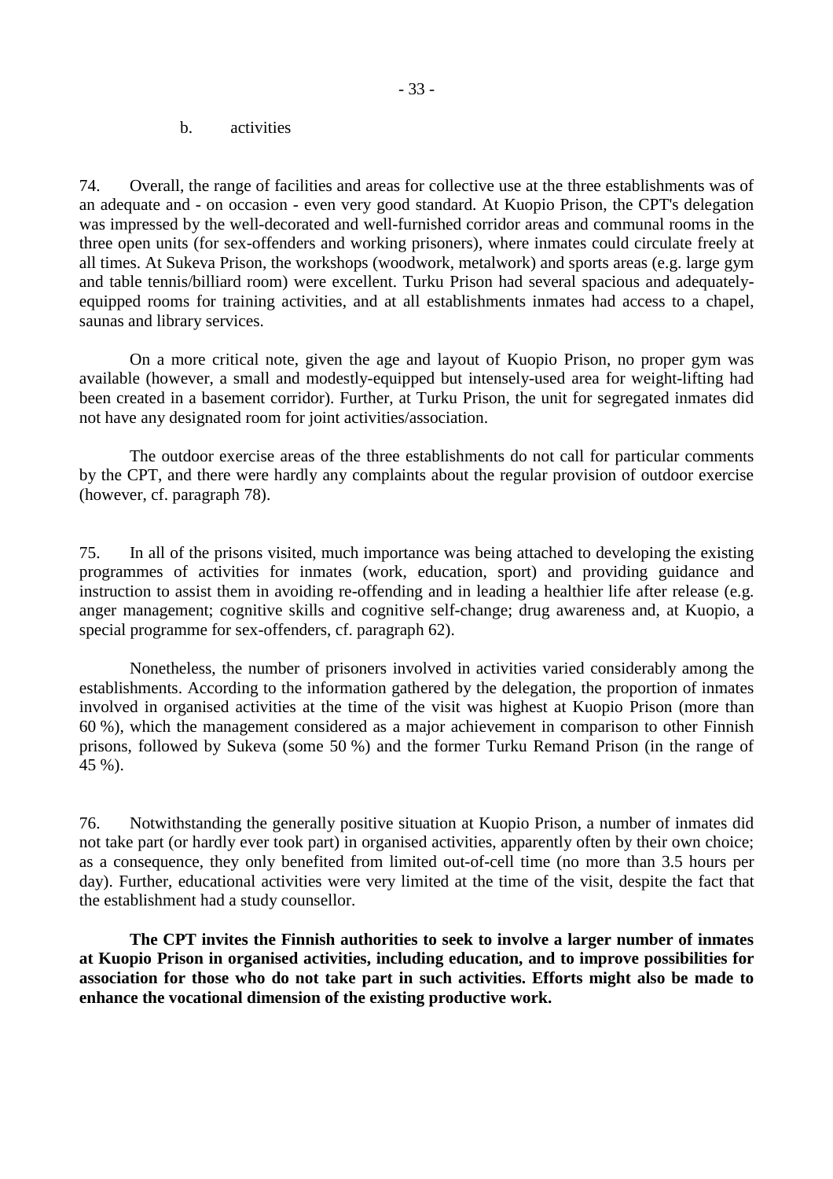b. activities

74. Overall, the range of facilities and areas for collective use at the three establishments was of an adequate and - on occasion - even very good standard. At Kuopio Prison, the CPT's delegation was impressed by the well-decorated and well-furnished corridor areas and communal rooms in the three open units (for sex-offenders and working prisoners), where inmates could circulate freely at all times. At Sukeva Prison, the workshops (woodwork, metalwork) and sports areas (e.g. large gym and table tennis/billiard room) were excellent. Turku Prison had several spacious and adequately-equipped rooms for training activities, and at all establishments inmates had access to a chapel, saunas and library services.

On a more critical note, given the age and layout of Kuopio Prison, no proper gym was available (however, a small and modestly-equipped but intensely-used area for weight-lifting had been created in a basement corridor). Further, at Turku Prison, the unit for segregated inmates did not have any designated room for joint activities/association.

The outdoor exercise areas of the three establishments do not call for particular comments by the CPT, and there were hardly any complaints about the regular provision of outdoor exercise (however, cf. paragraph 78).

75. In all of the prisons visited, much importance was being attached to developing the existing programmes of activities for inmates (work, education, sport) and providing guidance and instruction to assist them in avoiding re-offending and in leading a healthier life after release (e.g. anger management; cognitive skills and cognitive self-change; drug awareness and, at Kuopio, a special programme for sex-offenders, cf. paragraph 62).

Nonetheless, the number of prisoners involved in activities varied considerably among the establishments. According to the information gathered by the delegation, the proportion of inmates involved in organised activities at the time of the visit was highest at Kuopio Prison (more than 60 %), which the management considered as a major achievement in comparison to other Finnish prisons, followed by Sukeva (some 50 %) and the former Turku Remand Prison (in the range of 45 %).

76. Notwithstanding the generally positive situation at Kuopio Prison, a number of inmates did not take part (or hardly ever took part) in organised activities, apparently often by their own choice; as a consequence, they only benefited from limited out-of-cell time (no more than 3.5 hours per day). Further, educational activities were very limited at the time of the visit, despite the fact that the establishment had a study counsellor.

**The CPT invites the Finnish authorities to seek to involve a larger number of inmates at Kuopio Prison in organised activities, including education, and to improve possibilities for association for those who do not take part in such activities. Efforts might also be made to enhance the vocational dimension of the existing productive work.**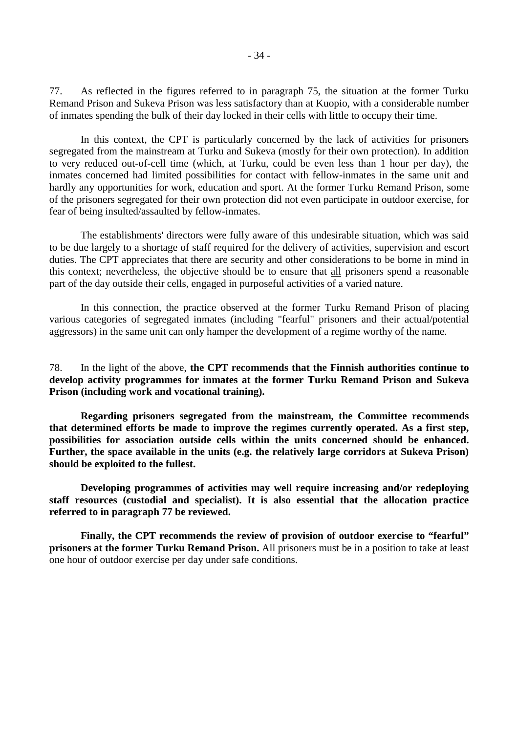77. As reflected in the figures referred to in paragraph 75, the situation at the former Turku Remand Prison and Sukeva Prison was less satisfactory than at Kuopio, with a considerable number of inmates spending the bulk of their day locked in their cells with little to occupy their time.

In this context, the CPT is particularly concerned by the lack of activities for prisoners segregated from the mainstream at Turku and Sukeva (mostly for their own protection). In addition to very reduced out-of-cell time (which, at Turku, could be even less than 1 hour per day), the inmates concerned had limited possibilities for contact with fellow-inmates in the same unit and hardly any opportunities for work, education and sport. At the former Turku Remand Prison, some of the prisoners segregated for their own protection did not even participate in outdoor exercise, for fear of being insulted/assaulted by fellow-inmates.

The establishments' directors were fully aware of this undesirable situation, which was said to be due largely to a shortage of staff required for the delivery of activities, supervision and escort duties. The CPT appreciates that there are security and other considerations to be borne in mind in this context; nevertheless, the objective should be to ensure that all prisoners spend a reasonable part of the day outside their cells, engaged in purposeful activities of a varied nature.

In this connection, the practice observed at the former Turku Remand Prison of placing various categories of segregated inmates (including "fearful" prisoners and their actual/potential aggressors) in the same unit can only hamper the development of a regime worthy of the name.

78. In the light of the above, **the CPT recommends that the Finnish authorities continue to develop activity programmes for inmates at the former Turku Remand Prison and Sukeva Prison (including work and vocational training).**

**Regarding prisoners segregated from the mainstream, the Committee recommends that determined efforts be made to improve the regimes currently operated. As a first step, possibilities for association outside cells within the units concerned should be enhanced. Further, the space available in the units (e.g. the relatively large corridors at Sukeva Prison) should be exploited to the fullest.**

**Developing programmes of activities may well require increasing and/or redeploying staff resources (custodial and specialist). It is also essential that the allocation practice referred to in paragraph 77 be reviewed.**

**Finally, the CPT recommends the review of provision of outdoor exercise to "fearful" prisoners at the former Turku Remand Prison.** All prisoners must be in a position to take at least one hour of outdoor exercise per day under safe conditions.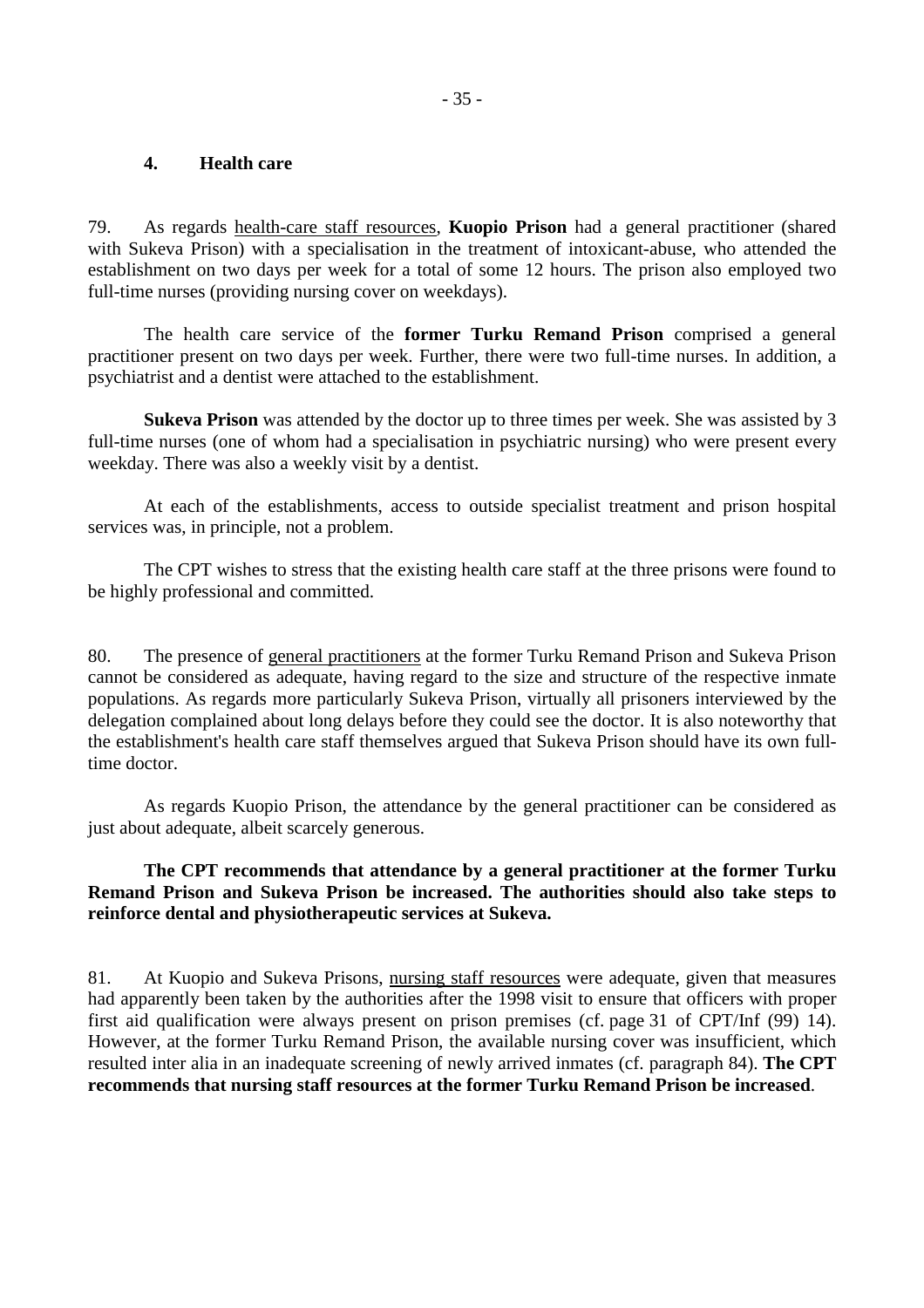### 4. Health care

79. As regards health-care staff resources, **Kuopio Prison** had a general practitioner (shared with Sukeva Prison) with a specialisation in the treatment of intoxicant-abuse, who attended the establishment on two days per week for a total of some 12 hours. The prison also employed two full-time nurses (providing nursing cover on weekdays).

The health care service of the **former Turku Remand Prison** comprised a general practitioner present on two days per week. Further, there were two full-time nurses. In addition, a psychiatrist and a dentist were attached to the establishment.

**Sukeva Prison** was attended by the doctor up to three times per week. She was assisted by 3 full-time nurses (one of whom had a specialisation in psychiatric nursing) who were present every weekday. There was also a weekly visit by a dentist.

At each of the establishments, access to outside specialist treatment and prison hospital services was, in principle, not a problem.

The CPT wishes to stress that the existing health care staff at the three prisons were found to be highly professional and committed.

80. The presence of general practitioners at the former Turku Remand Prison and Sukeva Prison cannot be considered as adequate, having regard to the size and structure of the respective inmate populations. As regards more particularly Sukeva Prison, virtually all prisoners interviewed by the delegation complained about long delays before they could see the doctor. It is also noteworthy that the establishment's health care staff themselves argued that Sukeva Prison should have its own full-time doctor.

As regards Kuopio Prison, the attendance by the general practitioner can be considered as just about adequate, albeit scarcely generous.

**The CPT recommends that attendance by a general practitioner at the former Turku Remand Prison and Sukeva Prison be increased. The authorities should also take steps to reinforce dental and physiotherapeutic services at Sukeva.**

81. At Kuopio and Sukeva Prisons, nursing staff resources were adequate, given that measures had apparently been taken by the authorities after the 1998 visit to ensure that officers with proper first aid qualification were always present on prison premises (cf. page 31 of CPT/Inf (99) 14). However, at the former Turku Remand Prison, the available nursing cover was insufficient, which resulted inter alia in an inadequate screening of newly arrived inmates (cf. paragraph 84). **The CPT recommends that nursing staff resources at the former Turku Remand Prison be increased**.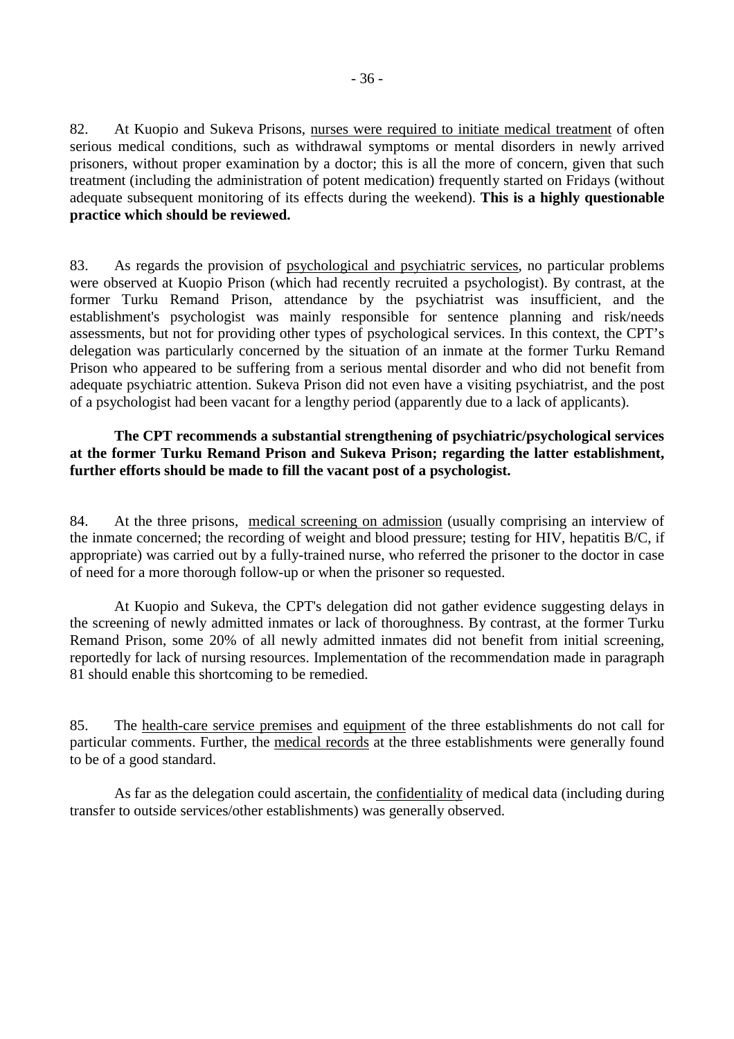82. At Kuopio and Sukeva Prisons, nurses were required to initiate medical treatment of often serious medical conditions, such as withdrawal symptoms or mental disorders in newly arrived prisoners, without proper examination by a doctor; this is all the more of concern, given that such treatment (including the administration of potent medication) frequently started on Fridays (without adequate subsequent monitoring of its effects during the weekend). **This is a highly questionable practice which should be reviewed.**

83. As regards the provision of psychological and psychiatric services, no particular problems were observed at Kuopio Prison (which had recently recruited a psychologist). By contrast, at the former Turku Remand Prison, attendance by the psychiatrist was insufficient, and the establishment's psychologist was mainly responsible for sentence planning and risk/needs assessments, but not for providing other types of psychological services. In this context, the CPT's delegation was particularly concerned by the situation of an inmate at the former Turku Remand Prison who appeared to be suffering from a serious mental disorder and who did not benefit from adequate psychiatric attention. Sukeva Prison did not even have a visiting psychiatrist, and the post of a psychologist had been vacant for a lengthy period (apparently due to a lack of applicants).

**The CPT recommends a substantial strengthening of psychiatric/psychological services at the former Turku Remand Prison and Sukeva Prison; regarding the latter establishment, further efforts should be made to fill the vacant post of a psychologist.**

84. At the three prisons, medical screening on admission (usually comprising an interview of the inmate concerned; the recording of weight and blood pressure; testing for HIV, hepatitis B/C, if appropriate) was carried out by a fully-trained nurse, who referred the prisoner to the doctor in case of need for a more thorough follow-up or when the prisoner so requested.

At Kuopio and Sukeva, the CPT's delegation did not gather evidence suggesting delays in the screening of newly admitted inmates or lack of thoroughness. By contrast, at the former Turku Remand Prison, some 20% of all newly admitted inmates did not benefit from initial screening, reportedly for lack of nursing resources. Implementation of the recommendation made in paragraph 81 should enable this shortcoming to be remedied.

85. The health-care service premises and equipment of the three establishments do not call for particular comments. Further, the medical records at the three establishments were generally found to be of a good standard.

As far as the delegation could ascertain, the confidentiality of medical data (including during transfer to outside services/other establishments) was generally observed.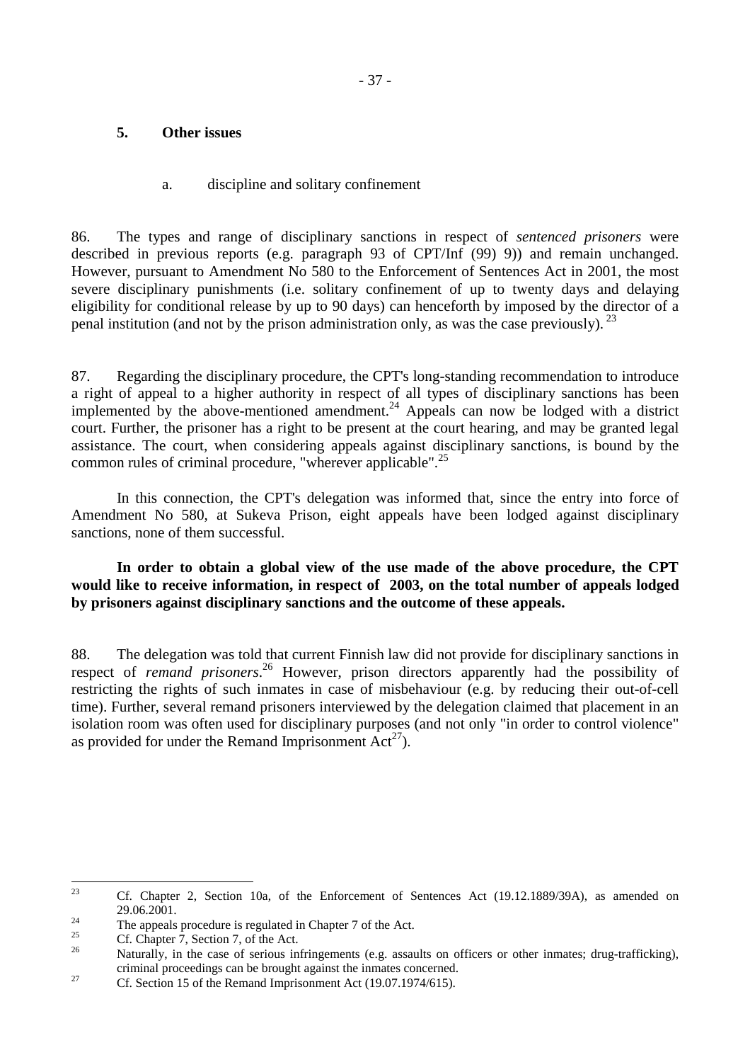## 5. Other issues

### a. discipline and solitary confinement

86. The types and range of disciplinary sanctions in respect of *sentenced prisoners* were described in previous reports (e.g. paragraph 93 of CPT/Inf (99) 9)) and remain unchanged. However, pursuant to Amendment No 580 to the Enforcement of Sentences Act in 2001, the most severe disciplinary punishments (i.e. solitary confinement of up to twenty days and delaying eligibility for conditional release by up to 90 days) can henceforth by imposed by the director of a penal institution (and not by the prison administration only, as was the case previously). [23]

87. Regarding the disciplinary procedure, the CPT's long-standing recommendation to introduce a right of appeal to a higher authority in respect of all types of disciplinary sanctions has been implemented by the above-mentioned amendment.[24] Appeals can now be lodged with a district court. Further, the prisoner has a right to be present at the court hearing, and may be granted legal assistance. The court, when considering appeals against disciplinary sanctions, is bound by the common rules of criminal procedure, "wherever applicable".[25]

In this connection, the CPT's delegation was informed that, since the entry into force of Amendment No 580, at Sukeva Prison, eight appeals have been lodged against disciplinary sanctions, none of them successful.

**In order to obtain a global view of the use made of the above procedure, the CPT would like to receive information, in respect of 2003, on the total number of appeals lodged by prisoners against disciplinary sanctions and the outcome of these appeals.**

88. The delegation was told that current Finnish law did not provide for disciplinary sanctions in respect of *remand prisoners*.[26] However, prison directors apparently had the possibility of restricting the rights of such inmates in case of misbehaviour (e.g. by reducing their out-of-cell time). Further, several remand prisoners interviewed by the delegation claimed that placement in an isolation room was often used for disciplinary purposes (and not only "in order to control violence" as provided for under the Remand Imprisonment Act[27]).

---

[23] Cf. Chapter 2, Section 10a, of the Enforcement of Sentences Act (19.12.1889/39A), as amended on 29.06.2001.

[24] The appeals procedure is regulated in Chapter 7 of the Act.

[25] Cf. Chapter 7, Section 7, of the Act.

[26] Naturally, in the case of serious infringements (e.g. assaults on officers or other inmates; drug-trafficking), criminal proceedings can be brought against the inmates concerned.

[27] Cf. Section 15 of the Remand Imprisonment Act (19.07.1974/615).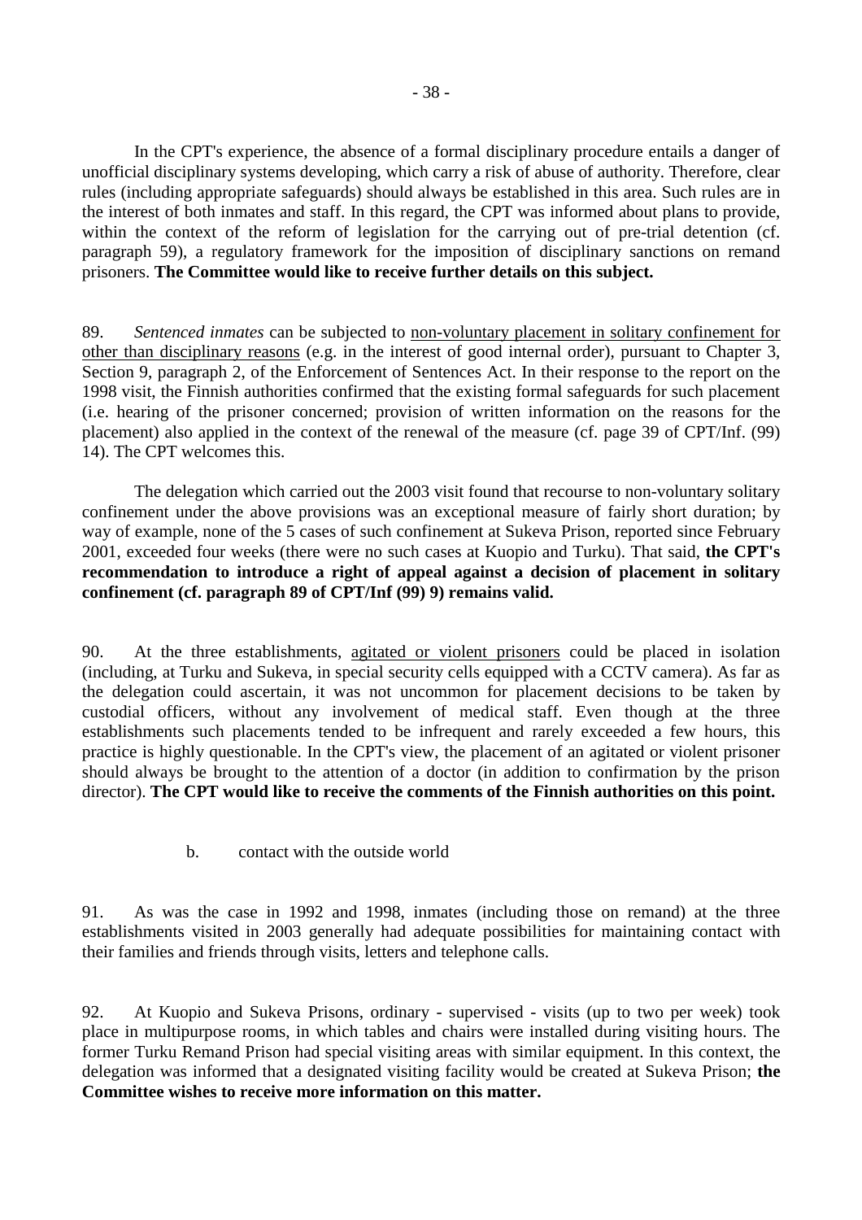In the CPT's experience, the absence of a formal disciplinary procedure entails a danger of unofficial disciplinary systems developing, which carry a risk of abuse of authority. Therefore, clear rules (including appropriate safeguards) should always be established in this area. Such rules are in the interest of both inmates and staff. In this regard, the CPT was informed about plans to provide, within the context of the reform of legislation for the carrying out of pre-trial detention (cf. paragraph 59), a regulatory framework for the imposition of disciplinary sanctions on remand prisoners. **The Committee would like to receive further details on this subject.**

89. *Sentenced inmates* can be subjected to non-voluntary placement in solitary confinement for other than disciplinary reasons (e.g. in the interest of good internal order), pursuant to Chapter 3, Section 9, paragraph 2, of the Enforcement of Sentences Act. In their response to the report on the 1998 visit, the Finnish authorities confirmed that the existing formal safeguards for such placement (i.e. hearing of the prisoner concerned; provision of written information on the reasons for the placement) also applied in the context of the renewal of the measure (cf. page 39 of CPT/Inf. (99) 14). The CPT welcomes this.

The delegation which carried out the 2003 visit found that recourse to non-voluntary solitary confinement under the above provisions was an exceptional measure of fairly short duration; by way of example, none of the 5 cases of such confinement at Sukeva Prison, reported since February 2001, exceeded four weeks (there were no such cases at Kuopio and Turku). That said, **the CPT's recommendation to introduce a right of appeal against a decision of placement in solitary confinement (cf. paragraph 89 of CPT/Inf (99) 9) remains valid.**

90. At the three establishments, agitated or violent prisoners could be placed in isolation (including, at Turku and Sukeva, in special security cells equipped with a CCTV camera). As far as the delegation could ascertain, it was not uncommon for placement decisions to be taken by custodial officers, without any involvement of medical staff. Even though at the three establishments such placements tended to be infrequent and rarely exceeded a few hours, this practice is highly questionable. In the CPT's view, the placement of an agitated or violent prisoner should always be brought to the attention of a doctor (in addition to confirmation by the prison director). **The CPT would like to receive the comments of the Finnish authorities on this point.**

b. contact with the outside world

91. As was the case in 1992 and 1998, inmates (including those on remand) at the three establishments visited in 2003 generally had adequate possibilities for maintaining contact with their families and friends through visits, letters and telephone calls.

92. At Kuopio and Sukeva Prisons, ordinary - supervised - visits (up to two per week) took place in multipurpose rooms, in which tables and chairs were installed during visiting hours. The former Turku Remand Prison had special visiting areas with similar equipment. In this context, the delegation was informed that a designated visiting facility would be created at Sukeva Prison; **the Committee wishes to receive more information on this matter.**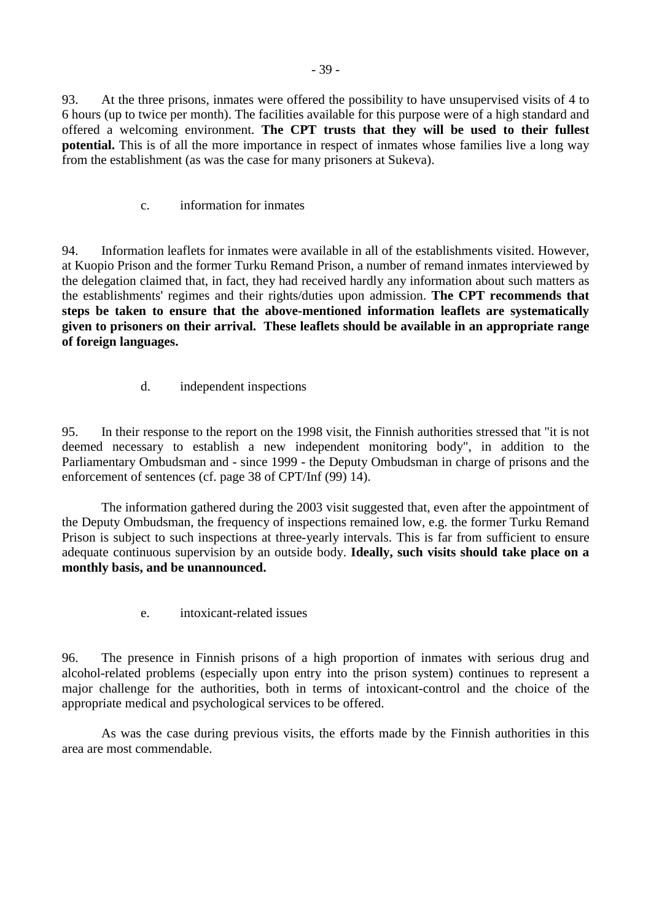93. At the three prisons, inmates were offered the possibility to have unsupervised visits of 4 to 6 hours (up to twice per month). The facilities available for this purpose were of a high standard and offered a welcoming environment. **The CPT trusts that they will be used to their fullest potential.** This is of all the more importance in respect of inmates whose families live a long way from the establishment (as was the case for many prisoners at Sukeva).

c. information for inmates

94. Information leaflets for inmates were available in all of the establishments visited. However, at Kuopio Prison and the former Turku Remand Prison, a number of remand inmates interviewed by the delegation claimed that, in fact, they had received hardly any information about such matters as the establishments' regimes and their rights/duties upon admission. **The CPT recommends that steps be taken to ensure that the above-mentioned information leaflets are systematically given to prisoners on their arrival. These leaflets should be available in an appropriate range of foreign languages.**

d. independent inspections

95. In their response to the report on the 1998 visit, the Finnish authorities stressed that "it is not deemed necessary to establish a new independent monitoring body", in addition to the Parliamentary Ombudsman and - since 1999 - the Deputy Ombudsman in charge of prisons and the enforcement of sentences (cf. page 38 of CPT/Inf (99) 14).

The information gathered during the 2003 visit suggested that, even after the appointment of the Deputy Ombudsman, the frequency of inspections remained low, e.g. the former Turku Remand Prison is subject to such inspections at three-yearly intervals. This is far from sufficient to ensure adequate continuous supervision by an outside body. **Ideally, such visits should take place on a monthly basis, and be unannounced.**

e. intoxicant-related issues

96. The presence in Finnish prisons of a high proportion of inmates with serious drug and alcohol-related problems (especially upon entry into the prison system) continues to represent a major challenge for the authorities, both in terms of intoxicant-control and the choice of the appropriate medical and psychological services to be offered.

As was the case during previous visits, the efforts made by the Finnish authorities in this area are most commendable.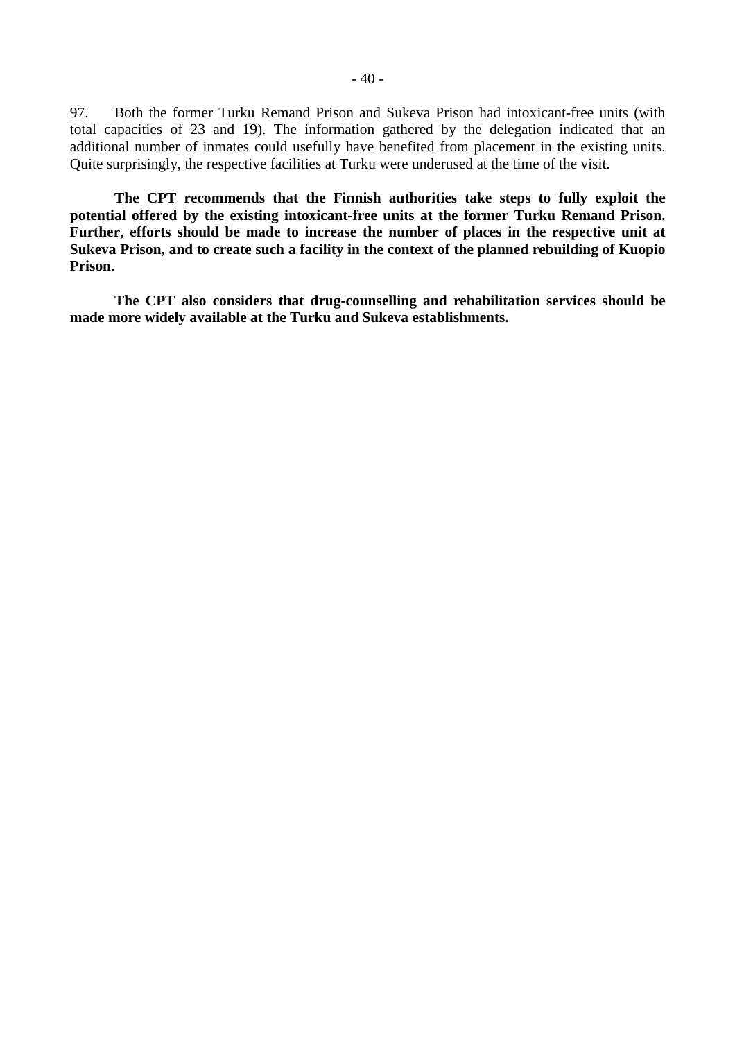97. Both the former Turku Remand Prison and Sukeva Prison had intoxicant-free units (with total capacities of 23 and 19). The information gathered by the delegation indicated that an additional number of inmates could usefully have benefited from placement in the existing units. Quite surprisingly, the respective facilities at Turku were underused at the time of the visit.

**The CPT recommends that the Finnish authorities take steps to fully exploit the potential offered by the existing intoxicant-free units at the former Turku Remand Prison. Further, efforts should be made to increase the number of places in the respective unit at Sukeva Prison, and to create such a facility in the context of the planned rebuilding of Kuopio Prison.**

**The CPT also considers that drug-counselling and rehabilitation services should be made more widely available at the Turku and Sukeva establishments.**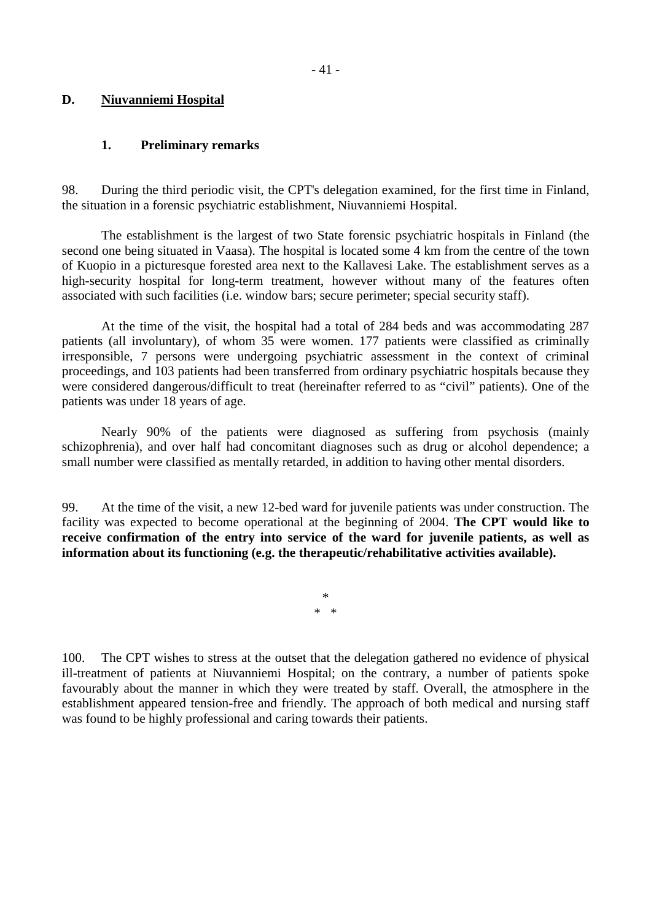## D. Niuvanniemi Hospital

### 1. Preliminary remarks

98. During the third periodic visit, the CPT's delegation examined, for the first time in Finland, the situation in a forensic psychiatric establishment, Niuvanniemi Hospital.

The establishment is the largest of two State forensic psychiatric hospitals in Finland (the second one being situated in Vaasa). The hospital is located some 4 km from the centre of the town of Kuopio in a picturesque forested area next to the Kallavesi Lake. The establishment serves as a high-security hospital for long-term treatment, however without many of the features often associated with such facilities (i.e. window bars; secure perimeter; special security staff).

At the time of the visit, the hospital had a total of 284 beds and was accommodating 287 patients (all involuntary), of whom 35 were women. 177 patients were classified as criminally irresponsible, 7 persons were undergoing psychiatric assessment in the context of criminal proceedings, and 103 patients had been transferred from ordinary psychiatric hospitals because they were considered dangerous/difficult to treat (hereinafter referred to as "civil" patients). One of the patients was under 18 years of age.

Nearly 90% of the patients were diagnosed as suffering from psychosis (mainly schizophrenia), and over half had concomitant diagnoses such as drug or alcohol dependence; a small number were classified as mentally retarded, in addition to having other mental disorders.

99. At the time of the visit, a new 12-bed ward for juvenile patients was under construction. The facility was expected to become operational at the beginning of 2004. **The CPT would like to receive confirmation of the entry into service of the ward for juvenile patients, as well as information about its functioning (e.g. the therapeutic/rehabilitative activities available).**

\*

\* \*

100. The CPT wishes to stress at the outset that the delegation gathered no evidence of physical ill-treatment of patients at Niuvanniemi Hospital; on the contrary, a number of patients spoke favourably about the manner in which they were treated by staff. Overall, the atmosphere in the establishment appeared tension-free and friendly. The approach of both medical and nursing staff was found to be highly professional and caring towards their patients.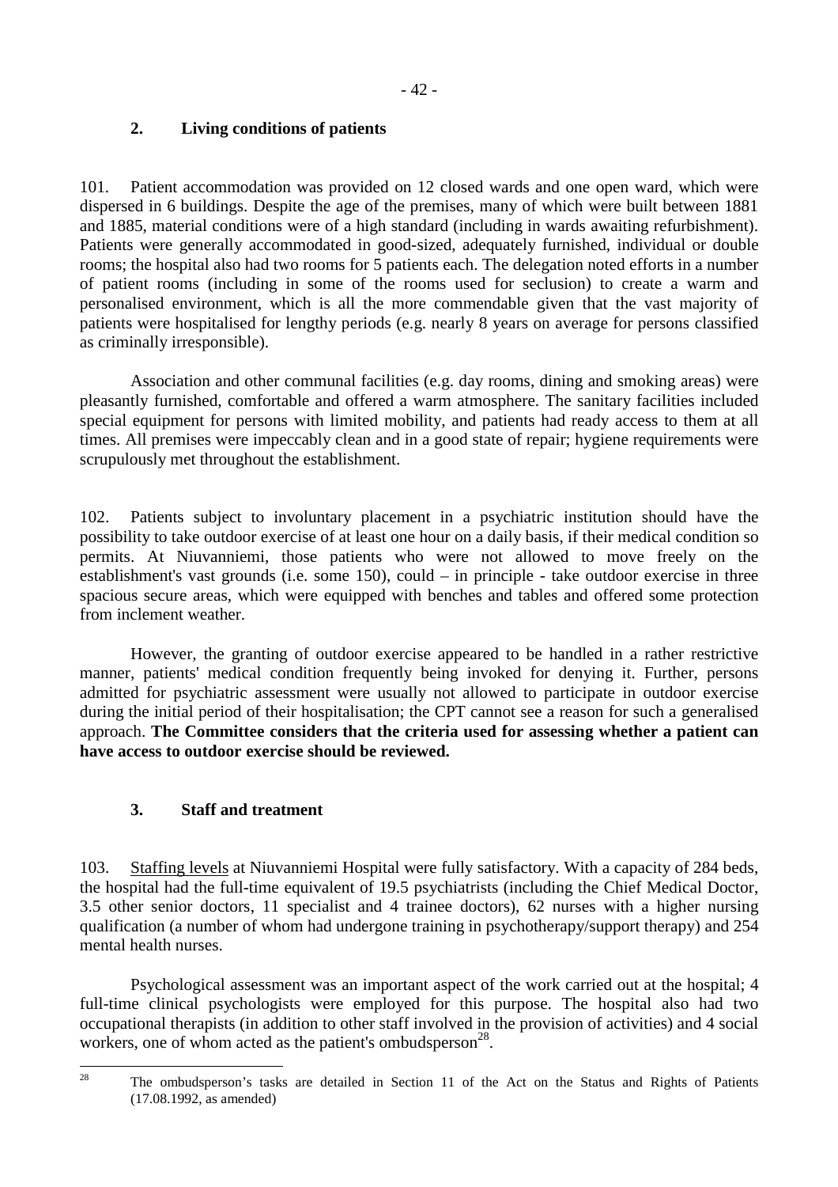## 2. Living conditions of patients

101. Patient accommodation was provided on 12 closed wards and one open ward, which were dispersed in 6 buildings. Despite the age of the premises, many of which were built between 1881 and 1885, material conditions were of a high standard (including in wards awaiting refurbishment). Patients were generally accommodated in good-sized, adequately furnished, individual or double rooms; the hospital also had two rooms for 5 patients each. The delegation noted efforts in a number of patient rooms (including in some of the rooms used for seclusion) to create a warm and personalised environment, which is all the more commendable given that the vast majority of patients were hospitalised for lengthy periods (e.g. nearly 8 years on average for persons classified as criminally irresponsible).

Association and other communal facilities (e.g. day rooms, dining and smoking areas) were pleasantly furnished, comfortable and offered a warm atmosphere. The sanitary facilities included special equipment for persons with limited mobility, and patients had ready access to them at all times. All premises were impeccably clean and in a good state of repair; hygiene requirements were scrupulously met throughout the establishment.

102. Patients subject to involuntary placement in a psychiatric institution should have the possibility to take outdoor exercise of at least one hour on a daily basis, if their medical condition so permits. At Niuvanniemi, those patients who were not allowed to move freely on the establishment's vast grounds (i.e. some 150), could – in principle - take outdoor exercise in three spacious secure areas, which were equipped with benches and tables and offered some protection from inclement weather.

However, the granting of outdoor exercise appeared to be handled in a rather restrictive manner, patients' medical condition frequently being invoked for denying it. Further, persons admitted for psychiatric assessment were usually not allowed to participate in outdoor exercise during the initial period of their hospitalisation; the CPT cannot see a reason for such a generalised approach. **The Committee considers that the criteria used for assessing whether a patient can have access to outdoor exercise should be reviewed.**

## 3. Staff and treatment

103. Staffing levels at Niuvanniemi Hospital were fully satisfactory. With a capacity of 284 beds, the hospital had the full-time equivalent of 19.5 psychiatrists (including the Chief Medical Doctor, 3.5 other senior doctors, 11 specialist and 4 trainee doctors), 62 nurses with a higher nursing qualification (a number of whom had undergone training in psychotherapy/support therapy) and 254 mental health nurses.

Psychological assessment was an important aspect of the work carried out at the hospital; 4 full-time clinical psychologists were employed for this purpose. The hospital also had two occupational therapists (in addition to other staff involved in the provision of activities) and 4 social workers, one of whom acted as the patient's ombudsperson[28].

---

[28] The ombudsperson's tasks are detailed in Section 11 of the Act on the Status and Rights of Patients (17.08.1992, as amended)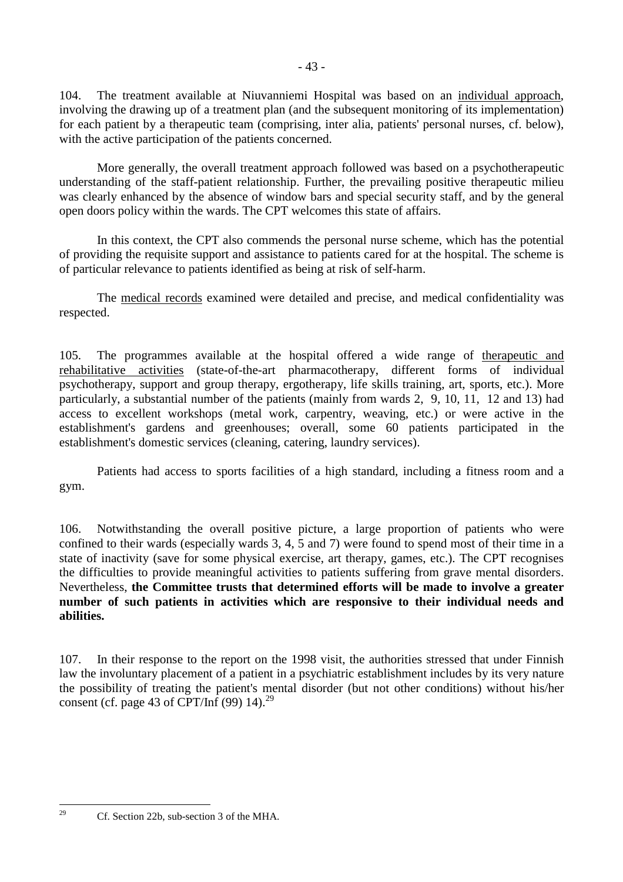104. The treatment available at Niuvanniemi Hospital was based on an individual approach, involving the drawing up of a treatment plan (and the subsequent monitoring of its implementation) for each patient by a therapeutic team (comprising, inter alia, patients' personal nurses, cf. below), with the active participation of the patients concerned.

More generally, the overall treatment approach followed was based on a psychotherapeutic understanding of the staff-patient relationship. Further, the prevailing positive therapeutic milieu was clearly enhanced by the absence of window bars and special security staff, and by the general open doors policy within the wards. The CPT welcomes this state of affairs.

In this context, the CPT also commends the personal nurse scheme, which has the potential of providing the requisite support and assistance to patients cared for at the hospital. The scheme is of particular relevance to patients identified as being at risk of self-harm.

The medical records examined were detailed and precise, and medical confidentiality was respected.

105. The programmes available at the hospital offered a wide range of therapeutic and rehabilitative activities (state-of-the-art pharmacotherapy, different forms of individual psychotherapy, support and group therapy, ergotherapy, life skills training, art, sports, etc.). More particularly, a substantial number of the patients (mainly from wards 2, 9, 10, 11, 12 and 13) had access to excellent workshops (metal work, carpentry, weaving, etc.) or were active in the establishment's gardens and greenhouses; overall, some 60 patients participated in the establishment's domestic services (cleaning, catering, laundry services).

Patients had access to sports facilities of a high standard, including a fitness room and a gym.

106. Notwithstanding the overall positive picture, a large proportion of patients who were confined to their wards (especially wards 3, 4, 5 and 7) were found to spend most of their time in a state of inactivity (save for some physical exercise, art therapy, games, etc.). The CPT recognises the difficulties to provide meaningful activities to patients suffering from grave mental disorders. Nevertheless, **the Committee trusts that determined efforts will be made to involve a greater number of such patients in activities which are responsive to their individual needs and abilities.**

107. In their response to the report on the 1998 visit, the authorities stressed that under Finnish law the involuntary placement of a patient in a psychiatric establishment includes by its very nature the possibility of treating the patient's mental disorder (but not other conditions) without his/her consent (cf. page 43 of CPT/Inf (99) 14).[29]

---

[29] Cf. Section 22b, sub-section 3 of the MHA.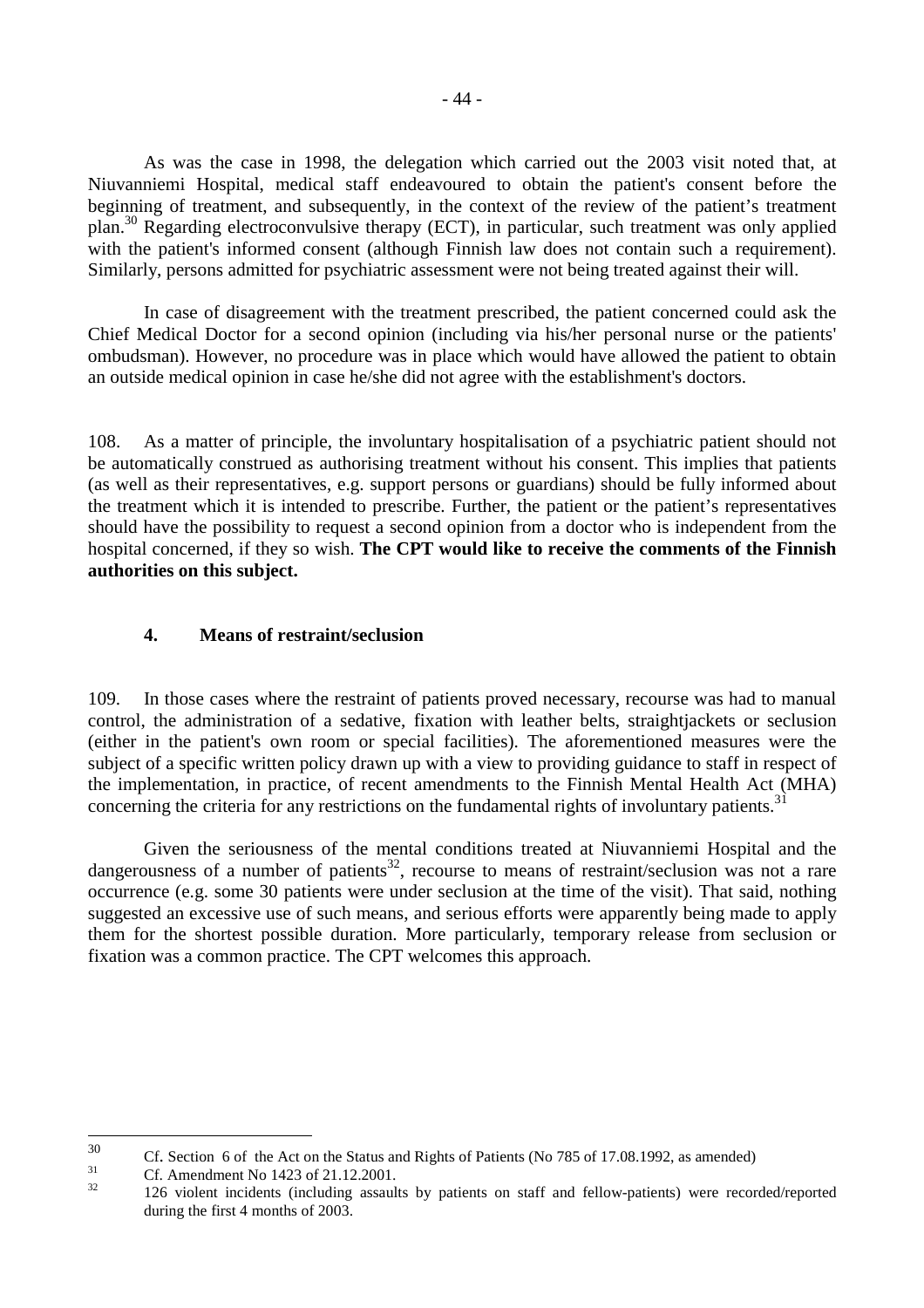As was the case in 1998, the delegation which carried out the 2003 visit noted that, at Niuvanniemi Hospital, medical staff endeavoured to obtain the patient's consent before the beginning of treatment, and subsequently, in the context of the review of the patient's treatment plan.[30] Regarding electroconvulsive therapy (ECT), in particular, such treatment was only applied with the patient's informed consent (although Finnish law does not contain such a requirement). Similarly, persons admitted for psychiatric assessment were not being treated against their will.

In case of disagreement with the treatment prescribed, the patient concerned could ask the Chief Medical Doctor for a second opinion (including via his/her personal nurse or the patients' ombudsman). However, no procedure was in place which would have allowed the patient to obtain an outside medical opinion in case he/she did not agree with the establishment's doctors.

108. As a matter of principle, the involuntary hospitalisation of a psychiatric patient should not be automatically construed as authorising treatment without his consent. This implies that patients (as well as their representatives, e.g. support persons or guardians) should be fully informed about the treatment which it is intended to prescribe. Further, the patient or the patient's representatives should have the possibility to request a second opinion from a doctor who is independent from the hospital concerned, if they so wish. **The CPT would like to receive the comments of the Finnish authorities on this subject.**

#### 4. Means of restraint/seclusion

109. In those cases where the restraint of patients proved necessary, recourse was had to manual control, the administration of a sedative, fixation with leather belts, straightjackets or seclusion (either in the patient's own room or special facilities). The aforementioned measures were the subject of a specific written policy drawn up with a view to providing guidance to staff in respect of the implementation, in practice, of recent amendments to the Finnish Mental Health Act (MHA) concerning the criteria for any restrictions on the fundamental rights of involuntary patients.[31]

Given the seriousness of the mental conditions treated at Niuvanniemi Hospital and the dangerousness of a number of patients[32], recourse to means of restraint/seclusion was not a rare occurrence (e.g. some 30 patients were under seclusion at the time of the visit). That said, nothing suggested an excessive use of such means, and serious efforts were apparently being made to apply them for the shortest possible duration. More particularly, temporary release from seclusion or fixation was a common practice. The CPT welcomes this approach.

---

[30] Cf. Section 6 of the Act on the Status and Rights of Patients (No 785 of 17.08.1992, as amended)

[31] Cf. Amendment No 1423 of 21.12.2001.

[32] 126 violent incidents (including assaults by patients on staff and fellow-patients) were recorded/reported during the first 4 months of 2003.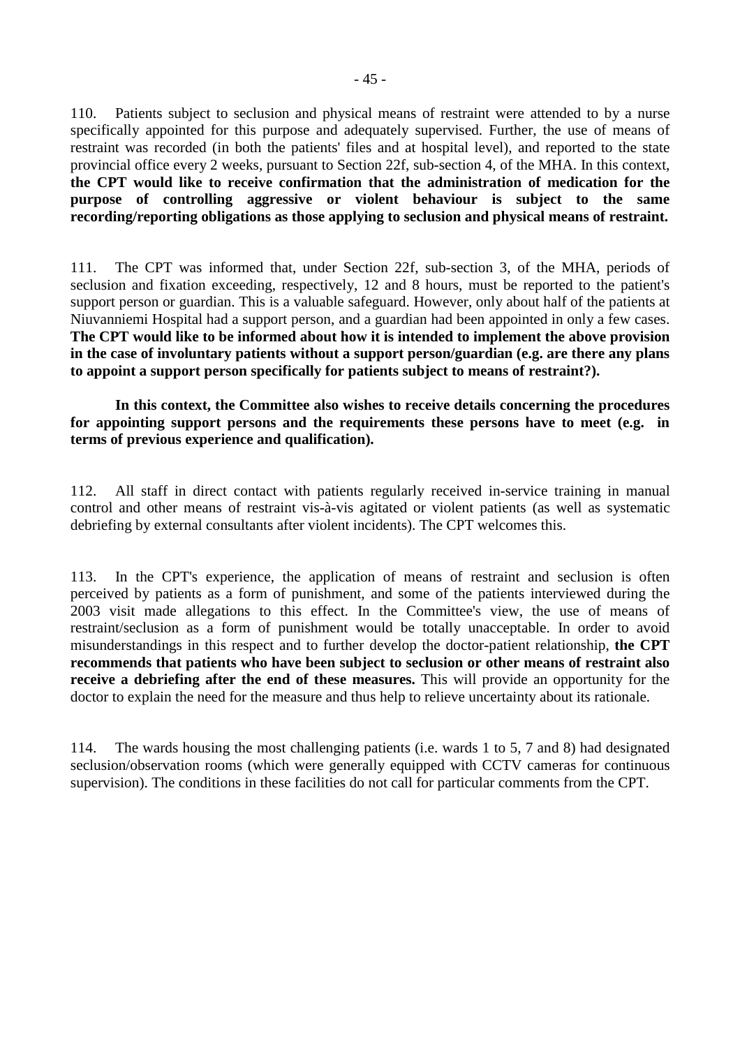110. Patients subject to seclusion and physical means of restraint were attended to by a nurse specifically appointed for this purpose and adequately supervised. Further, the use of means of restraint was recorded (in both the patients' files and at hospital level), and reported to the state provincial office every 2 weeks, pursuant to Section 22f, sub-section 4, of the MHA. In this context, **the CPT would like to receive confirmation that the administration of medication for the purpose of controlling aggressive or violent behaviour is subject to the same recording/reporting obligations as those applying to seclusion and physical means of restraint.**

111. The CPT was informed that, under Section 22f, sub-section 3, of the MHA, periods of seclusion and fixation exceeding, respectively, 12 and 8 hours, must be reported to the patient's support person or guardian. This is a valuable safeguard. However, only about half of the patients at Niuvanniemi Hospital had a support person, and a guardian had been appointed in only a few cases. **The CPT would like to be informed about how it is intended to implement the above provision in the case of involuntary patients without a support person/guardian (e.g. are there any plans to appoint a support person specifically for patients subject to means of restraint?).**

**In this context, the Committee also wishes to receive details concerning the procedures for appointing support persons and the requirements these persons have to meet (e.g. in terms of previous experience and qualification).**

112. All staff in direct contact with patients regularly received in-service training in manual control and other means of restraint vis-à-vis agitated or violent patients (as well as systematic debriefing by external consultants after violent incidents). The CPT welcomes this.

113. In the CPT's experience, the application of means of restraint and seclusion is often perceived by patients as a form of punishment, and some of the patients interviewed during the 2003 visit made allegations to this effect. In the Committee's view, the use of means of restraint/seclusion as a form of punishment would be totally unacceptable. In order to avoid misunderstandings in this respect and to further develop the doctor-patient relationship, **the CPT recommends that patients who have been subject to seclusion or other means of restraint also receive a debriefing after the end of these measures.** This will provide an opportunity for the doctor to explain the need for the measure and thus help to relieve uncertainty about its rationale.

114. The wards housing the most challenging patients (i.e. wards 1 to 5, 7 and 8) had designated seclusion/observation rooms (which were generally equipped with CCTV cameras for continuous supervision). The conditions in these facilities do not call for particular comments from the CPT.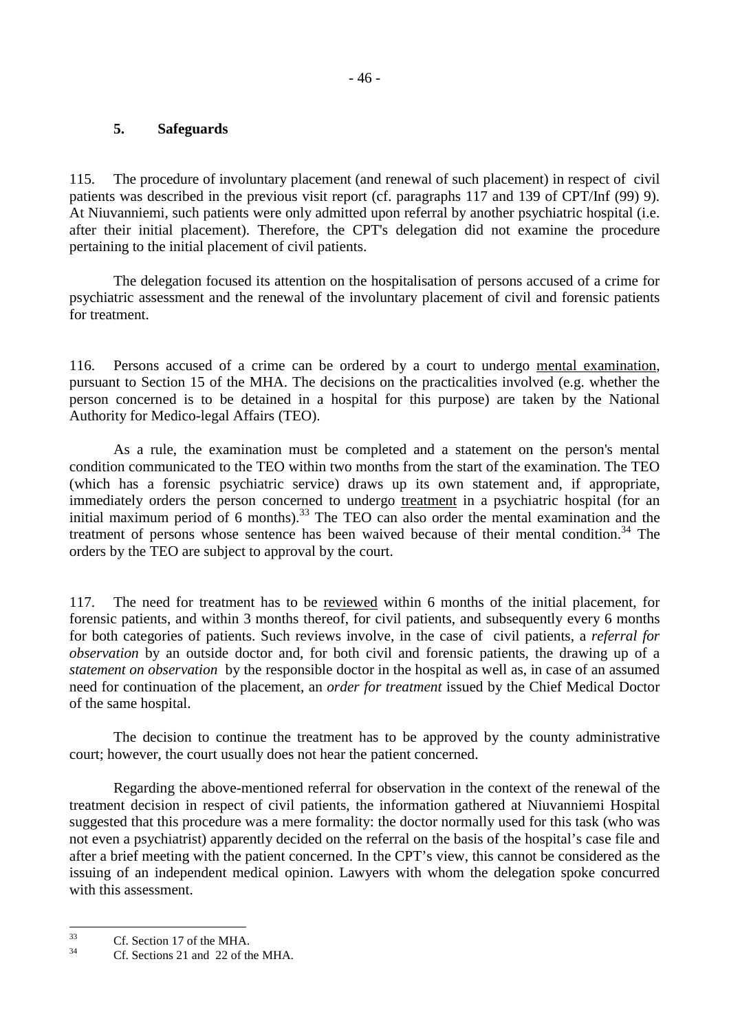### 5. Safeguards

115. The procedure of involuntary placement (and renewal of such placement) in respect of civil patients was described in the previous visit report (cf. paragraphs 117 and 139 of CPT/Inf (99) 9). At Niuvanniemi, such patients were only admitted upon referral by another psychiatric hospital (i.e. after their initial placement). Therefore, the CPT's delegation did not examine the procedure pertaining to the initial placement of civil patients.

The delegation focused its attention on the hospitalisation of persons accused of a crime for psychiatric assessment and the renewal of the involuntary placement of civil and forensic patients for treatment.

116. Persons accused of a crime can be ordered by a court to undergo mental examination, pursuant to Section 15 of the MHA. The decisions on the practicalities involved (e.g. whether the person concerned is to be detained in a hospital for this purpose) are taken by the National Authority for Medico-legal Affairs (TEO).

As a rule, the examination must be completed and a statement on the person's mental condition communicated to the TEO within two months from the start of the examination. The TEO (which has a forensic psychiatric service) draws up its own statement and, if appropriate, immediately orders the person concerned to undergo treatment in a psychiatric hospital (for an initial maximum period of 6 months).[33] The TEO can also order the mental examination and the treatment of persons whose sentence has been waived because of their mental condition.[34] The orders by the TEO are subject to approval by the court.

117. The need for treatment has to be reviewed within 6 months of the initial placement, for forensic patients, and within 3 months thereof, for civil patients, and subsequently every 6 months for both categories of patients. Such reviews involve, in the case of civil patients, a *referral for observation* by an outside doctor and, for both civil and forensic patients, the drawing up of a *statement on observation* by the responsible doctor in the hospital as well as, in case of an assumed need for continuation of the placement, an *order for treatment* issued by the Chief Medical Doctor of the same hospital.

The decision to continue the treatment has to be approved by the county administrative court; however, the court usually does not hear the patient concerned.

Regarding the above-mentioned referral for observation in the context of the renewal of the treatment decision in respect of civil patients, the information gathered at Niuvanniemi Hospital suggested that this procedure was a mere formality: the doctor normally used for this task (who was not even a psychiatrist) apparently decided on the referral on the basis of the hospital's case file and after a brief meeting with the patient concerned. In the CPT's view, this cannot be considered as the issuing of an independent medical opinion. Lawyers with whom the delegation spoke concurred with this assessment.

---

[33] Cf. Section 17 of the MHA.

[34] Cf. Sections 21 and 22 of the MHA.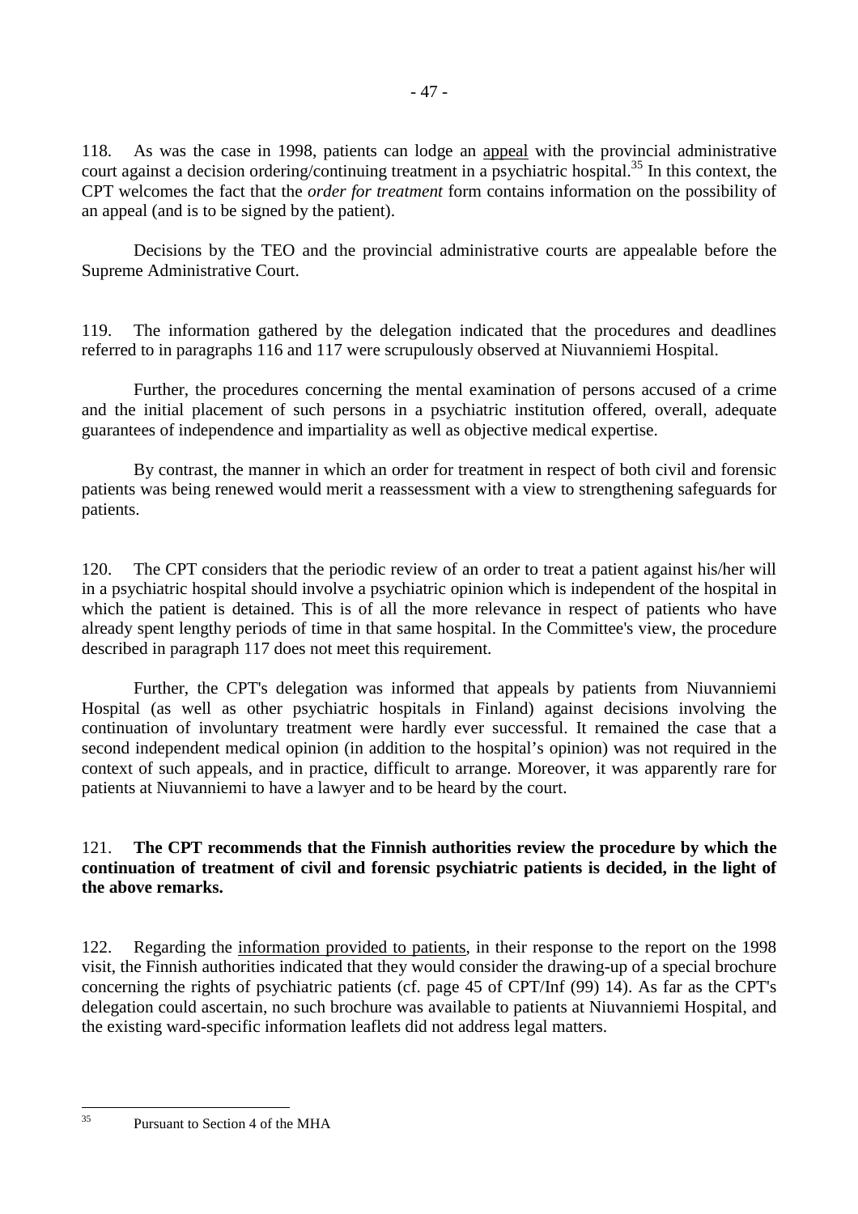118. As was the case in 1998, patients can lodge an appeal with the provincial administrative court against a decision ordering/continuing treatment in a psychiatric hospital.[35] In this context, the CPT welcomes the fact that the *order for treatment* form contains information on the possibility of an appeal (and is to be signed by the patient).

Decisions by the TEO and the provincial administrative courts are appealable before the Supreme Administrative Court.

119. The information gathered by the delegation indicated that the procedures and deadlines referred to in paragraphs 116 and 117 were scrupulously observed at Niuvanniemi Hospital.

Further, the procedures concerning the mental examination of persons accused of a crime and the initial placement of such persons in a psychiatric institution offered, overall, adequate guarantees of independence and impartiality as well as objective medical expertise.

By contrast, the manner in which an order for treatment in respect of both civil and forensic patients was being renewed would merit a reassessment with a view to strengthening safeguards for patients.

120. The CPT considers that the periodic review of an order to treat a patient against his/her will in a psychiatric hospital should involve a psychiatric opinion which is independent of the hospital in which the patient is detained. This is of all the more relevance in respect of patients who have already spent lengthy periods of time in that same hospital. In the Committee's view, the procedure described in paragraph 117 does not meet this requirement.

Further, the CPT's delegation was informed that appeals by patients from Niuvanniemi Hospital (as well as other psychiatric hospitals in Finland) against decisions involving the continuation of involuntary treatment were hardly ever successful. It remained the case that a second independent medical opinion (in addition to the hospital's opinion) was not required in the context of such appeals, and in practice, difficult to arrange. Moreover, it was apparently rare for patients at Niuvanniemi to have a lawyer and to be heard by the court.

121. **The CPT recommends that the Finnish authorities review the procedure by which the continuation of treatment of civil and forensic psychiatric patients is decided, in the light of the above remarks.**

122. Regarding the information provided to patients, in their response to the report on the 1998 visit, the Finnish authorities indicated that they would consider the drawing-up of a special brochure concerning the rights of psychiatric patients (cf. page 45 of CPT/Inf (99) 14). As far as the CPT's delegation could ascertain, no such brochure was available to patients at Niuvanniemi Hospital, and the existing ward-specific information leaflets did not address legal matters.

---

[35] Pursuant to Section 4 of the MHA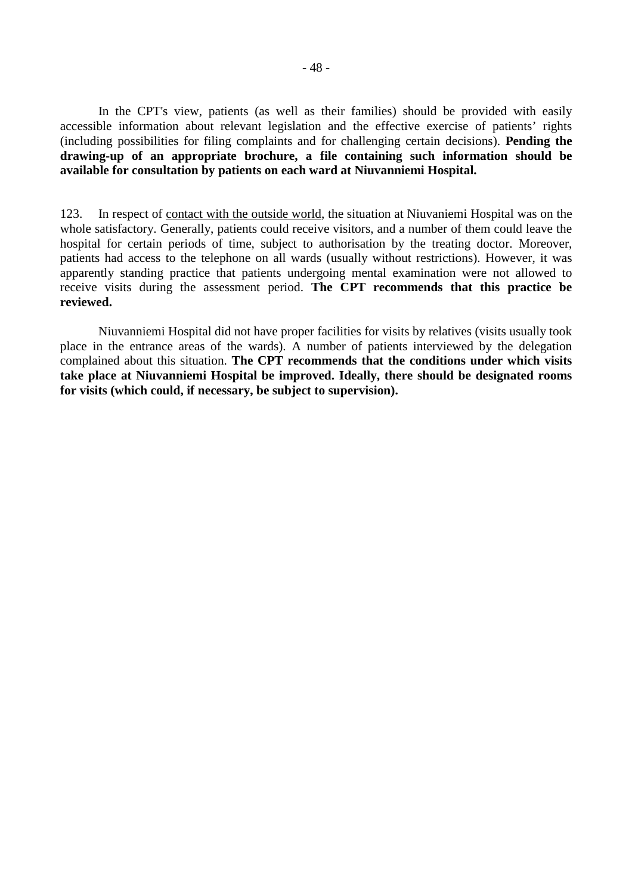In the CPT's view, patients (as well as their families) should be provided with easily accessible information about relevant legislation and the effective exercise of patients' rights (including possibilities for filing complaints and for challenging certain decisions). **Pending the drawing-up of an appropriate brochure, a file containing such information should be available for consultation by patients on each ward at Niuvanniemi Hospital.**

123. In respect of contact with the outside world, the situation at Niuvaniemi Hospital was on the whole satisfactory. Generally, patients could receive visitors, and a number of them could leave the hospital for certain periods of time, subject to authorisation by the treating doctor. Moreover, patients had access to the telephone on all wards (usually without restrictions). However, it was apparently standing practice that patients undergoing mental examination were not allowed to receive visits during the assessment period. **The CPT recommends that this practice be reviewed.**

Niuvanniemi Hospital did not have proper facilities for visits by relatives (visits usually took place in the entrance areas of the wards). A number of patients interviewed by the delegation complained about this situation. **The CPT recommends that the conditions under which visits take place at Niuvanniemi Hospital be improved. Ideally, there should be designated rooms for visits (which could, if necessary, be subject to supervision).**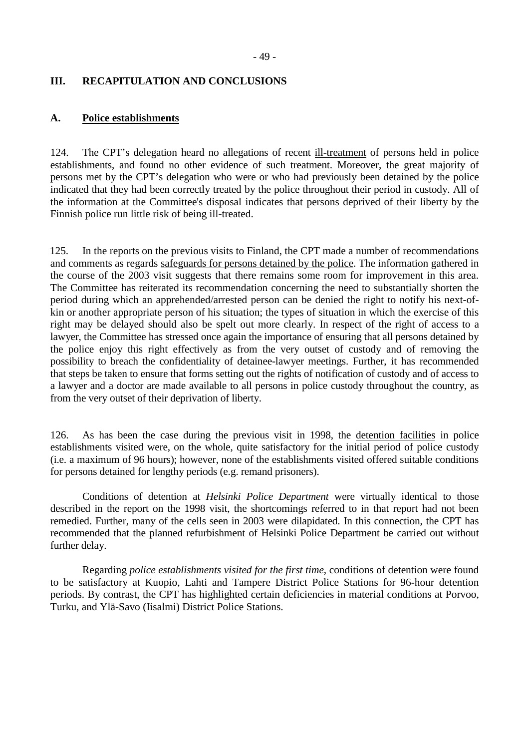# III. RECAPITULATION AND CONCLUSIONS

## A. Police establishments

124. The CPT's delegation heard no allegations of recent ill-treatment of persons held in police establishments, and found no other evidence of such treatment. Moreover, the great majority of persons met by the CPT's delegation who were or who had previously been detained by the police indicated that they had been correctly treated by the police throughout their period in custody. All of the information at the Committee's disposal indicates that persons deprived of their liberty by the Finnish police run little risk of being ill-treated.

125. In the reports on the previous visits to Finland, the CPT made a number of recommendations and comments as regards safeguards for persons detained by the police. The information gathered in the course of the 2003 visit suggests that there remains some room for improvement in this area. The Committee has reiterated its recommendation concerning the need to substantially shorten the period during which an apprehended/arrested person can be denied the right to notify his next-of-kin or another appropriate person of his situation; the types of situation in which the exercise of this right may be delayed should also be spelt out more clearly. In respect of the right of access to a lawyer, the Committee has stressed once again the importance of ensuring that all persons detained by the police enjoy this right effectively as from the very outset of custody and of removing the possibility to breach the confidentiality of detainee-lawyer meetings. Further, it has recommended that steps be taken to ensure that forms setting out the rights of notification of custody and of access to a lawyer and a doctor are made available to all persons in police custody throughout the country, as from the very outset of their deprivation of liberty.

126. As has been the case during the previous visit in 1998, the detention facilities in police establishments visited were, on the whole, quite satisfactory for the initial period of police custody (i.e. a maximum of 96 hours); however, none of the establishments visited offered suitable conditions for persons detained for lengthy periods (e.g. remand prisoners).

Conditions of detention at *Helsinki Police Department* were virtually identical to those described in the report on the 1998 visit, the shortcomings referred to in that report had not been remedied. Further, many of the cells seen in 2003 were dilapidated. In this connection, the CPT has recommended that the planned refurbishment of Helsinki Police Department be carried out without further delay.

Regarding *police establishments visited for the first time*, conditions of detention were found to be satisfactory at Kuopio, Lahti and Tampere District Police Stations for 96-hour detention periods. By contrast, the CPT has highlighted certain deficiencies in material conditions at Porvoo, Turku, and Ylä-Savo (Iisalmi) District Police Stations.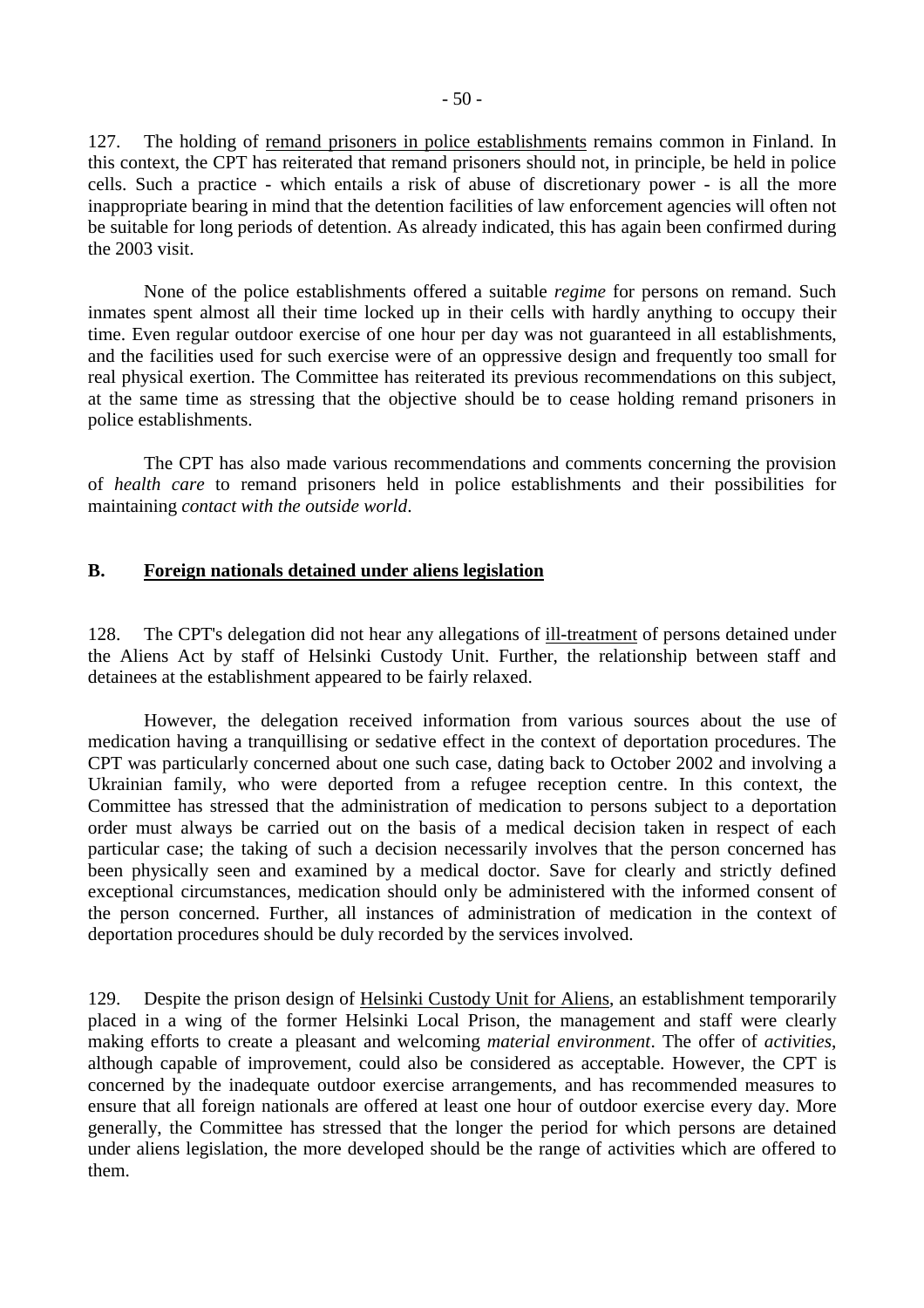127. The holding of remand prisoners in police establishments remains common in Finland. In this context, the CPT has reiterated that remand prisoners should not, in principle, be held in police cells. Such a practice - which entails a risk of abuse of discretionary power - is all the more inappropriate bearing in mind that the detention facilities of law enforcement agencies will often not be suitable for long periods of detention. As already indicated, this has again been confirmed during the 2003 visit.

None of the police establishments offered a suitable *regime* for persons on remand. Such inmates spent almost all their time locked up in their cells with hardly anything to occupy their time. Even regular outdoor exercise of one hour per day was not guaranteed in all establishments, and the facilities used for such exercise were of an oppressive design and frequently too small for real physical exertion. The Committee has reiterated its previous recommendations on this subject, at the same time as stressing that the objective should be to cease holding remand prisoners in police establishments.

The CPT has also made various recommendations and comments concerning the provision of *health care* to remand prisoners held in police establishments and their possibilities for maintaining *contact with the outside world*.

## B. Foreign nationals detained under aliens legislation

128. The CPT's delegation did not hear any allegations of ill-treatment of persons detained under the Aliens Act by staff of Helsinki Custody Unit. Further, the relationship between staff and detainees at the establishment appeared to be fairly relaxed.

However, the delegation received information from various sources about the use of medication having a tranquillising or sedative effect in the context of deportation procedures. The CPT was particularly concerned about one such case, dating back to October 2002 and involving a Ukrainian family, who were deported from a refugee reception centre. In this context, the Committee has stressed that the administration of medication to persons subject to a deportation order must always be carried out on the basis of a medical decision taken in respect of each particular case; the taking of such a decision necessarily involves that the person concerned has been physically seen and examined by a medical doctor. Save for clearly and strictly defined exceptional circumstances, medication should only be administered with the informed consent of the person concerned. Further, all instances of administration of medication in the context of deportation procedures should be duly recorded by the services involved.

129. Despite the prison design of Helsinki Custody Unit for Aliens, an establishment temporarily placed in a wing of the former Helsinki Local Prison, the management and staff were clearly making efforts to create a pleasant and welcoming *material environment*. The offer of *activities*, although capable of improvement, could also be considered as acceptable. However, the CPT is concerned by the inadequate outdoor exercise arrangements, and has recommended measures to ensure that all foreign nationals are offered at least one hour of outdoor exercise every day. More generally, the Committee has stressed that the longer the period for which persons are detained under aliens legislation, the more developed should be the range of activities which are offered to them.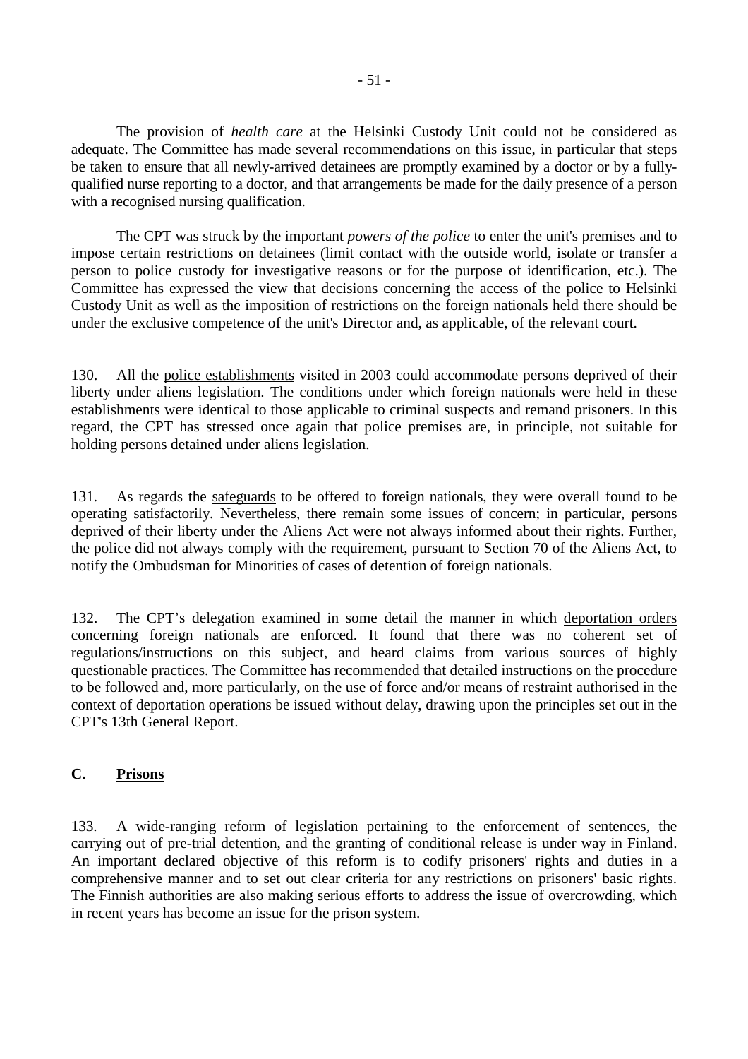The provision of *health care* at the Helsinki Custody Unit could not be considered as adequate. The Committee has made several recommendations on this issue, in particular that steps be taken to ensure that all newly-arrived detainees are promptly examined by a doctor or by a fully-qualified nurse reporting to a doctor, and that arrangements be made for the daily presence of a person with a recognised nursing qualification.

The CPT was struck by the important *powers of the police* to enter the unit's premises and to impose certain restrictions on detainees (limit contact with the outside world, isolate or transfer a person to police custody for investigative reasons or for the purpose of identification, etc.). The Committee has expressed the view that decisions concerning the access of the police to Helsinki Custody Unit as well as the imposition of restrictions on the foreign nationals held there should be under the exclusive competence of the unit's Director and, as applicable, of the relevant court.

130. All the police establishments visited in 2003 could accommodate persons deprived of their liberty under aliens legislation. The conditions under which foreign nationals were held in these establishments were identical to those applicable to criminal suspects and remand prisoners. In this regard, the CPT has stressed once again that police premises are, in principle, not suitable for holding persons detained under aliens legislation.

131. As regards the safeguards to be offered to foreign nationals, they were overall found to be operating satisfactorily. Nevertheless, there remain some issues of concern; in particular, persons deprived of their liberty under the Aliens Act were not always informed about their rights. Further, the police did not always comply with the requirement, pursuant to Section 70 of the Aliens Act, to notify the Ombudsman for Minorities of cases of detention of foreign nationals.

132. The CPT's delegation examined in some detail the manner in which deportation orders concerning foreign nationals are enforced. It found that there was no coherent set of regulations/instructions on this subject, and heard claims from various sources of highly questionable practices. The Committee has recommended that detailed instructions on the procedure to be followed and, more particularly, on the use of force and/or means of restraint authorised in the context of deportation operations be issued without delay, drawing upon the principles set out in the CPT's 13th General Report.

## C. Prisons

133. A wide-ranging reform of legislation pertaining to the enforcement of sentences, the carrying out of pre-trial detention, and the granting of conditional release is under way in Finland. An important declared objective of this reform is to codify prisoners' rights and duties in a comprehensive manner and to set out clear criteria for any restrictions on prisoners' basic rights. The Finnish authorities are also making serious efforts to address the issue of overcrowding, which in recent years has become an issue for the prison system.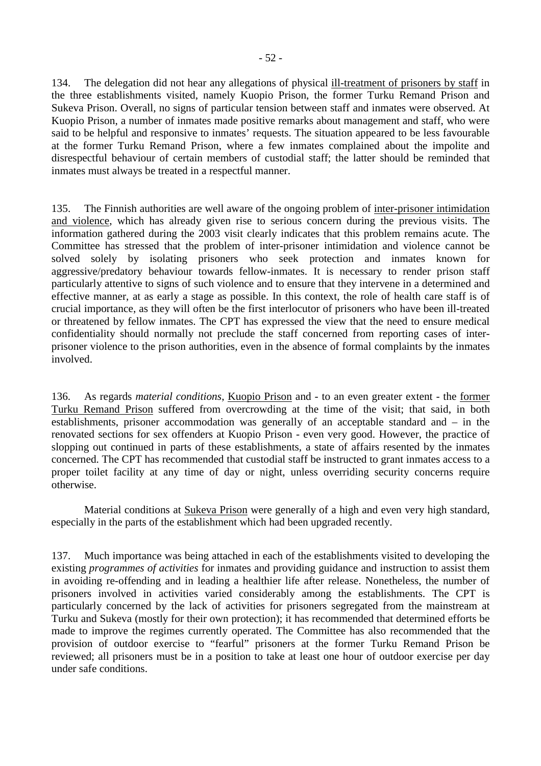134. The delegation did not hear any allegations of physical ill-treatment of prisoners by staff in the three establishments visited, namely Kuopio Prison, the former Turku Remand Prison and Sukeva Prison. Overall, no signs of particular tension between staff and inmates were observed. At Kuopio Prison, a number of inmates made positive remarks about management and staff, who were said to be helpful and responsive to inmates' requests. The situation appeared to be less favourable at the former Turku Remand Prison, where a few inmates complained about the impolite and disrespectful behaviour of certain members of custodial staff; the latter should be reminded that inmates must always be treated in a respectful manner.

135. The Finnish authorities are well aware of the ongoing problem of inter-prisoner intimidation and violence, which has already given rise to serious concern during the previous visits. The information gathered during the 2003 visit clearly indicates that this problem remains acute. The Committee has stressed that the problem of inter-prisoner intimidation and violence cannot be solved solely by isolating prisoners who seek protection and inmates known for aggressive/predatory behaviour towards fellow-inmates. It is necessary to render prison staff particularly attentive to signs of such violence and to ensure that they intervene in a determined and effective manner, at as early a stage as possible. In this context, the role of health care staff is of crucial importance, as they will often be the first interlocutor of prisoners who have been ill-treated or threatened by fellow inmates. The CPT has expressed the view that the need to ensure medical confidentiality should normally not preclude the staff concerned from reporting cases of inter-prisoner violence to the prison authorities, even in the absence of formal complaints by the inmates involved.

136. As regards *material conditions*, Kuopio Prison and - to an even greater extent - the former Turku Remand Prison suffered from overcrowding at the time of the visit; that said, in both establishments, prisoner accommodation was generally of an acceptable standard and – in the renovated sections for sex offenders at Kuopio Prison - even very good. However, the practice of slopping out continued in parts of these establishments, a state of affairs resented by the inmates concerned. The CPT has recommended that custodial staff be instructed to grant inmates access to a proper toilet facility at any time of day or night, unless overriding security concerns require otherwise.

Material conditions at Sukeva Prison were generally of a high and even very high standard, especially in the parts of the establishment which had been upgraded recently.

137. Much importance was being attached in each of the establishments visited to developing the existing *programmes of activities* for inmates and providing guidance and instruction to assist them in avoiding re-offending and in leading a healthier life after release. Nonetheless, the number of prisoners involved in activities varied considerably among the establishments. The CPT is particularly concerned by the lack of activities for prisoners segregated from the mainstream at Turku and Sukeva (mostly for their own protection); it has recommended that determined efforts be made to improve the regimes currently operated. The Committee has also recommended that the provision of outdoor exercise to "fearful" prisoners at the former Turku Remand Prison be reviewed; all prisoners must be in a position to take at least one hour of outdoor exercise per day under safe conditions.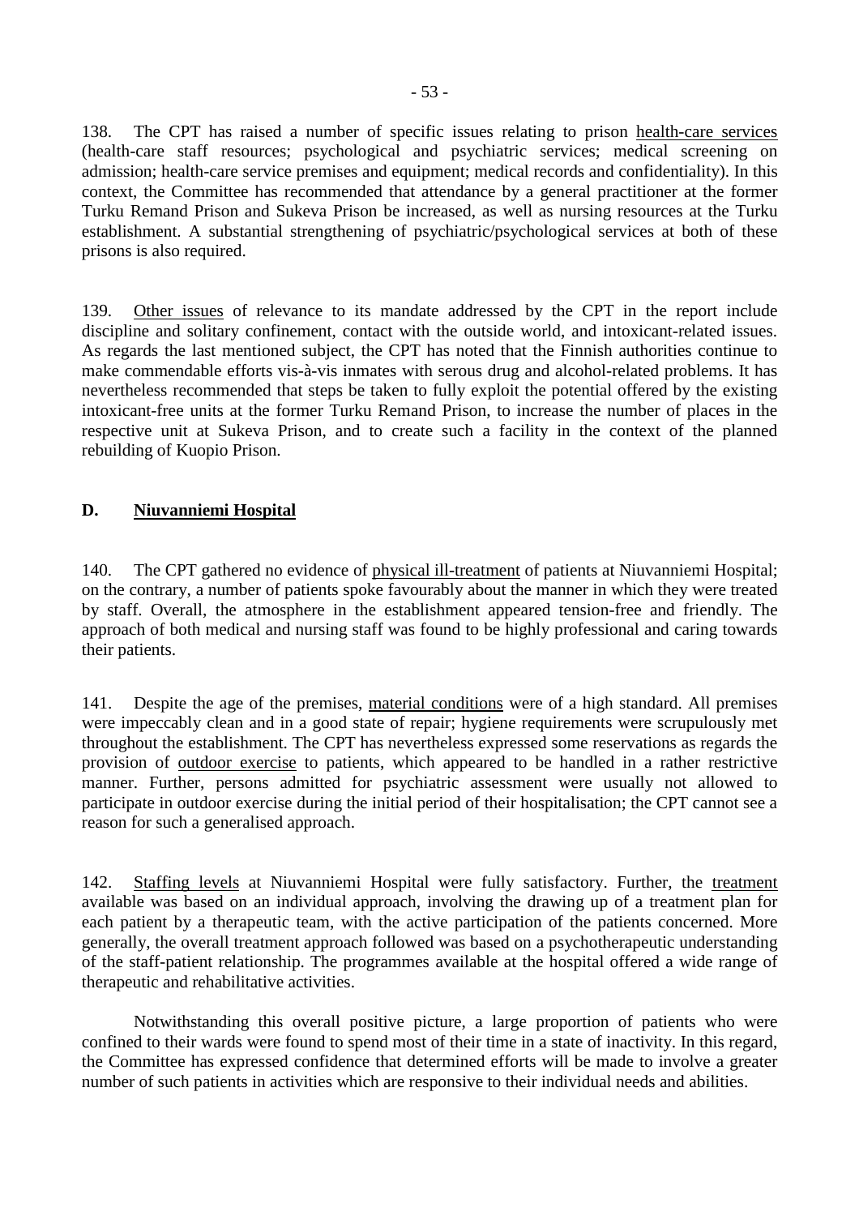138. The CPT has raised a number of specific issues relating to prison health-care services (health-care staff resources; psychological and psychiatric services; medical screening on admission; health-care service premises and equipment; medical records and confidentiality). In this context, the Committee has recommended that attendance by a general practitioner at the former Turku Remand Prison and Sukeva Prison be increased, as well as nursing resources at the Turku establishment. A substantial strengthening of psychiatric/psychological services at both of these prisons is also required.

139. Other issues of relevance to its mandate addressed by the CPT in the report include discipline and solitary confinement, contact with the outside world, and intoxicant-related issues. As regards the last mentioned subject, the CPT has noted that the Finnish authorities continue to make commendable efforts vis-à-vis inmates with serous drug and alcohol-related problems. It has nevertheless recommended that steps be taken to fully exploit the potential offered by the existing intoxicant-free units at the former Turku Remand Prison, to increase the number of places in the respective unit at Sukeva Prison, and to create such a facility in the context of the planned rebuilding of Kuopio Prison.

## D. Niuvanniemi Hospital

140. The CPT gathered no evidence of physical ill-treatment of patients at Niuvanniemi Hospital; on the contrary, a number of patients spoke favourably about the manner in which they were treated by staff. Overall, the atmosphere in the establishment appeared tension-free and friendly. The approach of both medical and nursing staff was found to be highly professional and caring towards their patients.

141. Despite the age of the premises, material conditions were of a high standard. All premises were impeccably clean and in a good state of repair; hygiene requirements were scrupulously met throughout the establishment. The CPT has nevertheless expressed some reservations as regards the provision of outdoor exercise to patients, which appeared to be handled in a rather restrictive manner. Further, persons admitted for psychiatric assessment were usually not allowed to participate in outdoor exercise during the initial period of their hospitalisation; the CPT cannot see a reason for such a generalised approach.

142. Staffing levels at Niuvanniemi Hospital were fully satisfactory. Further, the treatment available was based on an individual approach, involving the drawing up of a treatment plan for each patient by a therapeutic team, with the active participation of the patients concerned. More generally, the overall treatment approach followed was based on a psychotherapeutic understanding of the staff-patient relationship. The programmes available at the hospital offered a wide range of therapeutic and rehabilitative activities.

Notwithstanding this overall positive picture, a large proportion of patients who were confined to their wards were found to spend most of their time in a state of inactivity. In this regard, the Committee has expressed confidence that determined efforts will be made to involve a greater number of such patients in activities which are responsive to their individual needs and abilities.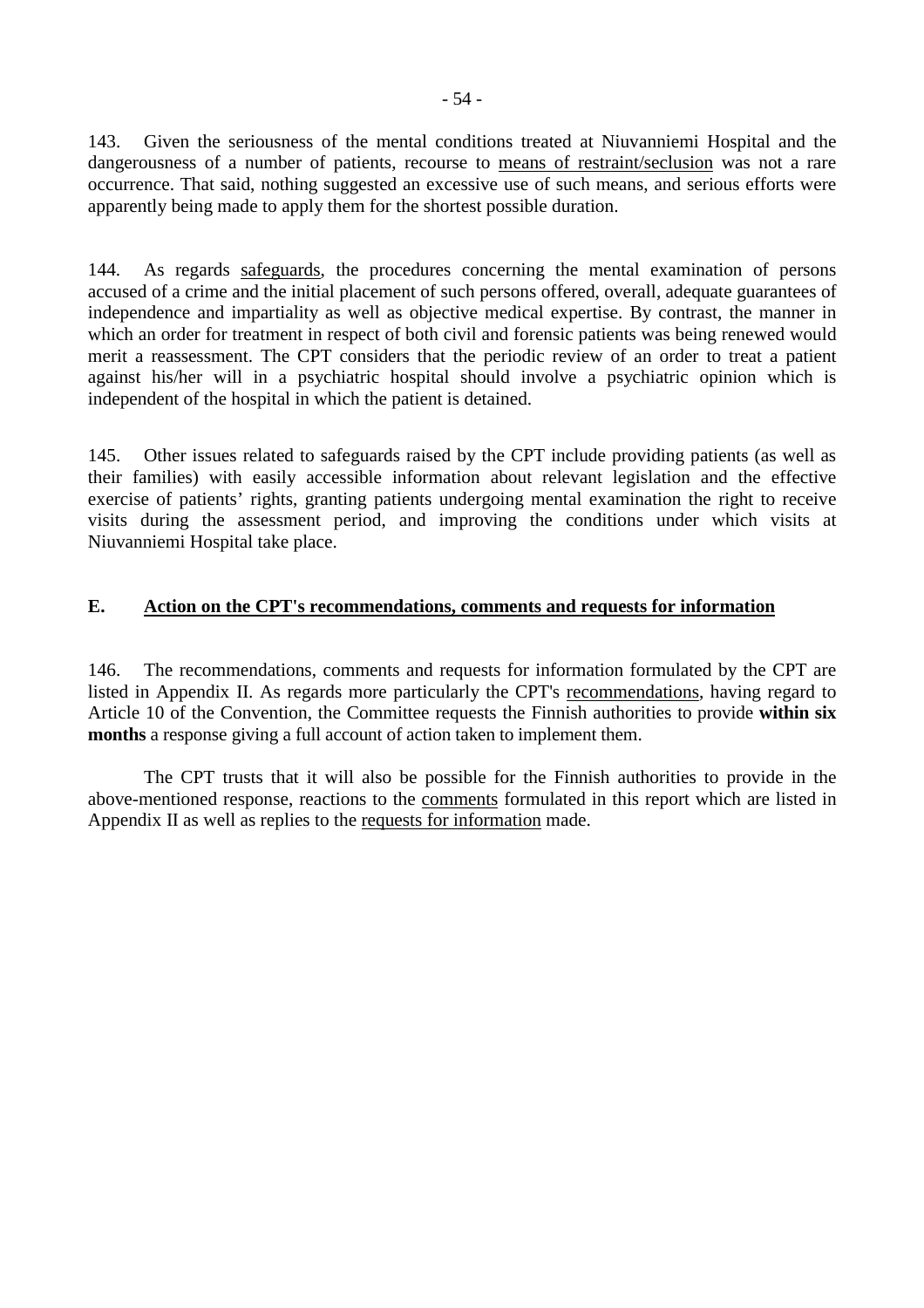143. Given the seriousness of the mental conditions treated at Niuvanniemi Hospital and the dangerousness of a number of patients, recourse to means of restraint/seclusion was not a rare occurrence. That said, nothing suggested an excessive use of such means, and serious efforts were apparently being made to apply them for the shortest possible duration.

144. As regards safeguards, the procedures concerning the mental examination of persons accused of a crime and the initial placement of such persons offered, overall, adequate guarantees of independence and impartiality as well as objective medical expertise. By contrast, the manner in which an order for treatment in respect of both civil and forensic patients was being renewed would merit a reassessment. The CPT considers that the periodic review of an order to treat a patient against his/her will in a psychiatric hospital should involve a psychiatric opinion which is independent of the hospital in which the patient is detained.

145. Other issues related to safeguards raised by the CPT include providing patients (as well as their families) with easily accessible information about relevant legislation and the effective exercise of patients' rights, granting patients undergoing mental examination the right to receive visits during the assessment period, and improving the conditions under which visits at Niuvanniemi Hospital take place.

## E. Action on the CPT's recommendations, comments and requests for information

146. The recommendations, comments and requests for information formulated by the CPT are listed in Appendix II. As regards more particularly the CPT's recommendations, having regard to Article 10 of the Convention, the Committee requests the Finnish authorities to provide **within six months** a response giving a full account of action taken to implement them.

The CPT trusts that it will also be possible for the Finnish authorities to provide in the above-mentioned response, reactions to the comments formulated in this report which are listed in Appendix II as well as replies to the requests for information made.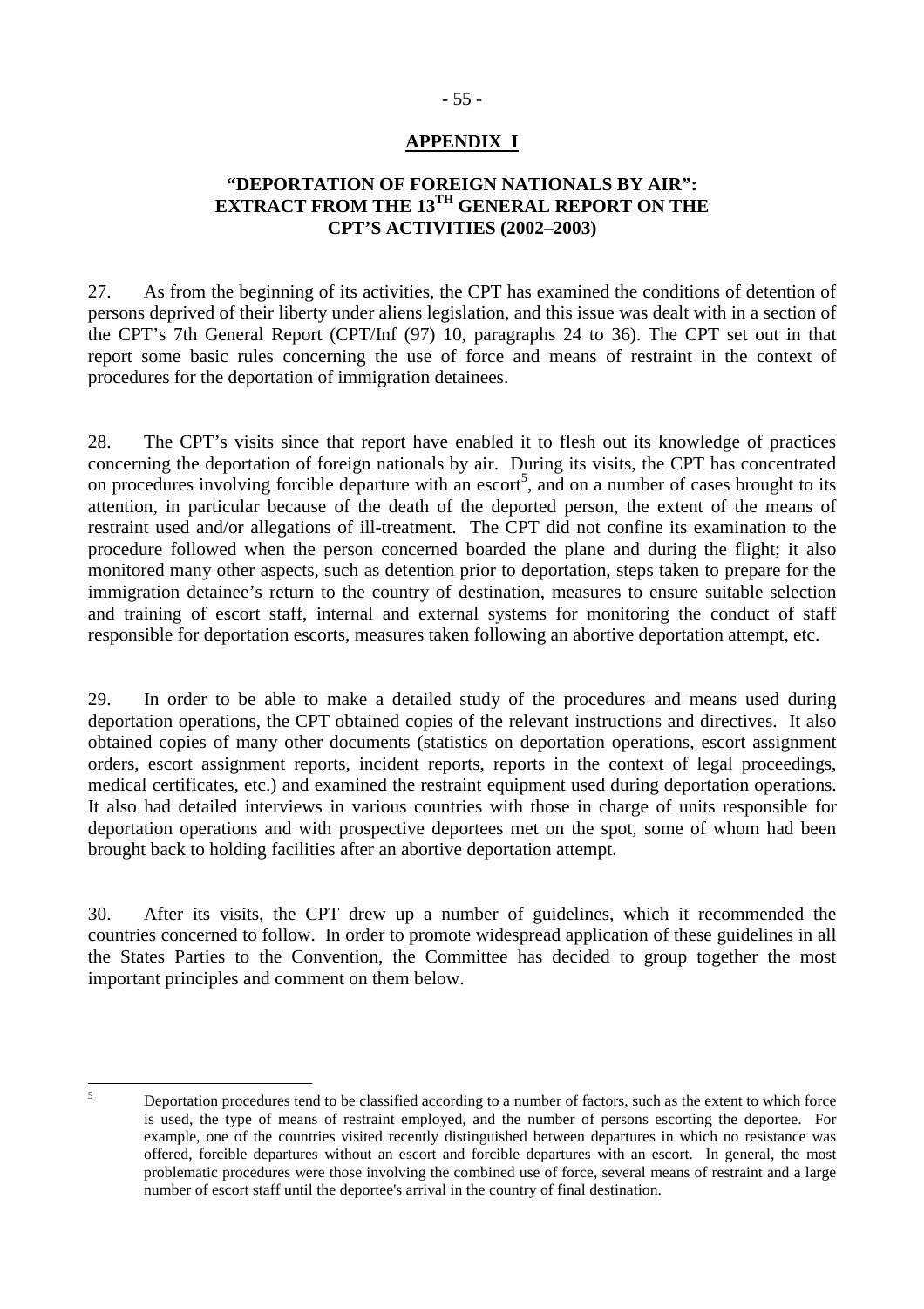## APPENDIX I

### "DEPORTATION OF FOREIGN NATIONALS BY AIR": EXTRACT FROM THE 13TH GENERAL REPORT ON THE CPT'S ACTIVITIES (2002–2003)

27. As from the beginning of its activities, the CPT has examined the conditions of detention of persons deprived of their liberty under aliens legislation, and this issue was dealt with in a section of the CPT's 7th General Report (CPT/Inf (97) 10, paragraphs 24 to 36). The CPT set out in that report some basic rules concerning the use of force and means of restraint in the context of procedures for the deportation of immigration detainees.

28. The CPT's visits since that report have enabled it to flesh out its knowledge of practices concerning the deportation of foreign nationals by air. During its visits, the CPT has concentrated on procedures involving forcible departure with an escort[5], and on a number of cases brought to its attention, in particular because of the death of the deported person, the extent of the means of restraint used and/or allegations of ill-treatment. The CPT did not confine its examination to the procedure followed when the person concerned boarded the plane and during the flight; it also monitored many other aspects, such as detention prior to deportation, steps taken to prepare for the immigration detainee's return to the country of destination, measures to ensure suitable selection and training of escort staff, internal and external systems for monitoring the conduct of staff responsible for deportation escorts, measures taken following an abortive deportation attempt, etc.

29. In order to be able to make a detailed study of the procedures and means used during deportation operations, the CPT obtained copies of the relevant instructions and directives. It also obtained copies of many other documents (statistics on deportation operations, escort assignment orders, escort assignment reports, incident reports, reports in the context of legal proceedings, medical certificates, etc.) and examined the restraint equipment used during deportation operations. It also had detailed interviews in various countries with those in charge of units responsible for deportation operations and with prospective deportees met on the spot, some of whom had been brought back to holding facilities after an abortive deportation attempt.

30. After its visits, the CPT drew up a number of guidelines, which it recommended the countries concerned to follow. In order to promote widespread application of these guidelines in all the States Parties to the Convention, the Committee has decided to group together the most important principles and comment on them below.

---

[5] Deportation procedures tend to be classified according to a number of factors, such as the extent to which force is used, the type of means of restraint employed, and the number of persons escorting the deportee. For example, one of the countries visited recently distinguished between departures in which no resistance was offered, forcible departures without an escort and forcible departures with an escort. In general, the most problematic procedures were those involving the combined use of force, several means of restraint and a large number of escort staff until the deportee's arrival in the country of final destination.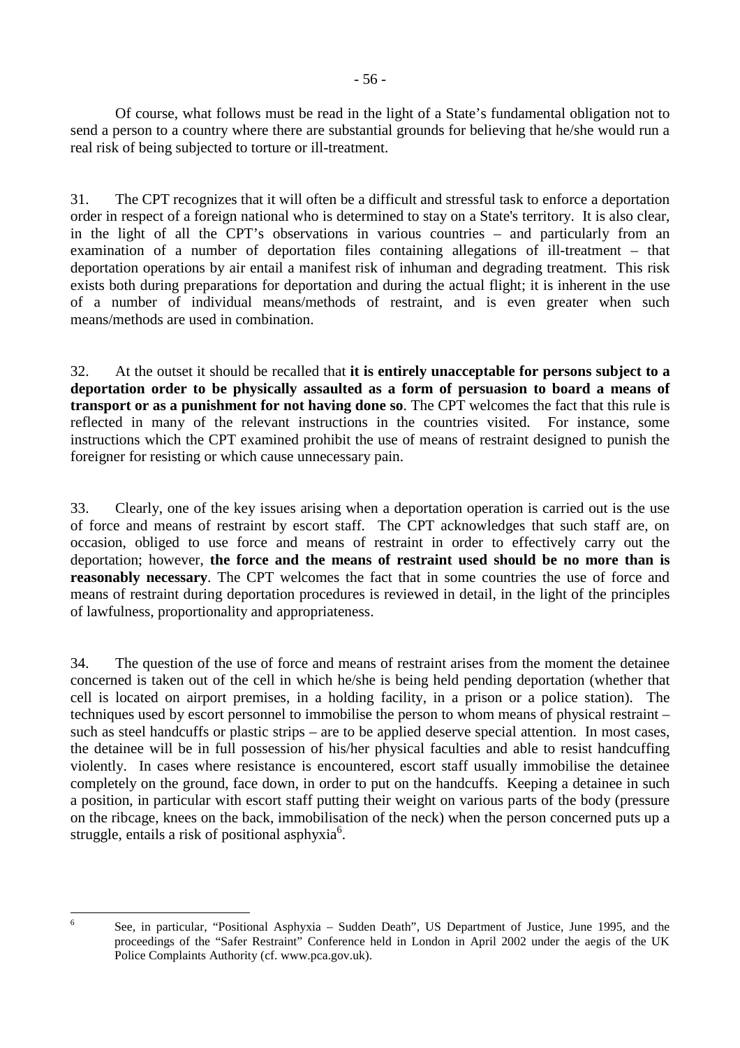Of course, what follows must be read in the light of a State's fundamental obligation not to send a person to a country where there are substantial grounds for believing that he/she would run a real risk of being subjected to torture or ill-treatment.

31. The CPT recognizes that it will often be a difficult and stressful task to enforce a deportation order in respect of a foreign national who is determined to stay on a State's territory. It is also clear, in the light of all the CPT's observations in various countries – and particularly from an examination of a number of deportation files containing allegations of ill-treatment – that deportation operations by air entail a manifest risk of inhuman and degrading treatment. This risk exists both during preparations for deportation and during the actual flight; it is inherent in the use of a number of individual means/methods of restraint, and is even greater when such means/methods are used in combination.

32. At the outset it should be recalled that **it is entirely unacceptable for persons subject to a deportation order to be physically assaulted as a form of persuasion to board a means of transport or as a punishment for not having done so**. The CPT welcomes the fact that this rule is reflected in many of the relevant instructions in the countries visited. For instance, some instructions which the CPT examined prohibit the use of means of restraint designed to punish the foreigner for resisting or which cause unnecessary pain.

33. Clearly, one of the key issues arising when a deportation operation is carried out is the use of force and means of restraint by escort staff. The CPT acknowledges that such staff are, on occasion, obliged to use force and means of restraint in order to effectively carry out the deportation; however, **the force and the means of restraint used should be no more than is reasonably necessary**. The CPT welcomes the fact that in some countries the use of force and means of restraint during deportation procedures is reviewed in detail, in the light of the principles of lawfulness, proportionality and appropriateness.

34. The question of the use of force and means of restraint arises from the moment the detainee concerned is taken out of the cell in which he/she is being held pending deportation (whether that cell is located on airport premises, in a holding facility, in a prison or a police station). The techniques used by escort personnel to immobilise the person to whom means of physical restraint – such as steel handcuffs or plastic strips – are to be applied deserve special attention. In most cases, the detainee will be in full possession of his/her physical faculties and able to resist handcuffing violently. In cases where resistance is encountered, escort staff usually immobilise the detainee completely on the ground, face down, in order to put on the handcuffs. Keeping a detainee in such a position, in particular with escort staff putting their weight on various parts of the body (pressure on the ribcage, knees on the back, immobilisation of the neck) when the person concerned puts up a struggle, entails a risk of positional asphyxia[6].

---

[6] See, in particular, "Positional Asphyxia – Sudden Death", US Department of Justice, June 1995, and the proceedings of the "Safer Restraint" Conference held in London in April 2002 under the aegis of the UK Police Complaints Authority (cf. www.pca.gov.uk).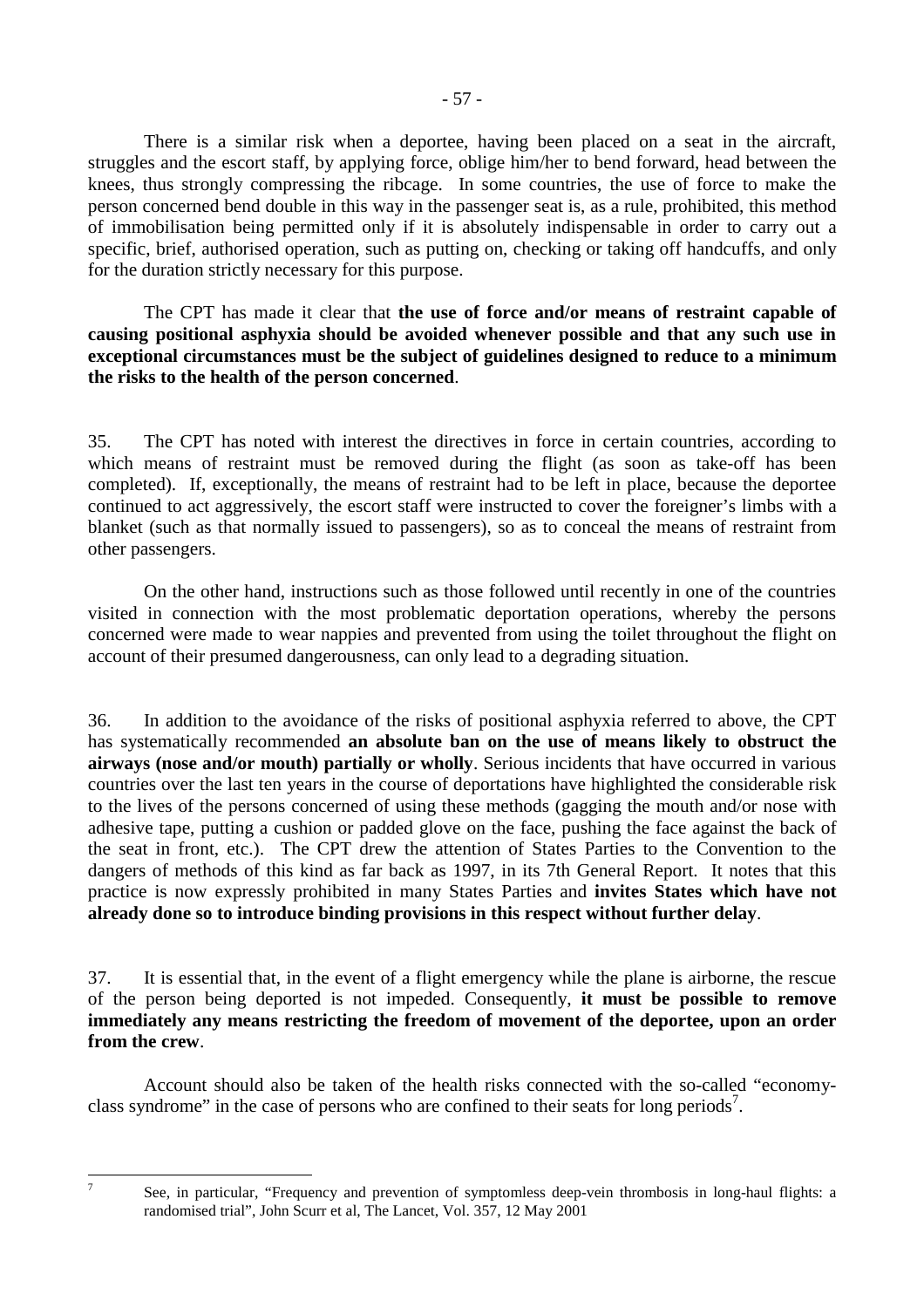There is a similar risk when a deportee, having been placed on a seat in the aircraft, struggles and the escort staff, by applying force, oblige him/her to bend forward, head between the knees, thus strongly compressing the ribcage. In some countries, the use of force to make the person concerned bend double in this way in the passenger seat is, as a rule, prohibited, this method of immobilisation being permitted only if it is absolutely indispensable in order to carry out a specific, brief, authorised operation, such as putting on, checking or taking off handcuffs, and only for the duration strictly necessary for this purpose.

The CPT has made it clear that **the use of force and/or means of restraint capable of causing positional asphyxia should be avoided whenever possible and that any such use in exceptional circumstances must be the subject of guidelines designed to reduce to a minimum the risks to the health of the person concerned**.

35. The CPT has noted with interest the directives in force in certain countries, according to which means of restraint must be removed during the flight (as soon as take-off has been completed). If, exceptionally, the means of restraint had to be left in place, because the deportee continued to act aggressively, the escort staff were instructed to cover the foreigner's limbs with a blanket (such as that normally issued to passengers), so as to conceal the means of restraint from other passengers.

On the other hand, instructions such as those followed until recently in one of the countries visited in connection with the most problematic deportation operations, whereby the persons concerned were made to wear nappies and prevented from using the toilet throughout the flight on account of their presumed dangerousness, can only lead to a degrading situation.

36. In addition to the avoidance of the risks of positional asphyxia referred to above, the CPT has systematically recommended **an absolute ban on the use of means likely to obstruct the airways (nose and/or mouth) partially or wholly**. Serious incidents that have occurred in various countries over the last ten years in the course of deportations have highlighted the considerable risk to the lives of the persons concerned of using these methods (gagging the mouth and/or nose with adhesive tape, putting a cushion or padded glove on the face, pushing the face against the back of the seat in front, etc.). The CPT drew the attention of States Parties to the Convention to the dangers of methods of this kind as far back as 1997, in its 7th General Report. It notes that this practice is now expressly prohibited in many States Parties and **invites States which have not already done so to introduce binding provisions in this respect without further delay**.

37. It is essential that, in the event of a flight emergency while the plane is airborne, the rescue of the person being deported is not impeded. Consequently, **it must be possible to remove immediately any means restricting the freedom of movement of the deportee, upon an order from the crew**.

Account should also be taken of the health risks connected with the so-called "economy-class syndrome" in the case of persons who are confined to their seats for long periods[7].

---

[7] See, in particular, "Frequency and prevention of symptomless deep-vein thrombosis in long-haul flights: a randomised trial", John Scurr et al, The Lancet, Vol. 357, 12 May 2001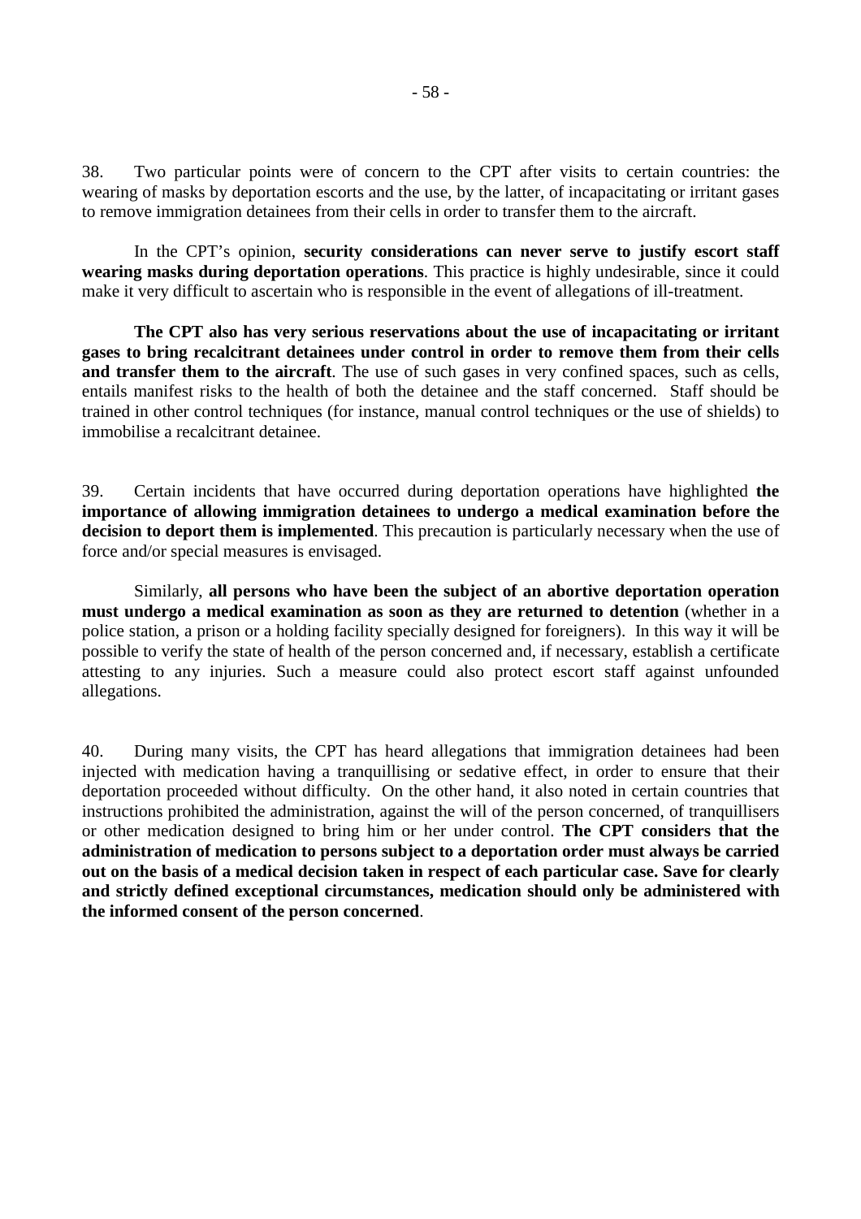38. Two particular points were of concern to the CPT after visits to certain countries: the wearing of masks by deportation escorts and the use, by the latter, of incapacitating or irritant gases to remove immigration detainees from their cells in order to transfer them to the aircraft.

In the CPT's opinion, **security considerations can never serve to justify escort staff wearing masks during deportation operations**. This practice is highly undesirable, since it could make it very difficult to ascertain who is responsible in the event of allegations of ill-treatment.

**The CPT also has very serious reservations about the use of incapacitating or irritant gases to bring recalcitrant detainees under control in order to remove them from their cells and transfer them to the aircraft**. The use of such gases in very confined spaces, such as cells, entails manifest risks to the health of both the detainee and the staff concerned. Staff should be trained in other control techniques (for instance, manual control techniques or the use of shields) to immobilise a recalcitrant detainee.

39. Certain incidents that have occurred during deportation operations have highlighted **the importance of allowing immigration detainees to undergo a medical examination before the decision to deport them is implemented**. This precaution is particularly necessary when the use of force and/or special measures is envisaged.

Similarly, **all persons who have been the subject of an abortive deportation operation must undergo a medical examination as soon as they are returned to detention** (whether in a police station, a prison or a holding facility specially designed for foreigners). In this way it will be possible to verify the state of health of the person concerned and, if necessary, establish a certificate attesting to any injuries. Such a measure could also protect escort staff against unfounded allegations.

40. During many visits, the CPT has heard allegations that immigration detainees had been injected with medication having a tranquillising or sedative effect, in order to ensure that their deportation proceeded without difficulty. On the other hand, it also noted in certain countries that instructions prohibited the administration, against the will of the person concerned, of tranquillisers or other medication designed to bring him or her under control. **The CPT considers that the administration of medication to persons subject to a deportation order must always be carried out on the basis of a medical decision taken in respect of each particular case. Save for clearly and strictly defined exceptional circumstances, medication should only be administered with the informed consent of the person concerned**.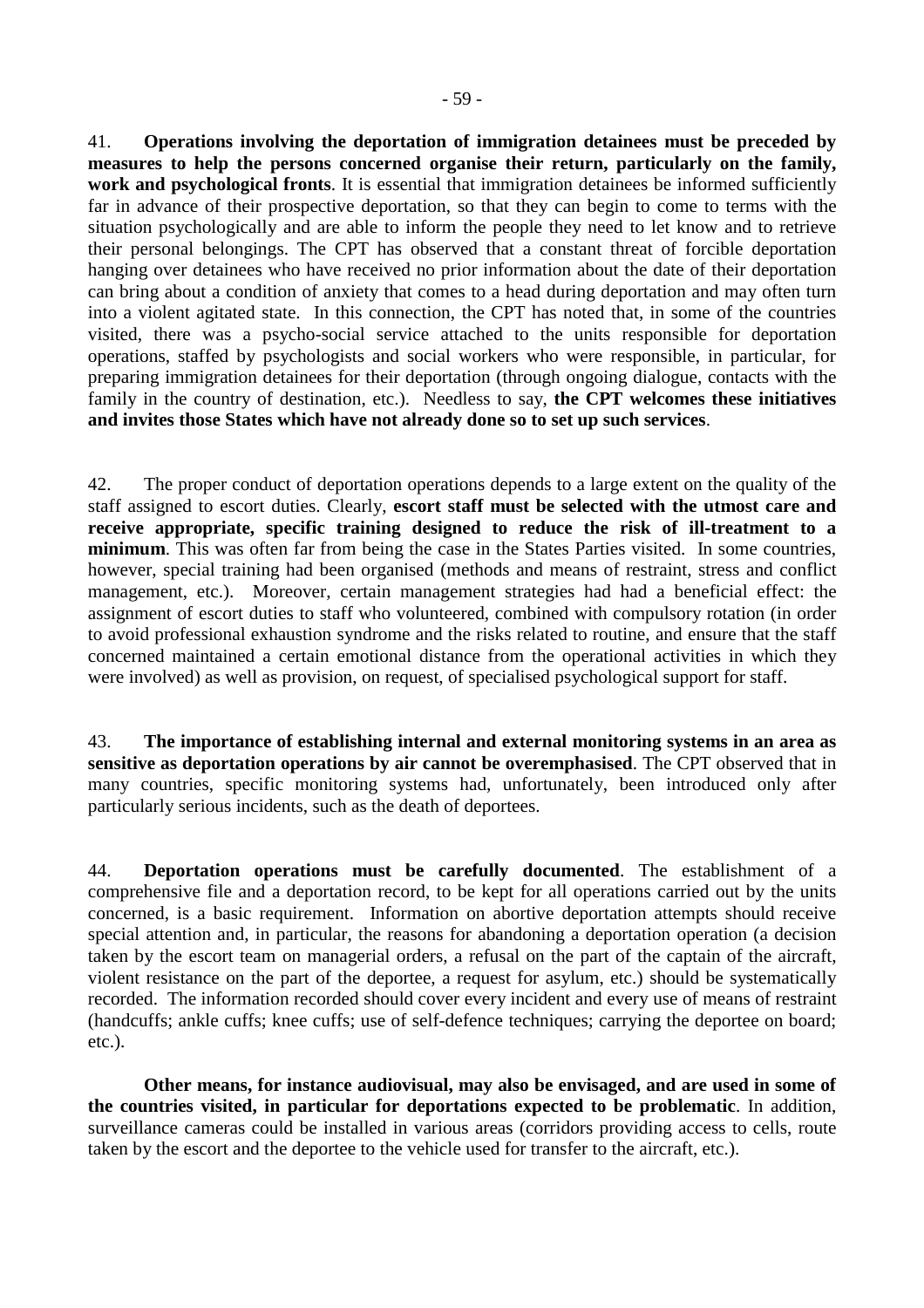41. **Operations involving the deportation of immigration detainees must be preceded by measures to help the persons concerned organise their return, particularly on the family, work and psychological fronts**. It is essential that immigration detainees be informed sufficiently far in advance of their prospective deportation, so that they can begin to come to terms with the situation psychologically and are able to inform the people they need to let know and to retrieve their personal belongings. The CPT has observed that a constant threat of forcible deportation hanging over detainees who have received no prior information about the date of their deportation can bring about a condition of anxiety that comes to a head during deportation and may often turn into a violent agitated state. In this connection, the CPT has noted that, in some of the countries visited, there was a psycho-social service attached to the units responsible for deportation operations, staffed by psychologists and social workers who were responsible, in particular, for preparing immigration detainees for their deportation (through ongoing dialogue, contacts with the family in the country of destination, etc.). Needless to say, **the CPT welcomes these initiatives and invites those States which have not already done so to set up such services**.

42. The proper conduct of deportation operations depends to a large extent on the quality of the staff assigned to escort duties. Clearly, **escort staff must be selected with the utmost care and receive appropriate, specific training designed to reduce the risk of ill-treatment to a minimum**. This was often far from being the case in the States Parties visited. In some countries, however, special training had been organised (methods and means of restraint, stress and conflict management, etc.). Moreover, certain management strategies had had a beneficial effect: the assignment of escort duties to staff who volunteered, combined with compulsory rotation (in order to avoid professional exhaustion syndrome and the risks related to routine, and ensure that the staff concerned maintained a certain emotional distance from the operational activities in which they were involved) as well as provision, on request, of specialised psychological support for staff.

43. **The importance of establishing internal and external monitoring systems in an area as sensitive as deportation operations by air cannot be overemphasised**. The CPT observed that in many countries, specific monitoring systems had, unfortunately, been introduced only after particularly serious incidents, such as the death of deportees.

44. **Deportation operations must be carefully documented**. The establishment of a comprehensive file and a deportation record, to be kept for all operations carried out by the units concerned, is a basic requirement. Information on abortive deportation attempts should receive special attention and, in particular, the reasons for abandoning a deportation operation (a decision taken by the escort team on managerial orders, a refusal on the part of the captain of the aircraft, violent resistance on the part of the deportee, a request for asylum, etc.) should be systematically recorded. The information recorded should cover every incident and every use of means of restraint (handcuffs; ankle cuffs; knee cuffs; use of self-defence techniques; carrying the deportee on board; etc.).

**Other means, for instance audiovisual, may also be envisaged, and are used in some of the countries visited, in particular for deportations expected to be problematic**. In addition, surveillance cameras could be installed in various areas (corridors providing access to cells, route taken by the escort and the deportee to the vehicle used for transfer to the aircraft, etc.).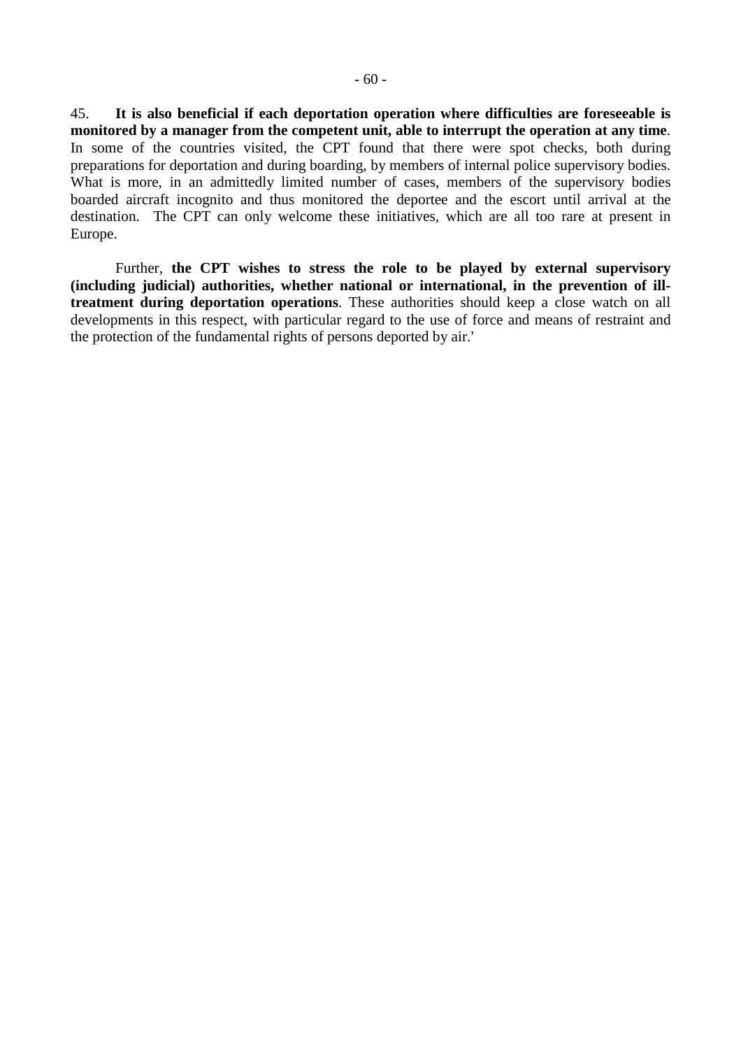45. **It is also beneficial if each deportation operation where difficulties are foreseeable is monitored by a manager from the competent unit, able to interrupt the operation at any time**. In some of the countries visited, the CPT found that there were spot checks, both during preparations for deportation and during boarding, by members of internal police supervisory bodies. What is more, in an admittedly limited number of cases, members of the supervisory bodies boarded aircraft incognito and thus monitored the deportee and the escort until arrival at the destination. The CPT can only welcome these initiatives, which are all too rare at present in Europe.

Further, **the CPT wishes to stress the role to be played by external supervisory (including judicial) authorities, whether national or international, in the prevention of ill-treatment during deportation operations**. These authorities should keep a close watch on all developments in this respect, with particular regard to the use of force and means of restraint and the protection of the fundamental rights of persons deported by air.'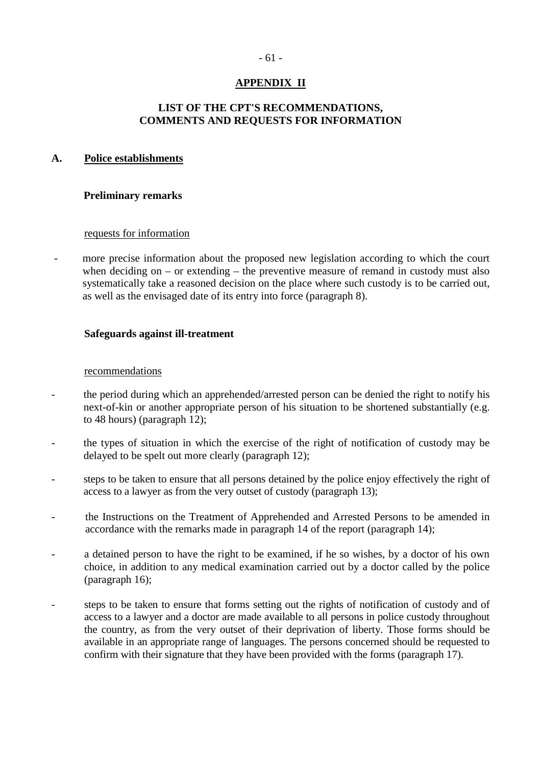## APPENDIX II

## LIST OF THE CPT'S RECOMMENDATIONS, COMMENTS AND REQUESTS FOR INFORMATION

### A. Police establishments

#### Preliminary remarks

requests for information

- more precise information about the proposed new legislation according to which the court when deciding on – or extending – the preventive measure of remand in custody must also systematically take a reasoned decision on the place where such custody is to be carried out, as well as the envisaged date of its entry into force (paragraph 8).

#### Safeguards against ill-treatment

recommendations

- the period during which an apprehended/arrested person can be denied the right to notify his next-of-kin or another appropriate person of his situation to be shortened substantially (e.g. to 48 hours) (paragraph 12);
- the types of situation in which the exercise of the right of notification of custody may be delayed to be spelt out more clearly (paragraph 12);
- steps to be taken to ensure that all persons detained by the police enjoy effectively the right of access to a lawyer as from the very outset of custody (paragraph 13);
- the Instructions on the Treatment of Apprehended and Arrested Persons to be amended in accordance with the remarks made in paragraph 14 of the report (paragraph 14);
- a detained person to have the right to be examined, if he so wishes, by a doctor of his own choice, in addition to any medical examination carried out by a doctor called by the police (paragraph 16);
- steps to be taken to ensure that forms setting out the rights of notification of custody and of access to a lawyer and a doctor are made available to all persons in police custody throughout the country, as from the very outset of their deprivation of liberty. Those forms should be available in an appropriate range of languages. The persons concerned should be requested to confirm with their signature that they have been provided with the forms (paragraph 17).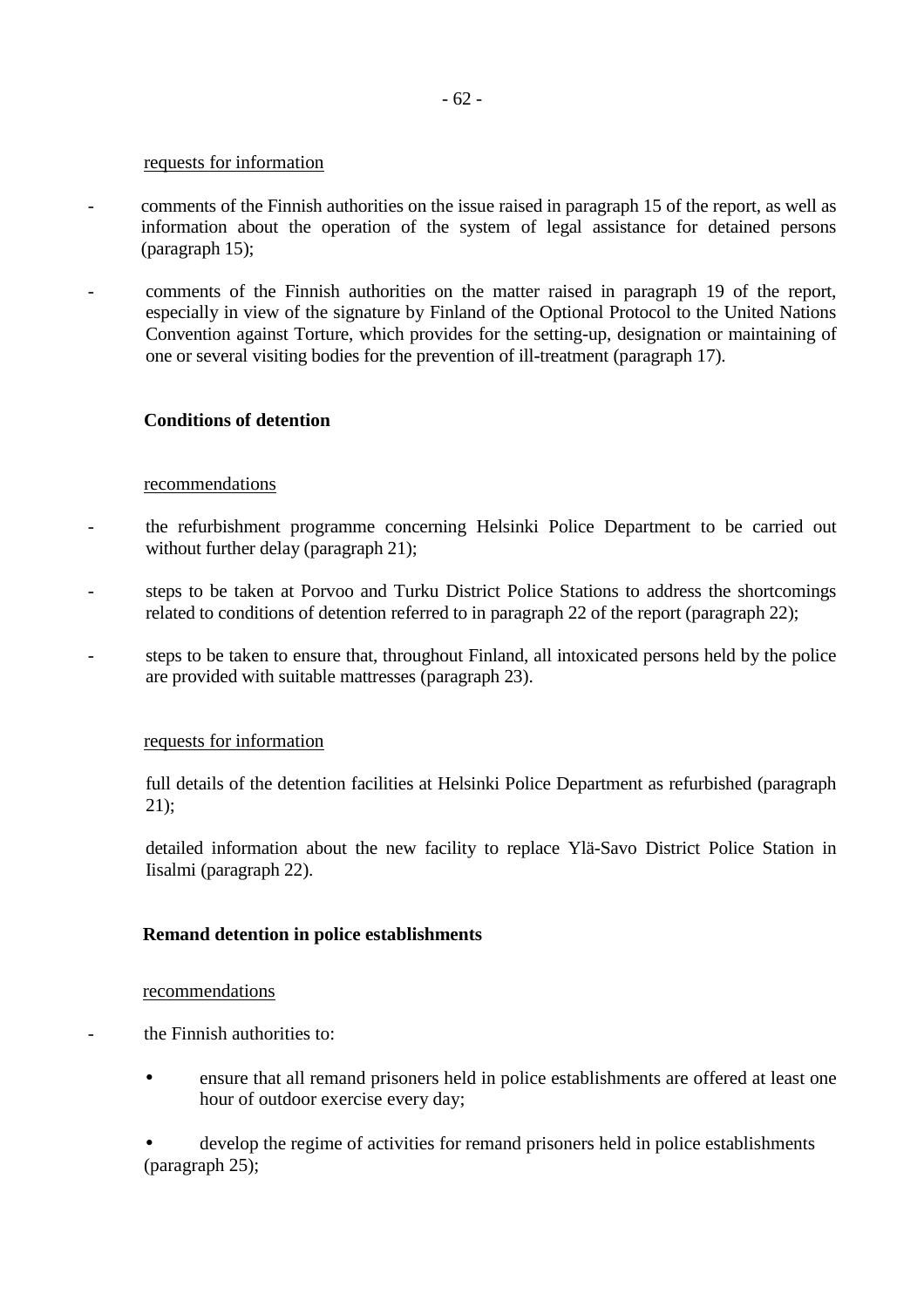requests for information

- comments of the Finnish authorities on the issue raised in paragraph 15 of the report, as well as information about the operation of the system of legal assistance for detained persons (paragraph 15);

- comments of the Finnish authorities on the matter raised in paragraph 19 of the report, especially in view of the signature by Finland of the Optional Protocol to the United Nations Convention against Torture, which provides for the setting-up, designation or maintaining of one or several visiting bodies for the prevention of ill-treatment (paragraph 17).

**Conditions of detention**

recommendations

- the refurbishment programme concerning Helsinki Police Department to be carried out without further delay (paragraph 21);

- steps to be taken at Porvoo and Turku District Police Stations to address the shortcomings related to conditions of detention referred to in paragraph 22 of the report (paragraph 22);

- steps to be taken to ensure that, throughout Finland, all intoxicated persons held by the police are provided with suitable mattresses (paragraph 23).

requests for information

full details of the detention facilities at Helsinki Police Department as refurbished (paragraph 21);

detailed information about the new facility to replace Ylä-Savo District Police Station in Iisalmi (paragraph 22).

**Remand detention in police establishments**

recommendations

- the Finnish authorities to:
  - ensure that all remand prisoners held in police establishments are offered at least one hour of outdoor exercise every day;
  - develop the regime of activities for remand prisoners held in police establishments (paragraph 25);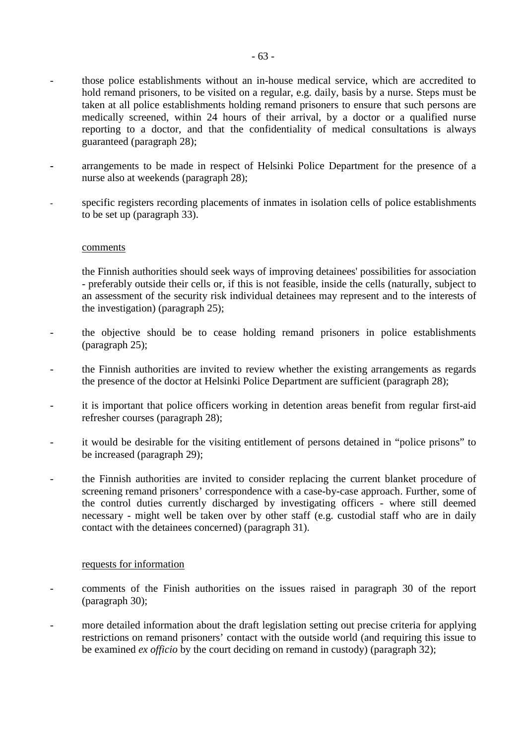- those police establishments without an in-house medical service, which are accredited to hold remand prisoners, to be visited on a regular, e.g. daily, basis by a nurse. Steps must be taken at all police establishments holding remand prisoners to ensure that such persons are medically screened, within 24 hours of their arrival, by a doctor or a qualified nurse reporting to a doctor, and that the confidentiality of medical consultations is always guaranteed (paragraph 28);

- arrangements to be made in respect of Helsinki Police Department for the presence of a nurse also at weekends (paragraph 28);

- specific registers recording placements of inmates in isolation cells of police establishments to be set up (paragraph 33).

comments

the Finnish authorities should seek ways of improving detainees' possibilities for association - preferably outside their cells or, if this is not feasible, inside the cells (naturally, subject to an assessment of the security risk individual detainees may represent and to the interests of the investigation) (paragraph 25);

- the objective should be to cease holding remand prisoners in police establishments (paragraph 25);

- the Finnish authorities are invited to review whether the existing arrangements as regards the presence of the doctor at Helsinki Police Department are sufficient (paragraph 28);

- it is important that police officers working in detention areas benefit from regular first-aid refresher courses (paragraph 28);

- it would be desirable for the visiting entitlement of persons detained in "police prisons" to be increased (paragraph 29);

- the Finnish authorities are invited to consider replacing the current blanket procedure of screening remand prisoners' correspondence with a case-by-case approach. Further, some of the control duties currently discharged by investigating officers - where still deemed necessary - might well be taken over by other staff (e.g. custodial staff who are in daily contact with the detainees concerned) (paragraph 31).

requests for information

- comments of the Finish authorities on the issues raised in paragraph 30 of the report (paragraph 30);

- more detailed information about the draft legislation setting out precise criteria for applying restrictions on remand prisoners' contact with the outside world (and requiring this issue to be examined *ex officio* by the court deciding on remand in custody) (paragraph 32);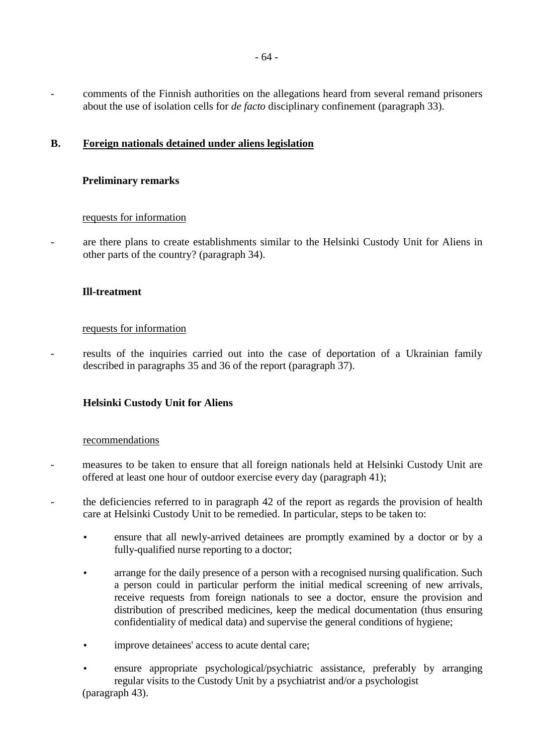- comments of the Finnish authorities on the allegations heard from several remand prisoners about the use of isolation cells for *de facto* disciplinary confinement (paragraph 33).

## B. Foreign nationals detained under aliens legislation

### Preliminary remarks

requests for information

- are there plans to create establishments similar to the Helsinki Custody Unit for Aliens in other parts of the country? (paragraph 34).

### Ill-treatment

requests for information

- results of the inquiries carried out into the case of deportation of a Ukrainian family described in paragraphs 35 and 36 of the report (paragraph 37).

### Helsinki Custody Unit for Aliens

recommendations

- measures to be taken to ensure that all foreign nationals held at Helsinki Custody Unit are offered at least one hour of outdoor exercise every day (paragraph 41);
- the deficiencies referred to in paragraph 42 of the report as regards the provision of health care at Helsinki Custody Unit to be remedied. In particular, steps to be taken to:
  - ensure that all newly-arrived detainees are promptly examined by a doctor or by a fully-qualified nurse reporting to a doctor;
  - arrange for the daily presence of a person with a recognised nursing qualification. Such a person could in particular perform the initial medical screening of new arrivals, receive requests from foreign nationals to see a doctor, ensure the provision and distribution of prescribed medicines, keep the medical documentation (thus ensuring confidentiality of medical data) and supervise the general conditions of hygiene;
  - improve detainees' access to acute dental care;
  - ensure appropriate psychological/psychiatric assistance, preferably by arranging regular visits to the Custody Unit by a psychiatrist and/or a psychologist

  (paragraph 43).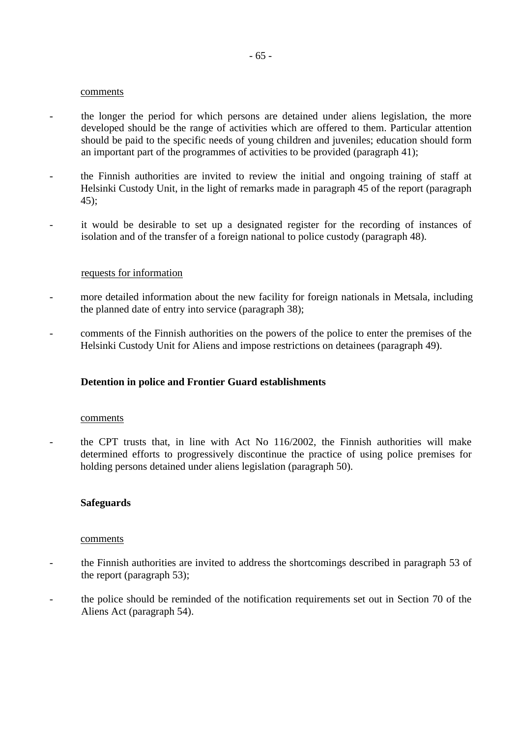comments

- the longer the period for which persons are detained under aliens legislation, the more developed should be the range of activities which are offered to them. Particular attention should be paid to the specific needs of young children and juveniles; education should form an important part of the programmes of activities to be provided (paragraph 41);

- the Finnish authorities are invited to review the initial and ongoing training of staff at Helsinki Custody Unit, in the light of remarks made in paragraph 45 of the report (paragraph 45);

- it would be desirable to set up a designated register for the recording of instances of isolation and of the transfer of a foreign national to police custody (paragraph 48).

requests for information

- more detailed information about the new facility for foreign nationals in Metsala, including the planned date of entry into service (paragraph 38);

- comments of the Finnish authorities on the powers of the police to enter the premises of the Helsinki Custody Unit for Aliens and impose restrictions on detainees (paragraph 49).

**Detention in police and Frontier Guard establishments**

comments

- the CPT trusts that, in line with Act No 116/2002, the Finnish authorities will make determined efforts to progressively discontinue the practice of using police premises for holding persons detained under aliens legislation (paragraph 50).

**Safeguards**

comments

- the Finnish authorities are invited to address the shortcomings described in paragraph 53 of the report (paragraph 53);

- the police should be reminded of the notification requirements set out in Section 70 of the Aliens Act (paragraph 54).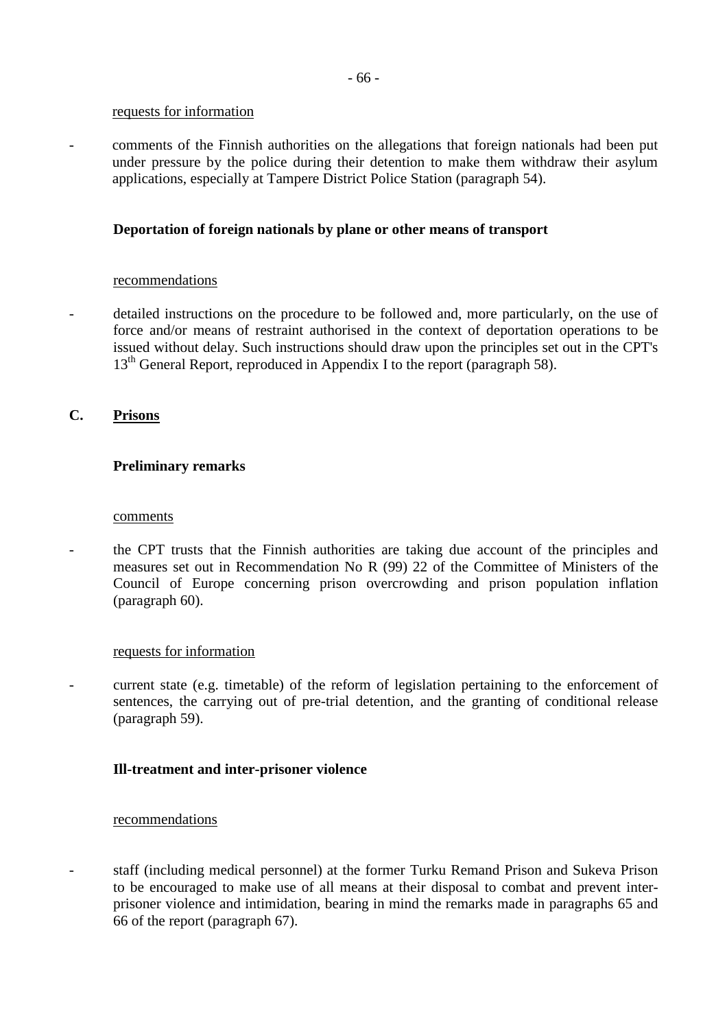requests for information

- comments of the Finnish authorities on the allegations that foreign nationals had been put under pressure by the police during their detention to make them withdraw their asylum applications, especially at Tampere District Police Station (paragraph 54).

**Deportation of foreign nationals by plane or other means of transport**

recommendations

- detailed instructions on the procedure to be followed and, more particularly, on the use of force and/or means of restraint authorised in the context of deportation operations to be issued without delay. Such instructions should draw upon the principles set out in the CPT's 13th General Report, reproduced in Appendix I to the report (paragraph 58).

## C. Prisons

**Preliminary remarks**

comments

- the CPT trusts that the Finnish authorities are taking due account of the principles and measures set out in Recommendation No R (99) 22 of the Committee of Ministers of the Council of Europe concerning prison overcrowding and prison population inflation (paragraph 60).

requests for information

- current state (e.g. timetable) of the reform of legislation pertaining to the enforcement of sentences, the carrying out of pre-trial detention, and the granting of conditional release (paragraph 59).

**Ill-treatment and inter-prisoner violence**

recommendations

- staff (including medical personnel) at the former Turku Remand Prison and Sukeva Prison to be encouraged to make use of all means at their disposal to combat and prevent inter-prisoner violence and intimidation, bearing in mind the remarks made in paragraphs 65 and 66 of the report (paragraph 67).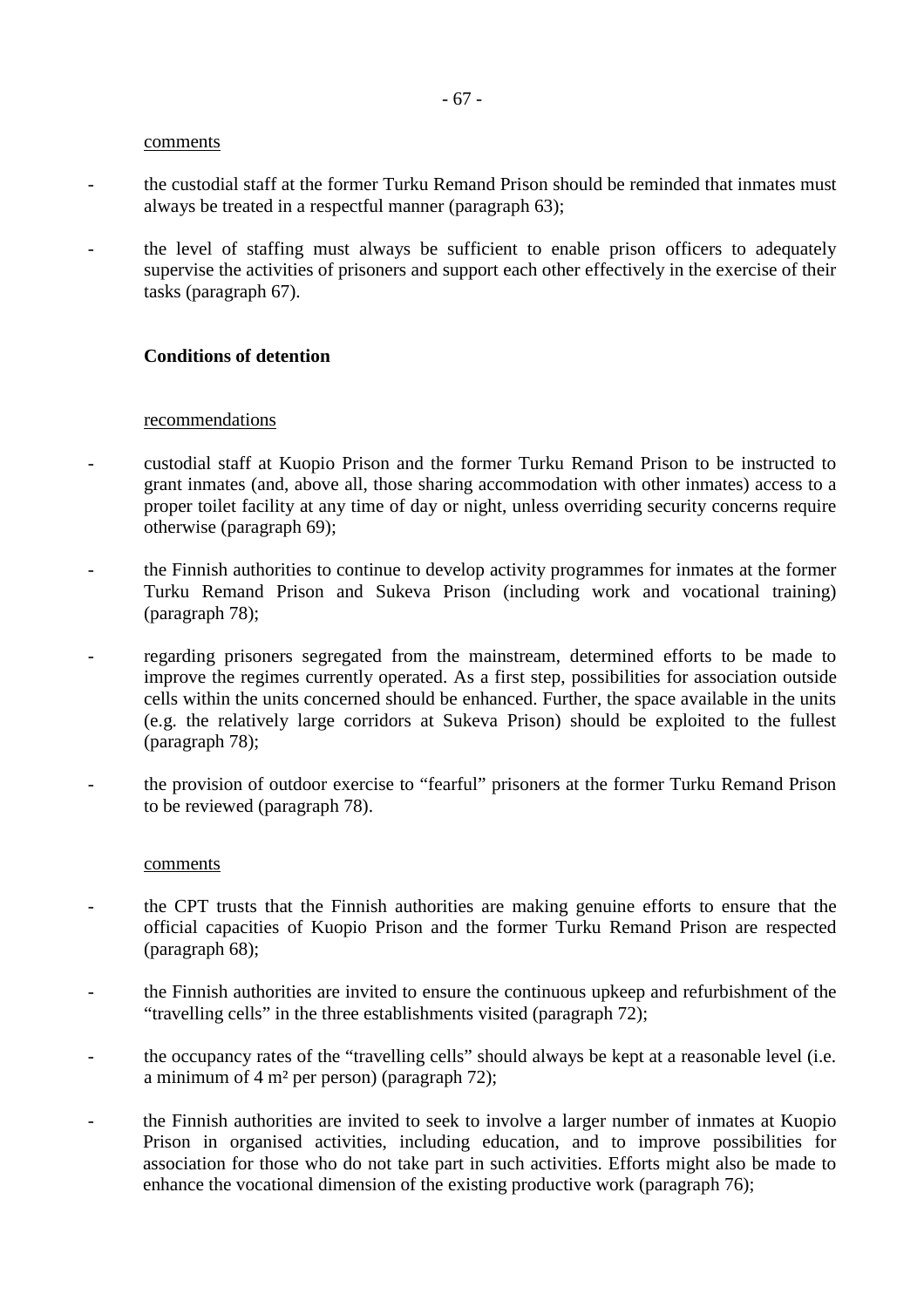comments

- the custodial staff at the former Turku Remand Prison should be reminded that inmates must always be treated in a respectful manner (paragraph 63);

- the level of staffing must always be sufficient to enable prison officers to adequately supervise the activities of prisoners and support each other effectively in the exercise of their tasks (paragraph 67).

**Conditions of detention**

recommendations

- custodial staff at Kuopio Prison and the former Turku Remand Prison to be instructed to grant inmates (and, above all, those sharing accommodation with other inmates) access to a proper toilet facility at any time of day or night, unless overriding security concerns require otherwise (paragraph 69);

- the Finnish authorities to continue to develop activity programmes for inmates at the former Turku Remand Prison and Sukeva Prison (including work and vocational training) (paragraph 78);

- regarding prisoners segregated from the mainstream, determined efforts to be made to improve the regimes currently operated. As a first step, possibilities for association outside cells within the units concerned should be enhanced. Further, the space available in the units (e.g. the relatively large corridors at Sukeva Prison) should be exploited to the fullest (paragraph 78);

- the provision of outdoor exercise to "fearful" prisoners at the former Turku Remand Prison to be reviewed (paragraph 78).

comments

- the CPT trusts that the Finnish authorities are making genuine efforts to ensure that the official capacities of Kuopio Prison and the former Turku Remand Prison are respected (paragraph 68);

- the Finnish authorities are invited to ensure the continuous upkeep and refurbishment of the "travelling cells" in the three establishments visited (paragraph 72);

- the occupancy rates of the "travelling cells" should always be kept at a reasonable level (i.e. a minimum of 4 m² per person) (paragraph 72);

- the Finnish authorities are invited to seek to involve a larger number of inmates at Kuopio Prison in organised activities, including education, and to improve possibilities for association for those who do not take part in such activities. Efforts might also be made to enhance the vocational dimension of the existing productive work (paragraph 76);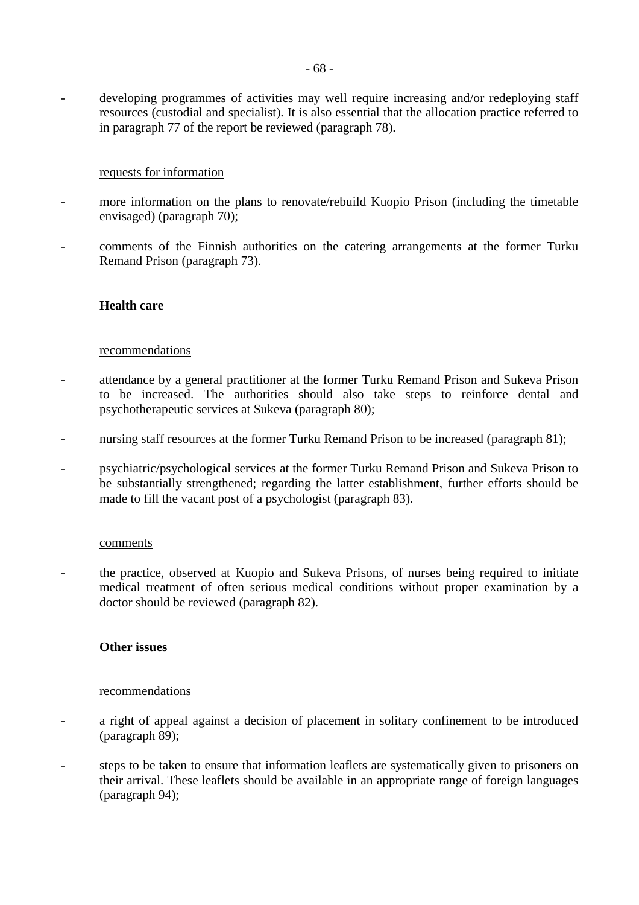- developing programmes of activities may well require increasing and/or redeploying staff resources (custodial and specialist). It is also essential that the allocation practice referred to in paragraph 77 of the report be reviewed (paragraph 78).

requests for information

- more information on the plans to renovate/rebuild Kuopio Prison (including the timetable envisaged) (paragraph 70);
- comments of the Finnish authorities on the catering arrangements at the former Turku Remand Prison (paragraph 73).

**Health care**

recommendations

- attendance by a general practitioner at the former Turku Remand Prison and Sukeva Prison to be increased. The authorities should also take steps to reinforce dental and psychotherapeutic services at Sukeva (paragraph 80);
- nursing staff resources at the former Turku Remand Prison to be increased (paragraph 81);
- psychiatric/psychological services at the former Turku Remand Prison and Sukeva Prison to be substantially strengthened; regarding the latter establishment, further efforts should be made to fill the vacant post of a psychologist (paragraph 83).

comments

- the practice, observed at Kuopio and Sukeva Prisons, of nurses being required to initiate medical treatment of often serious medical conditions without proper examination by a doctor should be reviewed (paragraph 82).

**Other issues**

recommendations

- a right of appeal against a decision of placement in solitary confinement to be introduced (paragraph 89);
- steps to be taken to ensure that information leaflets are systematically given to prisoners on their arrival. These leaflets should be available in an appropriate range of foreign languages (paragraph 94);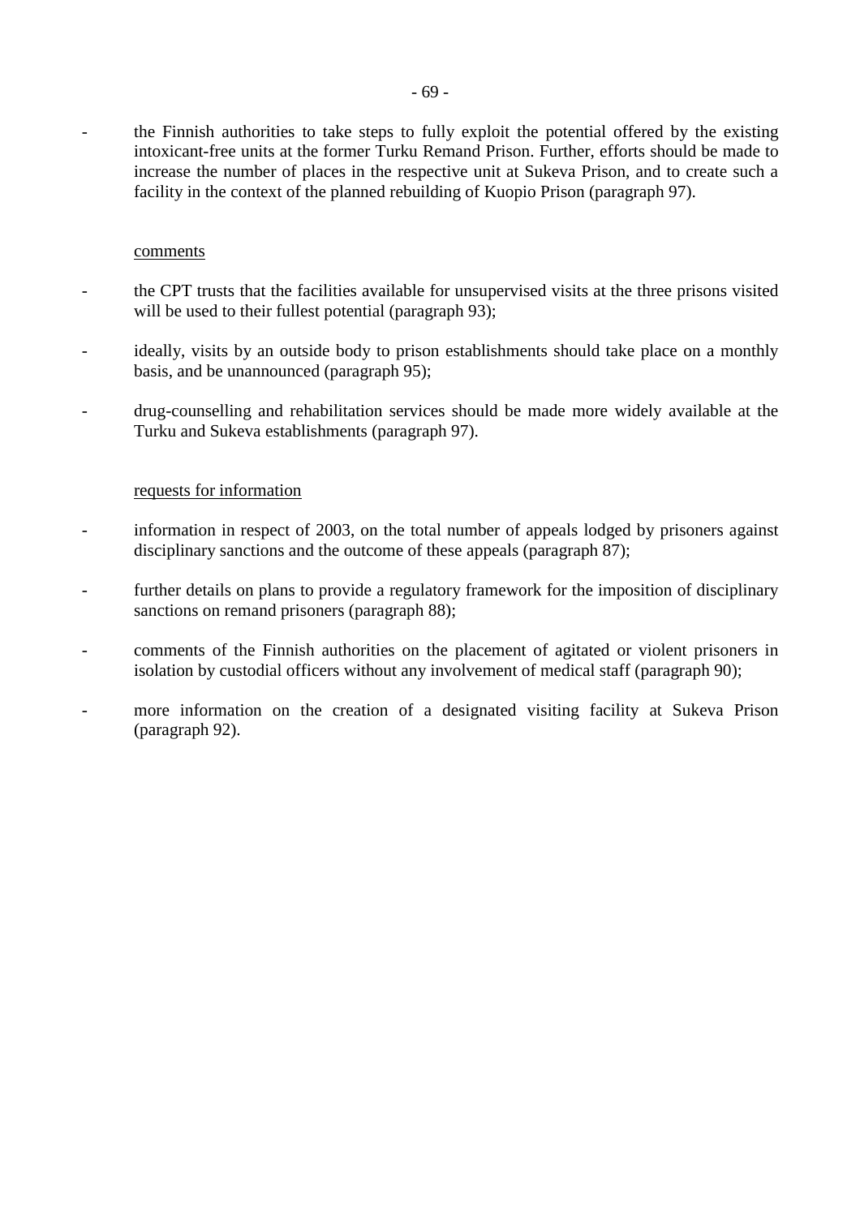- the Finnish authorities to take steps to fully exploit the potential offered by the existing intoxicant-free units at the former Turku Remand Prison. Further, efforts should be made to increase the number of places in the respective unit at Sukeva Prison, and to create such a facility in the context of the planned rebuilding of Kuopio Prison (paragraph 97).

comments

- the CPT trusts that the facilities available for unsupervised visits at the three prisons visited will be used to their fullest potential (paragraph 93);
- ideally, visits by an outside body to prison establishments should take place on a monthly basis, and be unannounced (paragraph 95);
- drug-counselling and rehabilitation services should be made more widely available at the Turku and Sukeva establishments (paragraph 97).

requests for information

- information in respect of 2003, on the total number of appeals lodged by prisoners against disciplinary sanctions and the outcome of these appeals (paragraph 87);
- further details on plans to provide a regulatory framework for the imposition of disciplinary sanctions on remand prisoners (paragraph 88);
- comments of the Finnish authorities on the placement of agitated or violent prisoners in isolation by custodial officers without any involvement of medical staff (paragraph 90);
- more information on the creation of a designated visiting facility at Sukeva Prison (paragraph 92).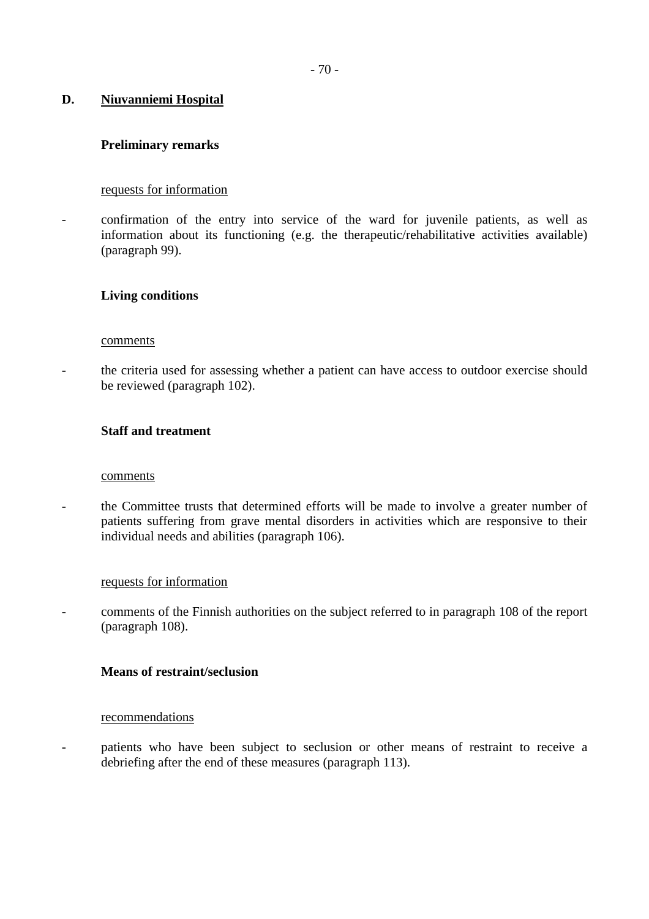## D. Niuvanniemi Hospital

### Preliminary remarks

requests for information

- confirmation of the entry into service of the ward for juvenile patients, as well as information about its functioning (e.g. the therapeutic/rehabilitative activities available) (paragraph 99).

### Living conditions

comments

- the criteria used for assessing whether a patient can have access to outdoor exercise should be reviewed (paragraph 102).

### Staff and treatment

comments

- the Committee trusts that determined efforts will be made to involve a greater number of patients suffering from grave mental disorders in activities which are responsive to their individual needs and abilities (paragraph 106).

requests for information

- comments of the Finnish authorities on the subject referred to in paragraph 108 of the report (paragraph 108).

### Means of restraint/seclusion

recommendations

- patients who have been subject to seclusion or other means of restraint to receive a debriefing after the end of these measures (paragraph 113).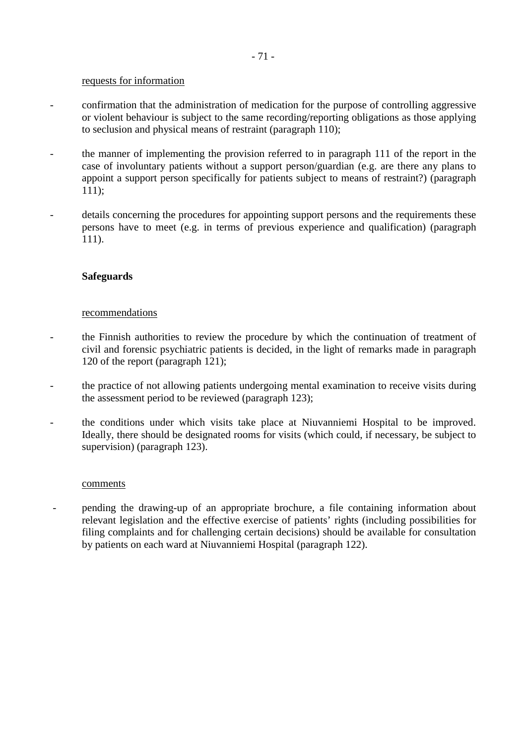requests for information

- confirmation that the administration of medication for the purpose of controlling aggressive or violent behaviour is subject to the same recording/reporting obligations as those applying to seclusion and physical means of restraint (paragraph 110);

- the manner of implementing the provision referred to in paragraph 111 of the report in the case of involuntary patients without a support person/guardian (e.g. are there any plans to appoint a support person specifically for patients subject to means of restraint?) (paragraph 111);

- details concerning the procedures for appointing support persons and the requirements these persons have to meet (e.g. in terms of previous experience and qualification) (paragraph 111).

**Safeguards**

recommendations

- the Finnish authorities to review the procedure by which the continuation of treatment of civil and forensic psychiatric patients is decided, in the light of remarks made in paragraph 120 of the report (paragraph 121);

- the practice of not allowing patients undergoing mental examination to receive visits during the assessment period to be reviewed (paragraph 123);

- the conditions under which visits take place at Niuvanniemi Hospital to be improved. Ideally, there should be designated rooms for visits (which could, if necessary, be subject to supervision) (paragraph 123).

comments

- pending the drawing-up of an appropriate brochure, a file containing information about relevant legislation and the effective exercise of patients' rights (including possibilities for filing complaints and for challenging certain decisions) should be available for consultation by patients on each ward at Niuvanniemi Hospital (paragraph 122).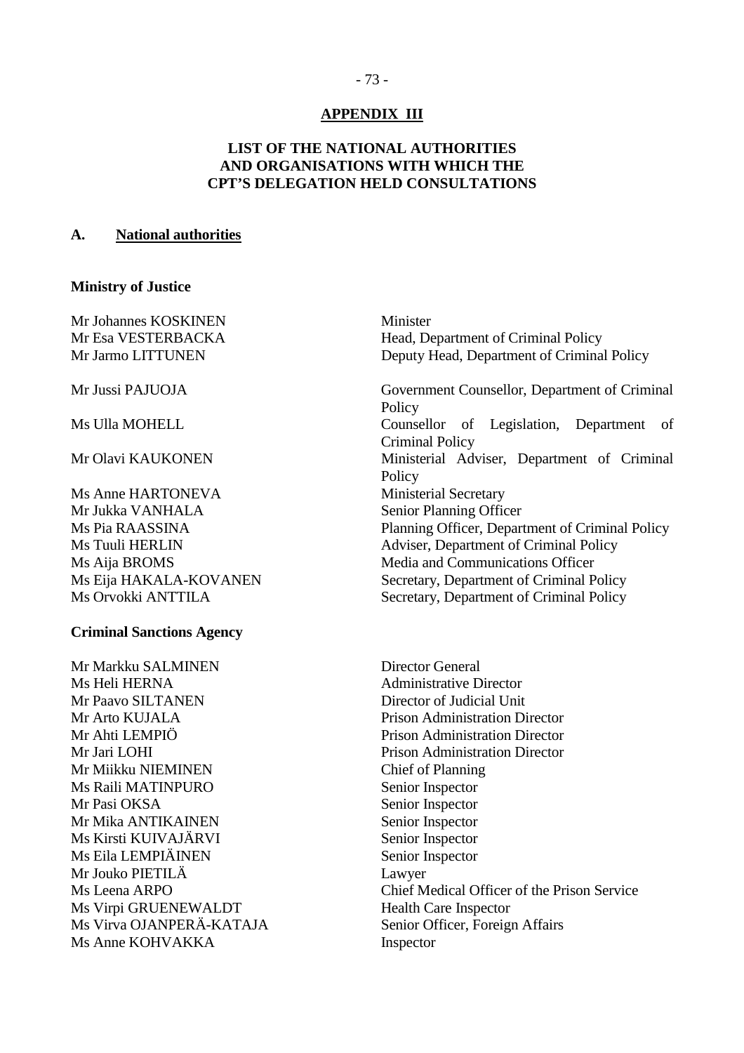## APPENDIX III

## LIST OF THE NATIONAL AUTHORITIES AND ORGANISATIONS WITH WHICH THE CPT'S DELEGATION HELD CONSULTATIONS

### A. National authorities

**Ministry of Justice**

| | |
|---|---|
| Mr Johannes KOSKINEN | Minister |
| Mr Esa VESTERBACKA | Head, Department of Criminal Policy |
| Mr Jarmo LITTUNEN | Deputy Head, Department of Criminal Policy |
| Mr Jussi PAJUOJA | Government Counsellor, Department of Criminal Policy |
| Ms Ulla MOHELL | Counsellor of Legislation, Department of Criminal Policy |
| Mr Olavi KAUKONEN | Ministerial Adviser, Department of Criminal Policy |
| Ms Anne HARTONEVA | Ministerial Secretary |
| Mr Jukka VANHALA | Senior Planning Officer |
| Ms Pia RAASSINA | Planning Officer, Department of Criminal Policy |
| Ms Tuuli HERLIN | Adviser, Department of Criminal Policy |
| Ms Aija BROMS | Media and Communications Officer |
| Ms Eija HAKALA-KOVANEN | Secretary, Department of Criminal Policy |
| Ms Orvokki ANTTILA | Secretary, Department of Criminal Policy |

**Criminal Sanctions Agency**

| | |
|---|---|
| Mr Markku SALMINEN | Director General |
| Ms Heli HERNA | Administrative Director |
| Mr Paavo SILTANEN | Director of Judicial Unit |
| Mr Arto KUJALA | Prison Administration Director |
| Mr Ahti LEMPIÖ | Prison Administration Director |
| Mr Jari LOHI | Prison Administration Director |
| Mr Miikku NIEMINEN | Chief of Planning |
| Ms Raili MATINPURO | Senior Inspector |
| Mr Pasi OKSA | Senior Inspector |
| Mr Mika ANTIKAINEN | Senior Inspector |
| Ms Kirsti KUIVAJÄRVI | Senior Inspector |
| Ms Eila LEMPIÄINEN | Senior Inspector |
| Mr Jouko PIETILÄ | Lawyer |
| Ms Leena ARPO | Chief Medical Officer of the Prison Service |
| Ms Virpi GRUENEWALDT | Health Care Inspector |
| Ms Virva OJANPERÄ-KATAJA | Senior Officer, Foreign Affairs |
| Ms Anne KOHVAKKA | Inspector |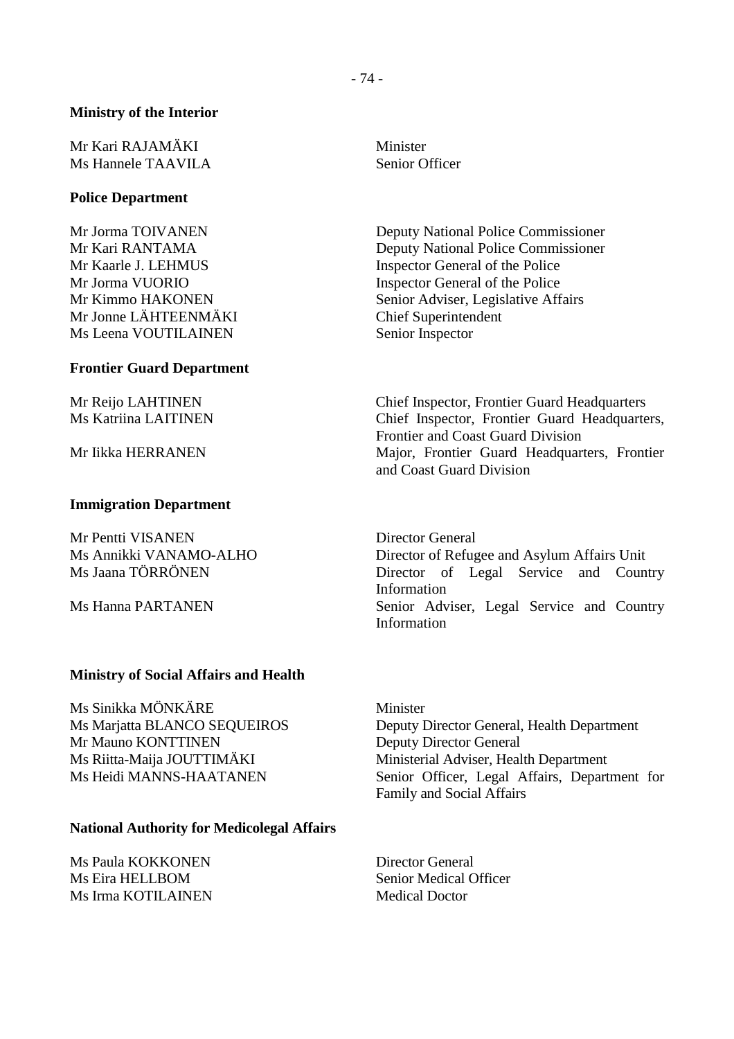**Ministry of the Interior**

| | |
|---|---|
| Mr Kari RAJAMÄKI | Minister |
| Ms Hannele TAAVILA | Senior Officer |

**Police Department**

| | |
|---|---|
| Mr Jorma TOIVANEN | Deputy National Police Commissioner |
| Mr Kari RANTAMA | Deputy National Police Commissioner |
| Mr Kaarle J. LEHMUS | Inspector General of the Police |
| Mr Jorma VUORIO | Inspector General of the Police |
| Mr Kimmo HAKONEN | Senior Adviser, Legislative Affairs |
| Mr Jonne LÄHTEENMÄKI | Chief Superintendent |
| Ms Leena VOUTILAINEN | Senior Inspector |

**Frontier Guard Department**

| | |
|---|---|
| Mr Reijo LAHTINEN | Chief Inspector, Frontier Guard Headquarters |
| Ms Katriina LAITINEN | Chief Inspector, Frontier Guard Headquarters, Frontier and Coast Guard Division |
| Mr Iikka HERRANEN | Major, Frontier Guard Headquarters, Frontier and Coast Guard Division |

**Immigration Department**

| | |
|---|---|
| Mr Pentti VISANEN | Director General |
| Ms Annikki VANAMO-ALHO | Director of Refugee and Asylum Affairs Unit |
| Ms Jaana TÖRRÖNEN | Director of Legal Service and Country Information |
| Ms Hanna PARTANEN | Senior Adviser, Legal Service and Country Information |

**Ministry of Social Affairs and Health**

| | |
|---|---|
| Ms Sinikka MÖNKÄRE | Minister |
| Ms Marjatta BLANCO SEQUEIROS | Deputy Director General, Health Department |
| Mr Mauno KONTTINEN | Deputy Director General |
| Ms Riitta-Maija JOUTTIMÄKI | Ministerial Adviser, Health Department |
| Ms Heidi MANNS-HAATANEN | Senior Officer, Legal Affairs, Department for Family and Social Affairs |

**National Authority for Medicolegal Affairs**

| | |
|---|---|
| Ms Paula KOKKONEN | Director General |
| Ms Eira HELLBOM | Senior Medical Officer |
| Ms Irma KOTILAINEN | Medical Doctor |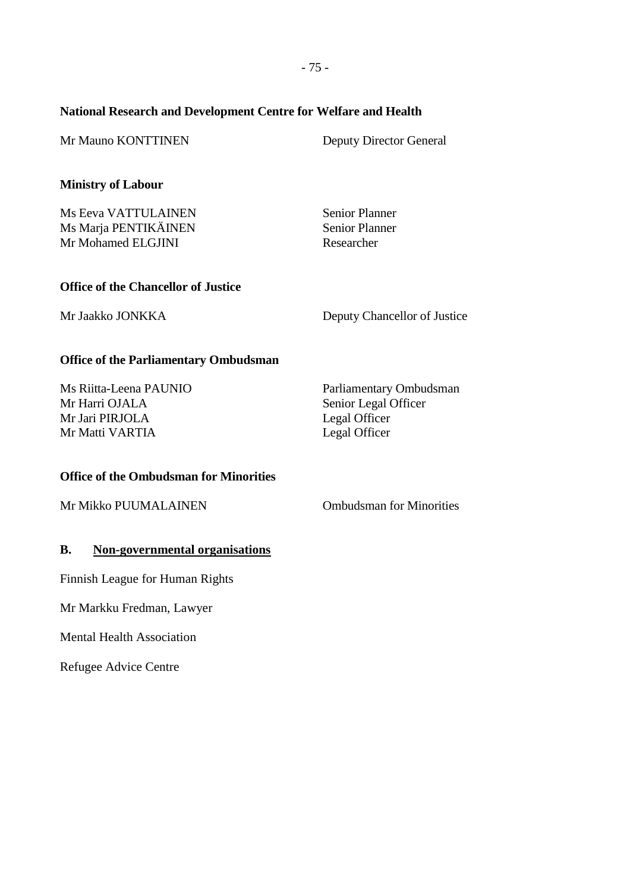**National Research and Development Centre for Welfare and Health**

| | |
|---|---|
| Mr Mauno KONTTINEN | Deputy Director General |

**Ministry of Labour**

| | |
|---|---|
| Ms Eeva VATTULAINEN | Senior Planner |
| Ms Marja PENTIKÄINEN | Senior Planner |
| Mr Mohamed ELGJINI | Researcher |

**Office of the Chancellor of Justice**

| | |
|---|---|
| Mr Jaakko JONKKA | Deputy Chancellor of Justice |

**Office of the Parliamentary Ombudsman**

| | |
|---|---|
| Ms Riitta-Leena PAUNIO | Parliamentary Ombudsman |
| Mr Harri OJALA | Senior Legal Officer |
| Mr Jari PIRJOLA | Legal Officer |
| Mr Matti VARTIA | Legal Officer |

**Office of the Ombudsman for Minorities**

| | |
|---|---|
| Mr Mikko PUUMALAINEN | Ombudsman for Minorities |

## B. Non-governmental organisations

Finnish League for Human Rights

Mr Markku Fredman, Lawyer

Mental Health Association

Refugee Advice Centre